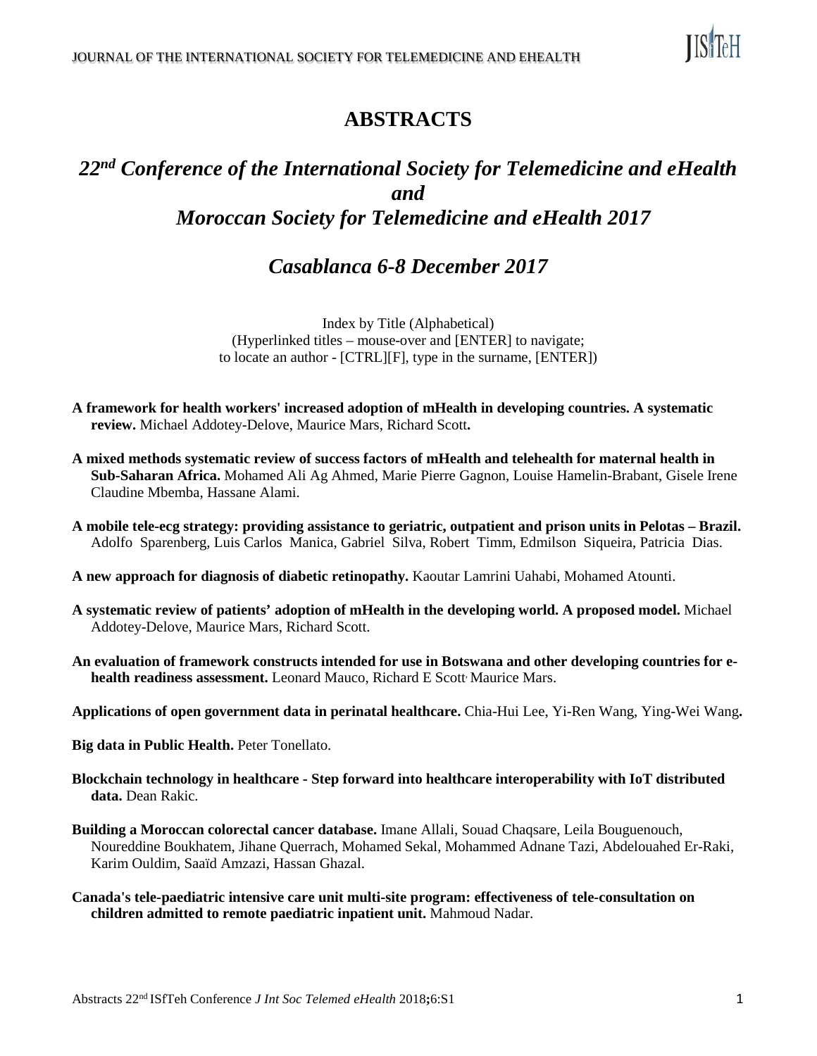# ABSTRACTS

## *22nd Conference of the International Society for Telemedicine and eHealth and Moroccan Society for Telemedicine and eHealth 2017*

## *Casablanca 6-8 December 2017*

Index by Title (Alphabetical)
(Hyperlinked titles – mouse-over and [ENTER] to navigate;
to locate an author - [CTRL][F], type in the surname, [ENTER])

**A framework for health workers' increased adoption of mHealth in developing countries. A systematic review.** Michael Addotey-Delove, Maurice Mars, Richard Scott**.**

**A mixed methods systematic review of success factors of mHealth and telehealth for maternal health in Sub-Saharan Africa.** Mohamed Ali Ag Ahmed, Marie Pierre Gagnon, Louise Hamelin-Brabant, Gisele Irene Claudine Mbemba, Hassane Alami.

**A mobile tele-ecg strategy: providing assistance to geriatric, outpatient and prison units in Pelotas – Brazil.** Adolfo Sparenberg, Luis Carlos Manica, Gabriel Silva, Robert Timm, Edmilson Siqueira, Patricia Dias.

**A new approach for diagnosis of diabetic retinopathy.** Kaoutar Lamrini Uahabi, Mohamed Atounti.

**A systematic review of patients' adoption of mHealth in the developing world. A proposed model.** Michael Addotey-Delove, Maurice Mars, Richard Scott.

**An evaluation of framework constructs intended for use in Botswana and other developing countries for e-health readiness assessment.** Leonard Mauco, Richard E Scott, Maurice Mars.

**Applications of open government data in perinatal healthcare.** Chia-Hui Lee, Yi-Ren Wang, Ying-Wei Wang**.**

**Big data in Public Health.** Peter Tonellato.

**Blockchain technology in healthcare - Step forward into healthcare interoperability with IoT distributed data.** Dean Rakic.

**Building a Moroccan colorectal cancer database.** Imane Allali, Souad Chaqsare, Leila Bouguenouch, Noureddine Boukhatem, Jihane Querrach, Mohamed Sekal, Mohammed Adnane Tazi, Abdelouahed Er-Raki, Karim Ouldim, Saaïd Amzazi, Hassan Ghazal.

**Canada's tele-paediatric intensive care unit multi-site program: effectiveness of tele-consultation on children admitted to remote paediatric inpatient unit.** Mahmoud Nadar.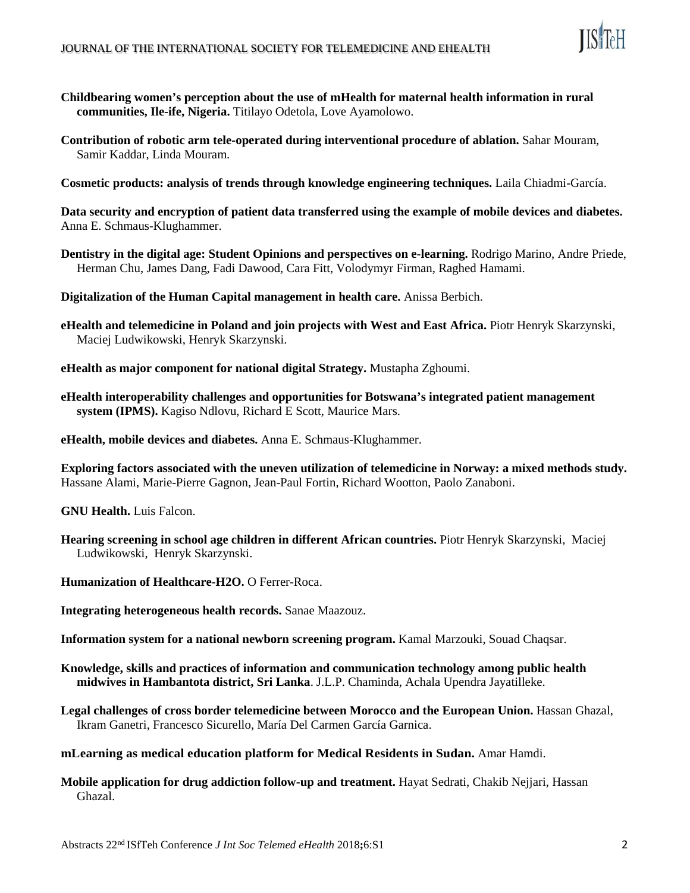**Childbearing women's perception about the use of mHealth for maternal health information in rural communities, Ile-ife, Nigeria.** Titilayo Odetola, Love Ayamolowo.

**Contribution of robotic arm tele-operated during interventional procedure of ablation.** Sahar Mouram, Samir Kaddar, Linda Mouram.

**Cosmetic products: analysis of trends through knowledge engineering techniques.** Laila Chiadmi-García.

**Data security and encryption of patient data transferred using the example of mobile devices and diabetes.** Anna E. Schmaus-Klughammer.

**Dentistry in the digital age: Student Opinions and perspectives on e-learning.** Rodrigo Marino, Andre Priede, Herman Chu, James Dang, Fadi Dawood, Cara Fitt, Volodymyr Firman, Raghed Hamami.

**Digitalization of the Human Capital management in health care.** Anissa Berbich.

**eHealth and telemedicine in Poland and join projects with West and East Africa.** Piotr Henryk Skarzynski, Maciej Ludwikowski, Henryk Skarzynski.

**eHealth as major component for national digital Strategy.** Mustapha Zghoumi.

**eHealth interoperability challenges and opportunities for Botswana's integrated patient management system (IPMS).** Kagiso Ndlovu, Richard E Scott, Maurice Mars.

**eHealth, mobile devices and diabetes.** Anna E. Schmaus-Klughammer.

**Exploring factors associated with the uneven utilization of telemedicine in Norway: a mixed methods study.** Hassane Alami, Marie-Pierre Gagnon, Jean-Paul Fortin, Richard Wootton, Paolo Zanaboni.

**GNU Health.** Luis Falcon.

**Hearing screening in school age children in different African countries.** Piotr Henryk Skarzynski, Maciej Ludwikowski, Henryk Skarzynski.

**Humanization of Healthcare-H2O.** O Ferrer-Roca.

**Integrating heterogeneous health records.** Sanae Maazouz.

**Information system for a national newborn screening program.** Kamal Marzouki, Souad Chaqsar.

**Knowledge, skills and practices of information and communication technology among public health midwives in Hambantota district, Sri Lanka**. J.L.P. Chaminda, Achala Upendra Jayatilleke.

**Legal challenges of cross border telemedicine between Morocco and the European Union.** Hassan Ghazal, Ikram Ganetri, Francesco Sicurello, María Del Carmen García Garnica.

**mLearning as medical education platform for Medical Residents in Sudan.** Amar Hamdi.

**Mobile application for drug addiction follow-up and treatment.** Hayat Sedrati, Chakib Nejjari, Hassan Ghazal.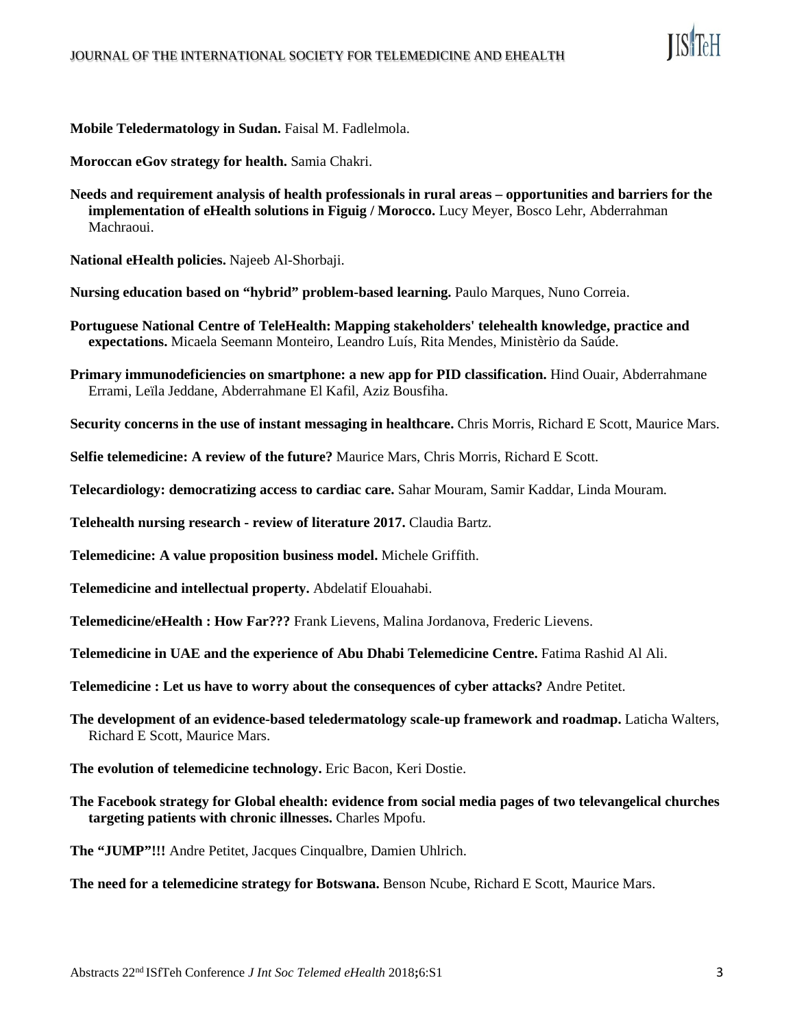**Mobile Teledermatology in Sudan.** Faisal M. Fadlelmola.

**Moroccan eGov strategy for health.** Samia Chakri.

**Needs and requirement analysis of health professionals in rural areas – opportunities and barriers for the implementation of eHealth solutions in Figuig / Morocco.** Lucy Meyer, Bosco Lehr, Abderrahman Machraoui.

**National eHealth policies.** Najeeb Al-Shorbaji.

**Nursing education based on "hybrid" problem-based learning.** Paulo Marques, Nuno Correia.

**Portuguese National Centre of TeleHealth: Mapping stakeholders' telehealth knowledge, practice and expectations.** Micaela Seemann Monteiro, Leandro Luís, Rita Mendes, Ministèrio da Saúde.

**Primary immunodeficiencies on smartphone: a new app for PID classification.** Hind Ouair, Abderrahmane Errami, Leïla Jeddane, Abderrahmane El Kafil, Aziz Bousfiha.

**Security concerns in the use of instant messaging in healthcare.** Chris Morris, Richard E Scott, Maurice Mars.

**Selfie telemedicine: A review of the future?** Maurice Mars, Chris Morris, Richard E Scott.

**Telecardiology: democratizing access to cardiac care.** Sahar Mouram, Samir Kaddar, Linda Mouram.

**Telehealth nursing research - review of literature 2017.** Claudia Bartz.

**Telemedicine: A value proposition business model.** Michele Griffith.

**Telemedicine and intellectual property.** Abdelatif Elouahabi.

**Telemedicine/eHealth : How Far???** Frank Lievens, Malina Jordanova, Frederic Lievens.

**Telemedicine in UAE and the experience of Abu Dhabi Telemedicine Centre.** Fatima Rashid Al Ali.

**Telemedicine : Let us have to worry about the consequences of cyber attacks?** Andre Petitet.

**The development of an evidence-based teledermatology scale-up framework and roadmap.** Laticha Walters, Richard E Scott, Maurice Mars.

**The evolution of telemedicine technology.** Eric Bacon, Keri Dostie.

**The Facebook strategy for Global ehealth: evidence from social media pages of two televangelical churches targeting patients with chronic illnesses.** Charles Mpofu.

**The "JUMP"!!!** Andre Petitet, Jacques Cinqualbre, Damien Uhlrich.

**The need for a telemedicine strategy for Botswana.** Benson Ncube, Richard E Scott, Maurice Mars.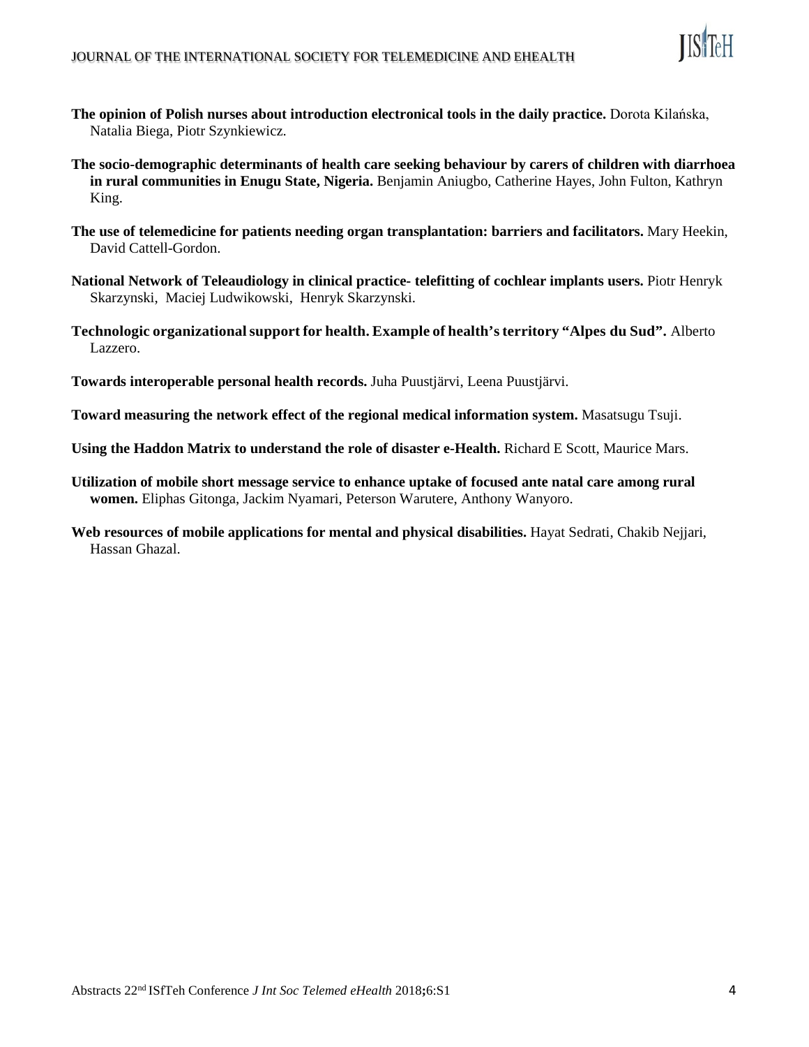**The opinion of Polish nurses about introduction electronical tools in the daily practice.** Dorota Kilańska, Natalia Biega, Piotr Szynkiewicz.

**The socio-demographic determinants of health care seeking behaviour by carers of children with diarrhoea in rural communities in Enugu State, Nigeria.** Benjamin Aniugbo, Catherine Hayes, John Fulton, Kathryn King.

**The use of telemedicine for patients needing organ transplantation: barriers and facilitators.** Mary Heekin, David Cattell-Gordon.

**National Network of Teleaudiology in clinical practice- telefitting of cochlear implants users.** Piotr Henryk Skarzynski, Maciej Ludwikowski, Henryk Skarzynski.

**Technologic organizational support for health. Example of health's territory "Alpes du Sud".** Alberto Lazzero.

**Towards interoperable personal health records.** Juha Puustjärvi, Leena Puustjärvi.

**Toward measuring the network effect of the regional medical information system.** Masatsugu Tsuji.

**Using the Haddon Matrix to understand the role of disaster e-Health.** Richard E Scott, Maurice Mars.

**Utilization of mobile short message service to enhance uptake of focused ante natal care among rural women.** Eliphas Gitonga, Jackim Nyamari, Peterson Warutere, Anthony Wanyoro.

**Web resources of mobile applications for mental and physical disabilities.** Hayat Sedrati, Chakib Nejjari, Hassan Ghazal.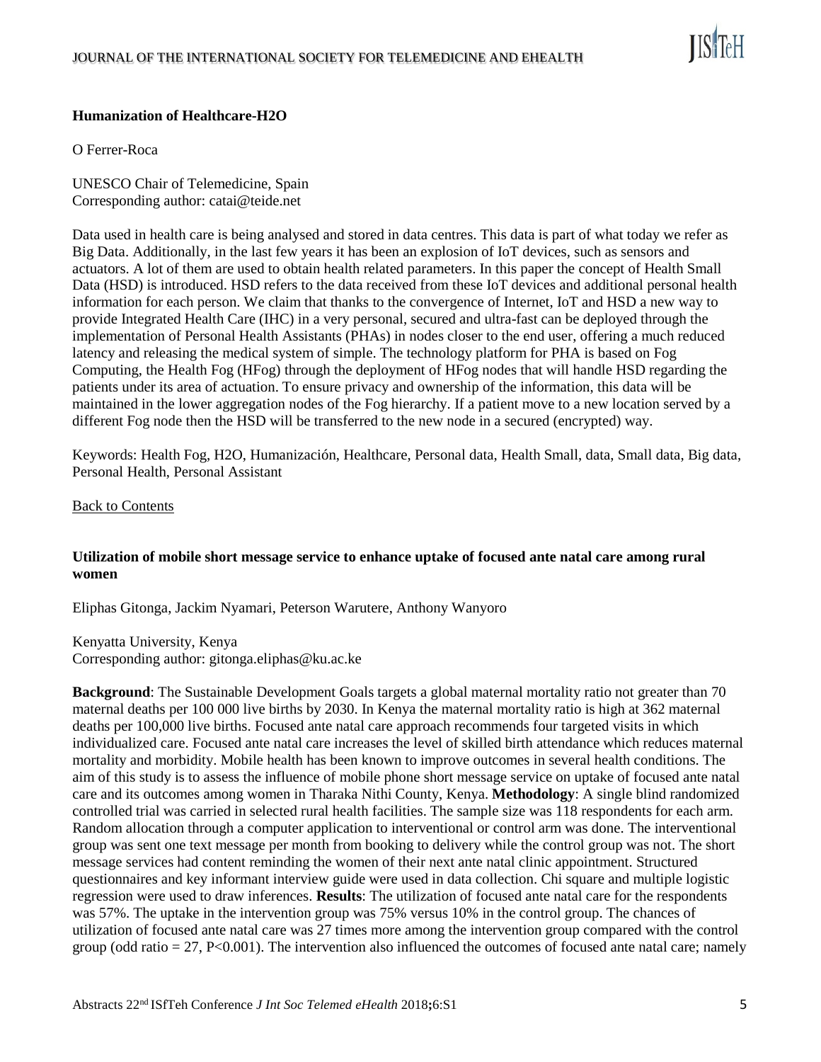### Humanization of Healthcare-H2O

O Ferrer-Roca

UNESCO Chair of Telemedicine, Spain
Corresponding author: catai@teide.net

Data used in health care is being analysed and stored in data centres. This data is part of what today we refer as Big Data. Additionally, in the last few years it has been an explosion of IoT devices, such as sensors and actuators. A lot of them are used to obtain health related parameters. In this paper the concept of Health Small Data (HSD) is introduced. HSD refers to the data received from these IoT devices and additional personal health information for each person. We claim that thanks to the convergence of Internet, IoT and HSD a new way to provide Integrated Health Care (IHC) in a very personal, secured and ultra-fast can be deployed through the implementation of Personal Health Assistants (PHAs) in nodes closer to the end user, offering a much reduced latency and releasing the medical system of simple. The technology platform for PHA is based on Fog Computing, the Health Fog (HFog) through the deployment of HFog nodes that will handle HSD regarding the patients under its area of actuation. To ensure privacy and ownership of the information, this data will be maintained in the lower aggregation nodes of the Fog hierarchy. If a patient move to a new location served by a different Fog node then the HSD will be transferred to the new node in a secured (encrypted) way.

Keywords: Health Fog, H2O, Humanización, Healthcare, Personal data, Health Small, data, Small data, Big data, Personal Health, Personal Assistant

Back to Contents

### Utilization of mobile short message service to enhance uptake of focused ante natal care among rural women

Eliphas Gitonga, Jackim Nyamari, Peterson Warutere, Anthony Wanyoro

Kenyatta University, Kenya
Corresponding author: gitonga.eliphas@ku.ac.ke

**Background**: The Sustainable Development Goals targets a global maternal mortality ratio not greater than 70 maternal deaths per 100 000 live births by 2030. In Kenya the maternal mortality ratio is high at 362 maternal deaths per 100,000 live births. Focused ante natal care approach recommends four targeted visits in which individualized care. Focused ante natal care increases the level of skilled birth attendance which reduces maternal mortality and morbidity. Mobile health has been known to improve outcomes in several health conditions. The aim of this study is to assess the influence of mobile phone short message service on uptake of focused ante natal care and its outcomes among women in Tharaka Nithi County, Kenya. **Methodology**: A single blind randomized controlled trial was carried in selected rural health facilities. The sample size was 118 respondents for each arm. Random allocation through a computer application to interventional or control arm was done. The interventional group was sent one text message per month from booking to delivery while the control group was not. The short message services had content reminding the women of their next ante natal clinic appointment. Structured questionnaires and key informant interview guide were used in data collection. Chi square and multiple logistic regression were used to draw inferences. **Results**: The utilization of focused ante natal care for the respondents was 57%. The uptake in the intervention group was 75% versus 10% in the control group. The chances of utilization of focused ante natal care was 27 times more among the intervention group compared with the control group (odd ratio = 27, $P<0.001$). The intervention also influenced the outcomes of focused ante natal care; namely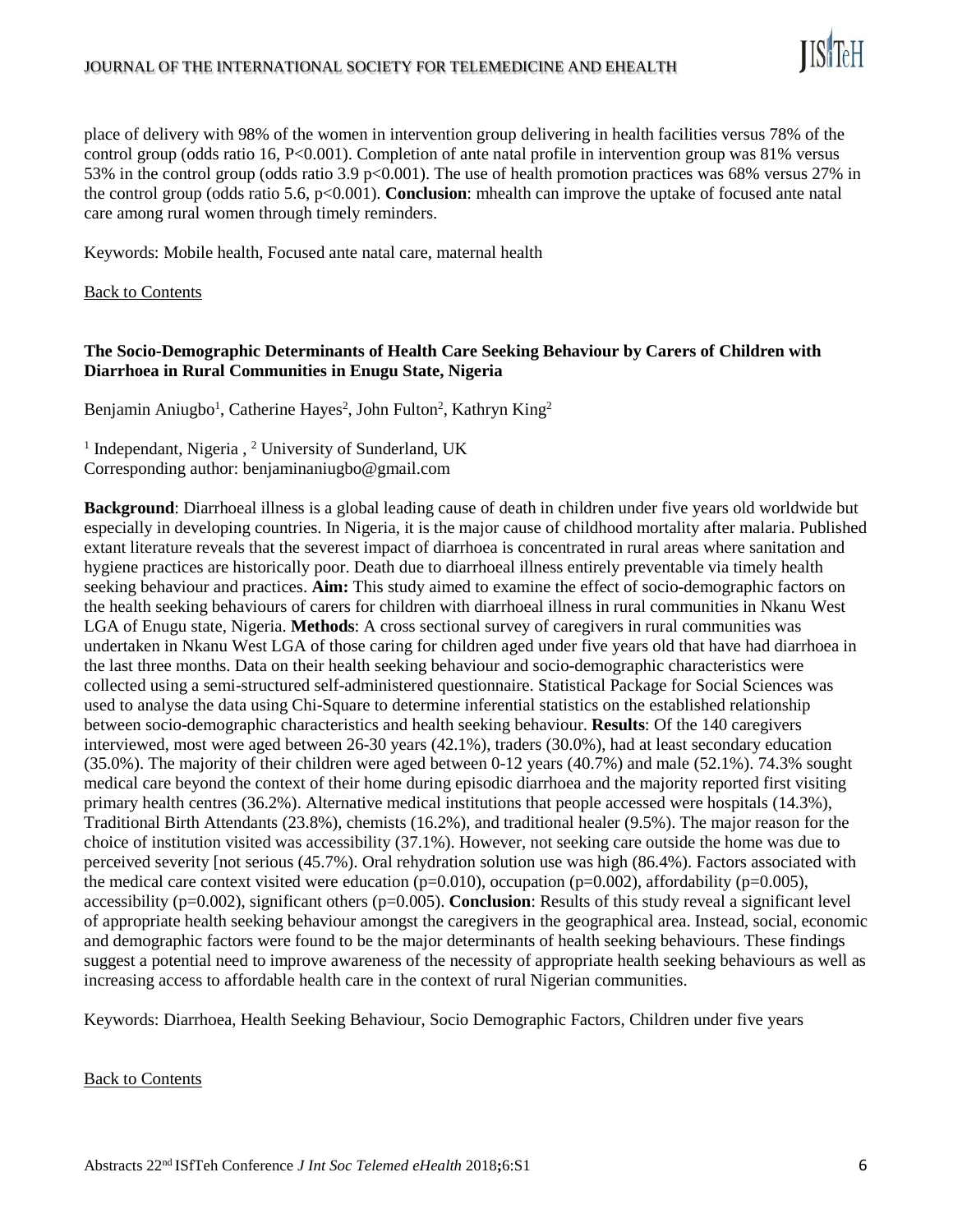place of delivery with 98% of the women in intervention group delivering in health facilities versus 78% of the control group (odds ratio 16, P<0.001). Completion of ante natal profile in intervention group was 81% versus 53% in the control group (odds ratio 3.9 p<0.001). The use of health promotion practices was 68% versus 27% in the control group (odds ratio 5.6, p<0.001). **Conclusion**: mhealth can improve the uptake of focused ante natal care among rural women through timely reminders.

Keywords: Mobile health, Focused ante natal care, maternal health

Back to Contents

### The Socio-Demographic Determinants of Health Care Seeking Behaviour by Carers of Children with Diarrhoea in Rural Communities in Enugu State, Nigeria

Benjamin Aniugbo[1], Catherine Hayes[2], John Fulton[2], Kathryn King[2]

[1] Independant, Nigeria , [2] University of Sunderland, UK
Corresponding author: benjaminaniugbo@gmail.com

**Background**: Diarrhoeal illness is a global leading cause of death in children under five years old worldwide but especially in developing countries. In Nigeria, it is the major cause of childhood mortality after malaria. Published extant literature reveals that the severest impact of diarrhoea is concentrated in rural areas where sanitation and hygiene practices are historically poor. Death due to diarrhoeal illness entirely preventable via timely health seeking behaviour and practices. **Aim:** This study aimed to examine the effect of socio-demographic factors on the health seeking behaviours of carers for children with diarrhoeal illness in rural communities in Nkanu West LGA of Enugu state, Nigeria. **Methods**: A cross sectional survey of caregivers in rural communities was undertaken in Nkanu West LGA of those caring for children aged under five years old that have had diarrhoea in the last three months. Data on their health seeking behaviour and socio-demographic characteristics were collected using a semi-structured self-administered questionnaire. Statistical Package for Social Sciences was used to analyse the data using Chi-Square to determine inferential statistics on the established relationship between socio-demographic characteristics and health seeking behaviour. **Results**: Of the 140 caregivers interviewed, most were aged between 26-30 years (42.1%), traders (30.0%), had at least secondary education (35.0%). The majority of their children were aged between 0-12 years (40.7%) and male (52.1%). 74.3% sought medical care beyond the context of their home during episodic diarrhoea and the majority reported first visiting primary health centres (36.2%). Alternative medical institutions that people accessed were hospitals (14.3%), Traditional Birth Attendants (23.8%), chemists (16.2%), and traditional healer (9.5%). The major reason for the choice of institution visited was accessibility (37.1%). However, not seeking care outside the home was due to perceived severity [not serious (45.7%). Oral rehydration solution use was high (86.4%). Factors associated with the medical care context visited were education (p=0.010), occupation (p=0.002), affordability (p=0.005), accessibility (p=0.002), significant others (p=0.005). **Conclusion**: Results of this study reveal a significant level of appropriate health seeking behaviour amongst the caregivers in the geographical area. Instead, social, economic and demographic factors were found to be the major determinants of health seeking behaviours. These findings suggest a potential need to improve awareness of the necessity of appropriate health seeking behaviours as well as increasing access to affordable health care in the context of rural Nigerian communities.

Keywords: Diarrhoea, Health Seeking Behaviour, Socio Demographic Factors, Children under five years

Back to Contents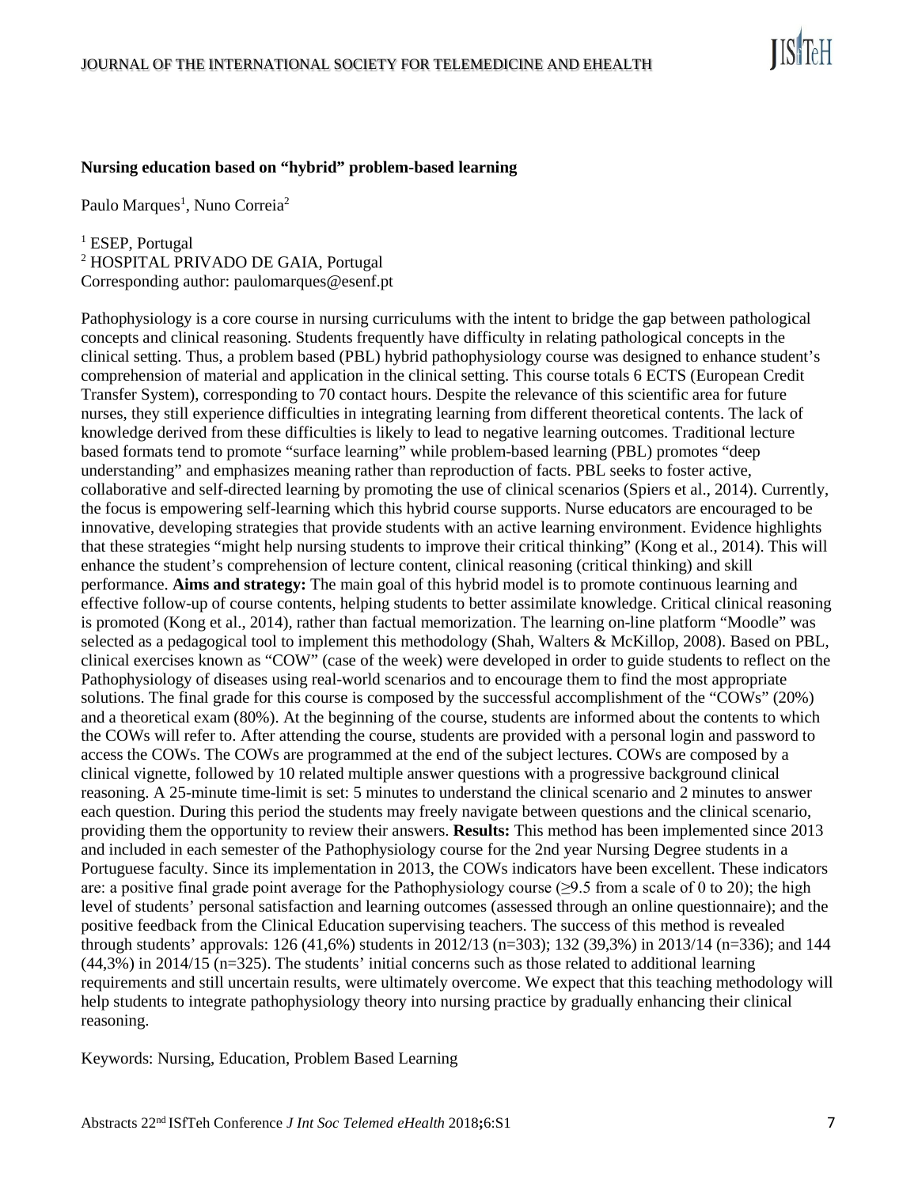### Nursing education based on "hybrid" problem-based learning

Paulo Marques[1], Nuno Correia[2]

[1] ESEP, Portugal
[2] HOSPITAL PRIVADO DE GAIA, Portugal
Corresponding author: paulomarques@esenf.pt

Pathophysiology is a core course in nursing curriculums with the intent to bridge the gap between pathological concepts and clinical reasoning. Students frequently have difficulty in relating pathological concepts in the clinical setting. Thus, a problem based (PBL) hybrid pathophysiology course was designed to enhance student's comprehension of material and application in the clinical setting. This course totals 6 ECTS (European Credit Transfer System), corresponding to 70 contact hours. Despite the relevance of this scientific area for future nurses, they still experience difficulties in integrating learning from different theoretical contents. The lack of knowledge derived from these difficulties is likely to lead to negative learning outcomes. Traditional lecture based formats tend to promote "surface learning" while problem-based learning (PBL) promotes "deep understanding" and emphasizes meaning rather than reproduction of facts. PBL seeks to foster active, collaborative and self-directed learning by promoting the use of clinical scenarios (Spiers et al., 2014). Currently, the focus is empowering self-learning which this hybrid course supports. Nurse educators are encouraged to be innovative, developing strategies that provide students with an active learning environment. Evidence highlights that these strategies "might help nursing students to improve their critical thinking" (Kong et al., 2014). This will enhance the student's comprehension of lecture content, clinical reasoning (critical thinking) and skill performance. **Aims and strategy:** The main goal of this hybrid model is to promote continuous learning and effective follow-up of course contents, helping students to better assimilate knowledge. Critical clinical reasoning is promoted (Kong et al., 2014), rather than factual memorization. The learning on-line platform "Moodle" was selected as a pedagogical tool to implement this methodology (Shah, Walters & McKillop, 2008). Based on PBL, clinical exercises known as "COW" (case of the week) were developed in order to guide students to reflect on the Pathophysiology of diseases using real-world scenarios and to encourage them to find the most appropriate solutions. The final grade for this course is composed by the successful accomplishment of the "COWs" (20%) and a theoretical exam (80%). At the beginning of the course, students are informed about the contents to which the COWs will refer to. After attending the course, students are provided with a personal login and password to access the COWs. The COWs are programmed at the end of the subject lectures. COWs are composed by a clinical vignette, followed by 10 related multiple answer questions with a progressive background clinical reasoning. A 25-minute time-limit is set: 5 minutes to understand the clinical scenario and 2 minutes to answer each question. During this period the students may freely navigate between questions and the clinical scenario, providing them the opportunity to review their answers. **Results:** This method has been implemented since 2013 and included in each semester of the Pathophysiology course for the 2nd year Nursing Degree students in a Portuguese faculty. Since its implementation in 2013, the COWs indicators have been excellent. These indicators are: a positive final grade point average for the Pathophysiology course (≥9.5 from a scale of 0 to 20); the high level of students' personal satisfaction and learning outcomes (assessed through an online questionnaire); and the positive feedback from the Clinical Education supervising teachers. The success of this method is revealed through students' approvals: 126 (41,6%) students in 2012/13 (n=303); 132 (39,3%) in 2013/14 (n=336); and 144 (44,3%) in 2014/15 (n=325). The students' initial concerns such as those related to additional learning requirements and still uncertain results, were ultimately overcome. We expect that this teaching methodology will help students to integrate pathophysiology theory into nursing practice by gradually enhancing their clinical reasoning.

Keywords: Nursing, Education, Problem Based Learning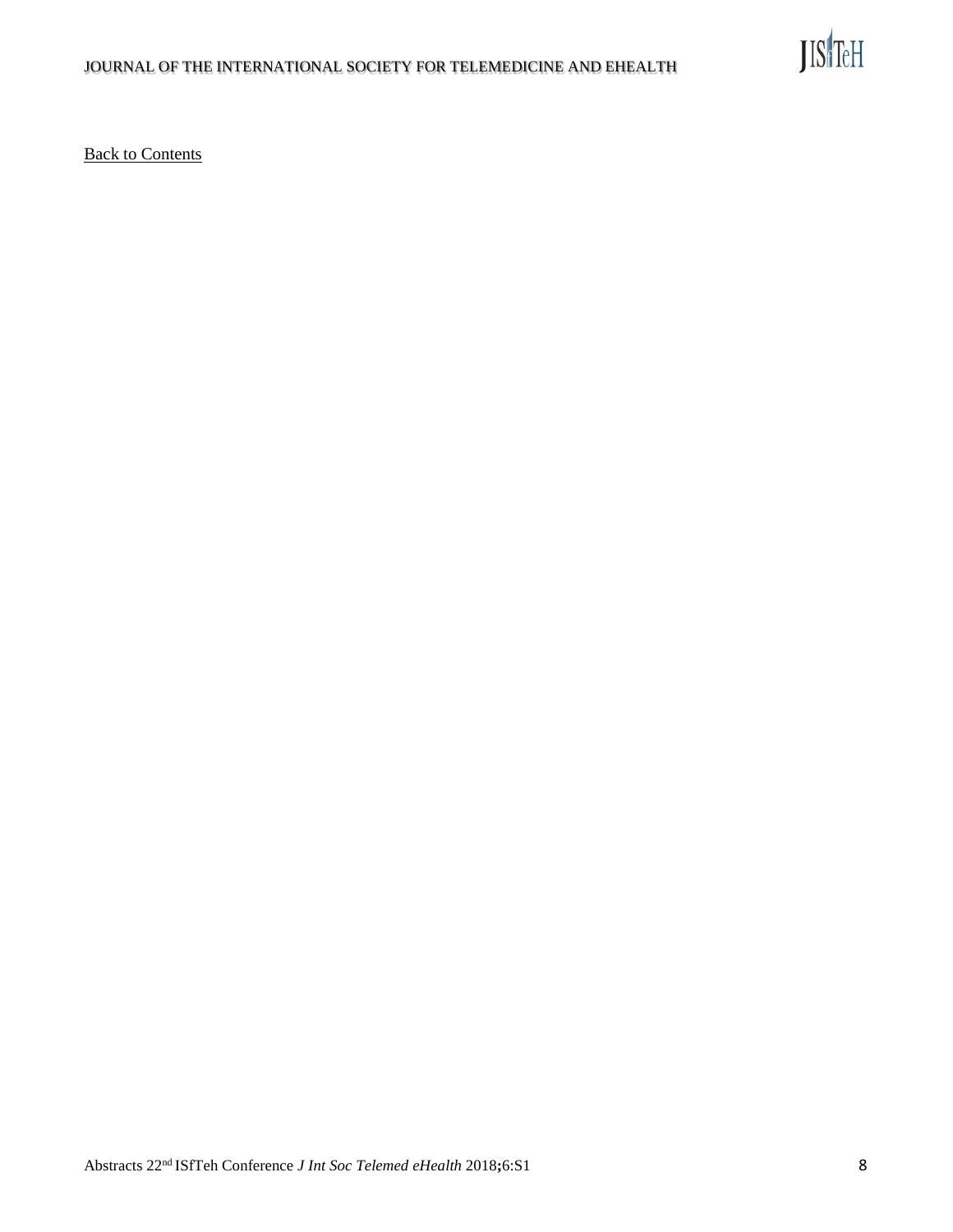[Back to Contents]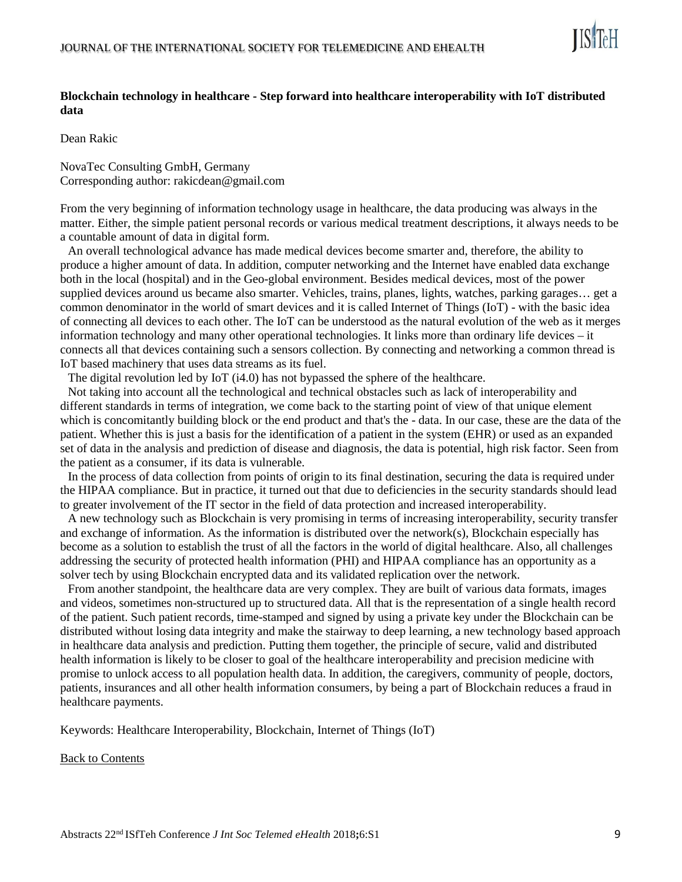**Blockchain technology in healthcare - Step forward into healthcare interoperability with IoT distributed data**

Dean Rakic

NovaTec Consulting GmbH, Germany
Corresponding author: rakicdean@gmail.com

From the very beginning of information technology usage in healthcare, the data producing was always in the matter. Either, the simple patient personal records or various medical treatment descriptions, it always needs to be a countable amount of data in digital form.

An overall technological advance has made medical devices become smarter and, therefore, the ability to produce a higher amount of data. In addition, computer networking and the Internet have enabled data exchange both in the local (hospital) and in the Geo-global environment. Besides medical devices, most of the power supplied devices around us became also smarter. Vehicles, trains, planes, lights, watches, parking garages… get a common denominator in the world of smart devices and it is called Internet of Things (IoT) - with the basic idea of connecting all devices to each other. The IoT can be understood as the natural evolution of the web as it merges information technology and many other operational technologies. It links more than ordinary life devices – it connects all that devices containing such a sensors collection. By connecting and networking a common thread is IoT based machinery that uses data streams as its fuel.

The digital revolution led by IoT (i4.0) has not bypassed the sphere of the healthcare.

Not taking into account all the technological and technical obstacles such as lack of interoperability and different standards in terms of integration, we come back to the starting point of view of that unique element which is concomitantly building block or the end product and that's the - data. In our case, these are the data of the patient. Whether this is just a basis for the identification of a patient in the system (EHR) or used as an expanded set of data in the analysis and prediction of disease and diagnosis, the data is potential, high risk factor. Seen from the patient as a consumer, if its data is vulnerable.

In the process of data collection from points of origin to its final destination, securing the data is required under the HIPAA compliance. But in practice, it turned out that due to deficiencies in the security standards should lead to greater involvement of the IT sector in the field of data protection and increased interoperability.

A new technology such as Blockchain is very promising in terms of increasing interoperability, security transfer and exchange of information. As the information is distributed over the network(s), Blockchain especially has become as a solution to establish the trust of all the factors in the world of digital healthcare. Also, all challenges addressing the security of protected health information (PHI) and HIPAA compliance has an opportunity as a solver tech by using Blockchain encrypted data and its validated replication over the network.

From another standpoint, the healthcare data are very complex. They are built of various data formats, images and videos, sometimes non-structured up to structured data. All that is the representation of a single health record of the patient. Such patient records, time-stamped and signed by using a private key under the Blockchain can be distributed without losing data integrity and make the stairway to deep learning, a new technology based approach in healthcare data analysis and prediction. Putting them together, the principle of secure, valid and distributed health information is likely to be closer to goal of the healthcare interoperability and precision medicine with promise to unlock access to all population health data. In addition, the caregivers, community of people, doctors, patients, insurances and all other health information consumers, by being a part of Blockchain reduces a fraud in healthcare payments.

Keywords: Healthcare Interoperability, Blockchain, Internet of Things (IoT)

Back to Contents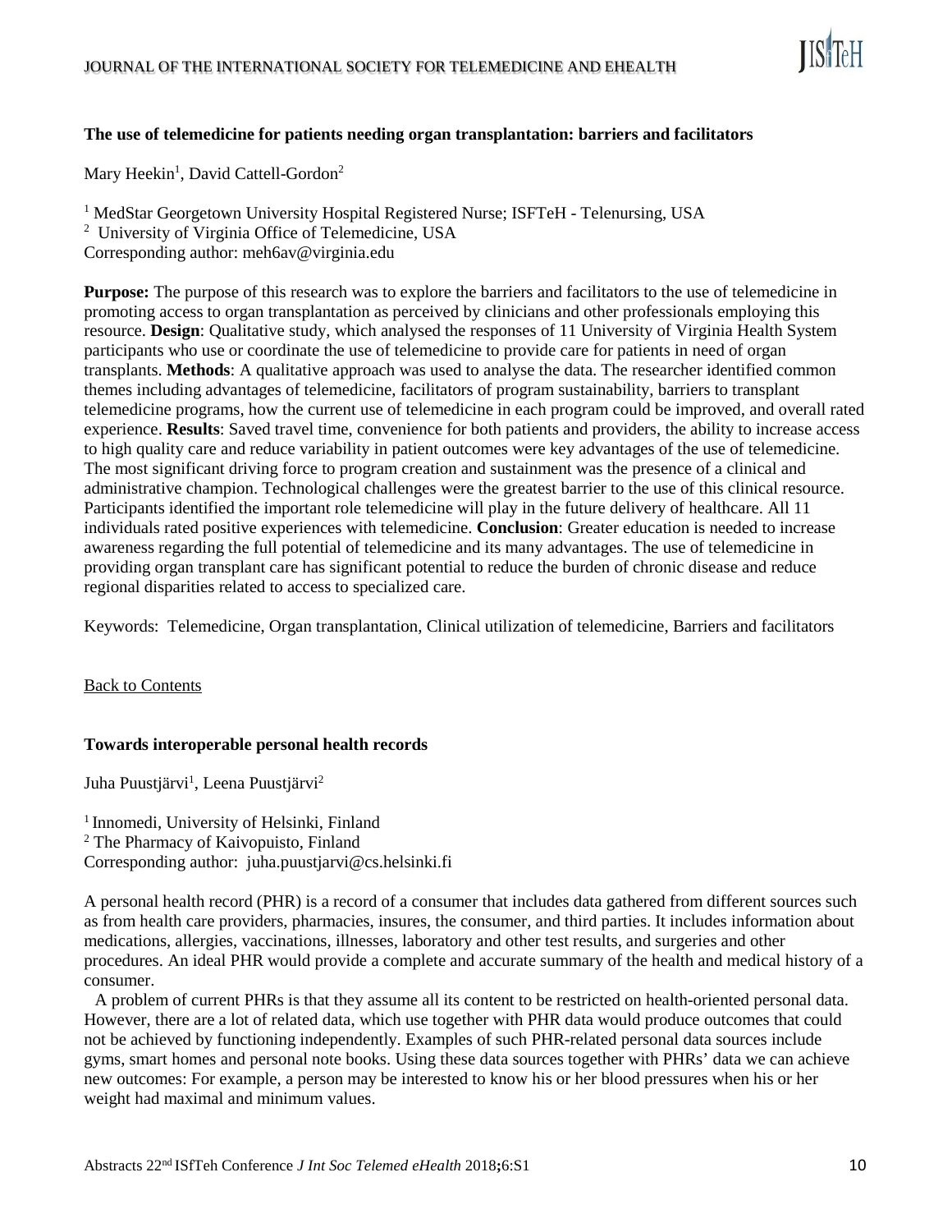### The use of telemedicine for patients needing organ transplantation: barriers and facilitators

Mary Heekin[1], David Cattell-Gordon[2]

[1] MedStar Georgetown University Hospital Registered Nurse; ISFTeH - Telenursing, USA
[2] University of Virginia Office of Telemedicine, USA
Corresponding author: meh6av@virginia.edu

**Purpose:** The purpose of this research was to explore the barriers and facilitators to the use of telemedicine in promoting access to organ transplantation as perceived by clinicians and other professionals employing this resource. **Design**: Qualitative study, which analysed the responses of 11 University of Virginia Health System participants who use or coordinate the use of telemedicine to provide care for patients in need of organ transplants. **Methods**: A qualitative approach was used to analyse the data. The researcher identified common themes including advantages of telemedicine, facilitators of program sustainability, barriers to transplant telemedicine programs, how the current use of telemedicine in each program could be improved, and overall rated experience. **Results**: Saved travel time, convenience for both patients and providers, the ability to increase access to high quality care and reduce variability in patient outcomes were key advantages of the use of telemedicine. The most significant driving force to program creation and sustainment was the presence of a clinical and administrative champion. Technological challenges were the greatest barrier to the use of this clinical resource. Participants identified the important role telemedicine will play in the future delivery of healthcare. All 11 individuals rated positive experiences with telemedicine. **Conclusion**: Greater education is needed to increase awareness regarding the full potential of telemedicine and its many advantages. The use of telemedicine in providing organ transplant care has significant potential to reduce the burden of chronic disease and reduce regional disparities related to access to specialized care.

Keywords: Telemedicine, Organ transplantation, Clinical utilization of telemedicine, Barriers and facilitators

Back to Contents

### Towards interoperable personal health records

Juha Puustjärvi[1], Leena Puustjärvi[2]

[1] Innomedi, University of Helsinki, Finland
[2] The Pharmacy of Kaivopuisto, Finland
Corresponding author: juha.puustjarvi@cs.helsinki.fi

A personal health record (PHR) is a record of a consumer that includes data gathered from different sources such as from health care providers, pharmacies, insures, the consumer, and third parties. It includes information about medications, allergies, vaccinations, illnesses, laboratory and other test results, and surgeries and other procedures. An ideal PHR would provide a complete and accurate summary of the health and medical history of a consumer.

A problem of current PHRs is that they assume all its content to be restricted on health-oriented personal data. However, there are a lot of related data, which use together with PHR data would produce outcomes that could not be achieved by functioning independently. Examples of such PHR-related personal data sources include gyms, smart homes and personal note books. Using these data sources together with PHRs' data we can achieve new outcomes: For example, a person may be interested to know his or her blood pressures when his or her weight had maximal and minimum values.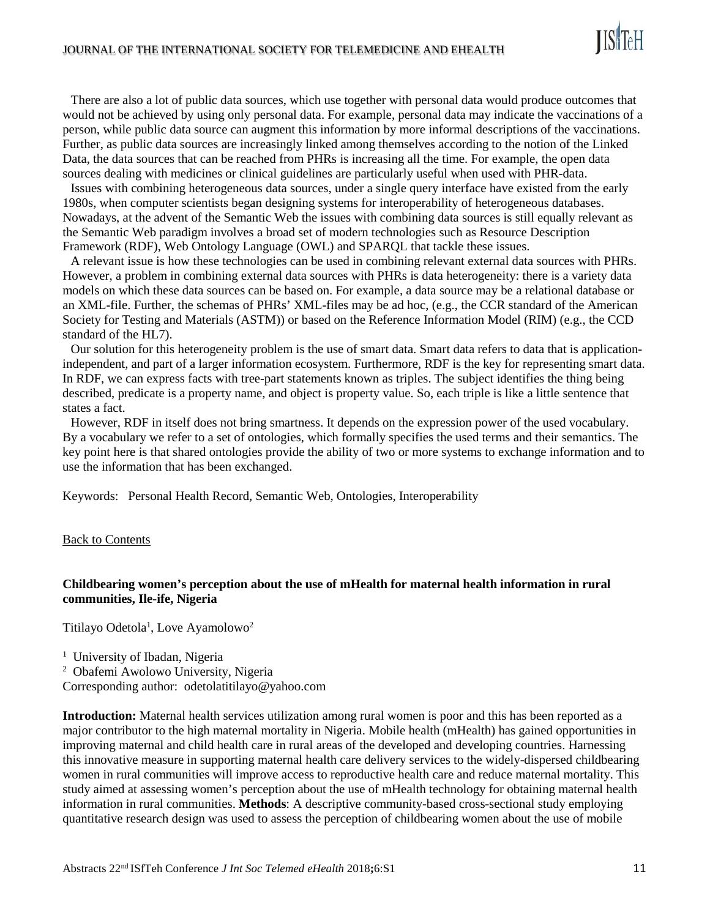There are also a lot of public data sources, which use together with personal data would produce outcomes that would not be achieved by using only personal data. For example, personal data may indicate the vaccinations of a person, while public data source can augment this information by more informal descriptions of the vaccinations. Further, as public data sources are increasingly linked among themselves according to the notion of the Linked Data, the data sources that can be reached from PHRs is increasing all the time. For example, the open data sources dealing with medicines or clinical guidelines are particularly useful when used with PHR-data.

Issues with combining heterogeneous data sources, under a single query interface have existed from the early 1980s, when computer scientists began designing systems for interoperability of heterogeneous databases. Nowadays, at the advent of the Semantic Web the issues with combining data sources is still equally relevant as the Semantic Web paradigm involves a broad set of modern technologies such as Resource Description Framework (RDF), Web Ontology Language (OWL) and SPARQL that tackle these issues.

A relevant issue is how these technologies can be used in combining relevant external data sources with PHRs. However, a problem in combining external data sources with PHRs is data heterogeneity: there is a variety data models on which these data sources can be based on. For example, a data source may be a relational database or an XML-file. Further, the schemas of PHRs' XML-files may be ad hoc, (e.g., the CCR standard of the American Society for Testing and Materials (ASTM)) or based on the Reference Information Model (RIM) (e.g., the CCD standard of the HL7).

Our solution for this heterogeneity problem is the use of smart data. Smart data refers to data that is application-independent, and part of a larger information ecosystem. Furthermore, RDF is the key for representing smart data. In RDF, we can express facts with tree-part statements known as triples. The subject identifies the thing being described, predicate is a property name, and object is property value. So, each triple is like a little sentence that states a fact.

However, RDF in itself does not bring smartness. It depends on the expression power of the used vocabulary. By a vocabulary we refer to a set of ontologies, which formally specifies the used terms and their semantics. The key point here is that shared ontologies provide the ability of two or more systems to exchange information and to use the information that has been exchanged.

Keywords: Personal Health Record, Semantic Web, Ontologies, Interoperability

Back to Contents

**Childbearing women's perception about the use of mHealth for maternal health information in rural communities, Ile-ife, Nigeria**

Titilayo Odetola[1], Love Ayamolowo[2]

[1] University of Ibadan, Nigeria
[2] Obafemi Awolowo University, Nigeria
Corresponding author: odetolatitilayo@yahoo.com

**Introduction:** Maternal health services utilization among rural women is poor and this has been reported as a major contributor to the high maternal mortality in Nigeria. Mobile health (mHealth) has gained opportunities in improving maternal and child health care in rural areas of the developed and developing countries. Harnessing this innovative measure in supporting maternal health care delivery services to the widely-dispersed childbearing women in rural communities will improve access to reproductive health care and reduce maternal mortality. This study aimed at assessing women's perception about the use of mHealth technology for obtaining maternal health information in rural communities. **Methods**: A descriptive community-based cross-sectional study employing quantitative research design was used to assess the perception of childbearing women about the use of mobile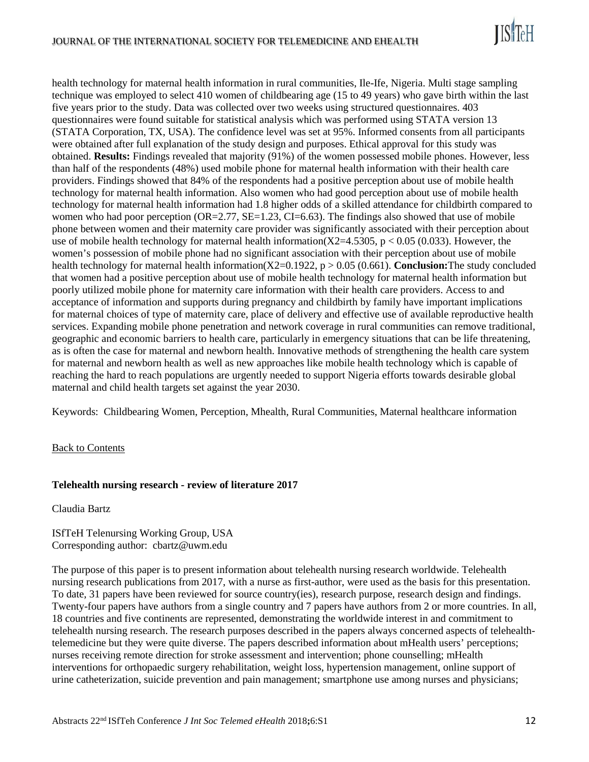health technology for maternal health information in rural communities, Ile-Ife, Nigeria. Multi stage sampling technique was employed to select 410 women of childbearing age (15 to 49 years) who gave birth within the last five years prior to the study. Data was collected over two weeks using structured questionnaires. 403 questionnaires were found suitable for statistical analysis which was performed using STATA version 13 (STATA Corporation, TX, USA). The confidence level was set at 95%. Informed consents from all participants were obtained after full explanation of the study design and purposes. Ethical approval for this study was obtained. **Results:** Findings revealed that majority (91%) of the women possessed mobile phones. However, less than half of the respondents (48%) used mobile phone for maternal health information with their health care providers. Findings showed that 84% of the respondents had a positive perception about use of mobile health technology for maternal health information. Also women who had good perception about use of mobile health technology for maternal health information had 1.8 higher odds of a skilled attendance for childbirth compared to women who had poor perception (OR=2.77, SE=1.23, CI=6.63). The findings also showed that use of mobile phone between women and their maternity care provider was significantly associated with their perception about use of mobile health technology for maternal health information($X2=4.5305$, $p < 0.05$ (0.033). However, the women's possession of mobile phone had no significant association with their perception about use of mobile health technology for maternal health information($X2=0.1922$, $p > 0.05$ (0.661). **Conclusion:**The study concluded that women had a positive perception about use of mobile health technology for maternal health information but poorly utilized mobile phone for maternity care information with their health care providers. Access to and acceptance of information and supports during pregnancy and childbirth by family have important implications for maternal choices of type of maternity care, place of delivery and effective use of available reproductive health services. Expanding mobile phone penetration and network coverage in rural communities can remove traditional, geographic and economic barriers to health care, particularly in emergency situations that can be life threatening, as is often the case for maternal and newborn health. Innovative methods of strengthening the health care system for maternal and newborn health as well as new approaches like mobile health technology which is capable of reaching the hard to reach populations are urgently needed to support Nigeria efforts towards desirable global maternal and child health targets set against the year 2030.

Keywords: Childbearing Women, Perception, Mhealth, Rural Communities, Maternal healthcare information

Back to Contents

### Telehealth nursing research - review of literature 2017

Claudia Bartz

ISfTeH Telenursing Working Group, USA
Corresponding author: cbartz@uwm.edu

The purpose of this paper is to present information about telehealth nursing research worldwide. Telehealth nursing research publications from 2017, with a nurse as first-author, were used as the basis for this presentation. To date, 31 papers have been reviewed for source country(ies), research purpose, research design and findings. Twenty-four papers have authors from a single country and 7 papers have authors from 2 or more countries. In all, 18 countries and five continents are represented, demonstrating the worldwide interest in and commitment to telehealth nursing research. The research purposes described in the papers always concerned aspects of telehealth-telemedicine but they were quite diverse. The papers described information about mHealth users' perceptions; nurses receiving remote direction for stroke assessment and intervention; phone counselling; mHealth interventions for orthopaedic surgery rehabilitation, weight loss, hypertension management, online support of urine catheterization, suicide prevention and pain management; smartphone use among nurses and physicians;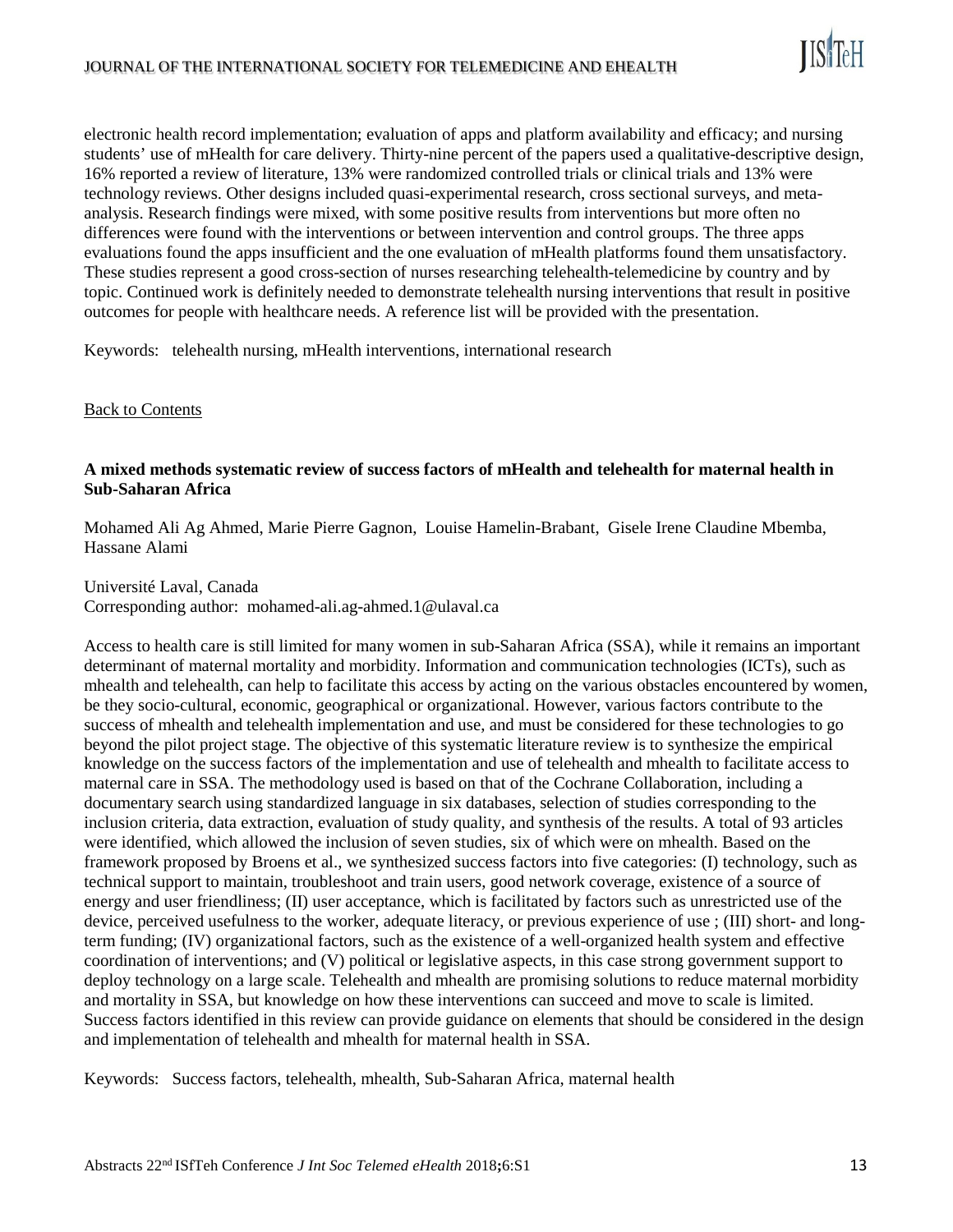electronic health record implementation; evaluation of apps and platform availability and efficacy; and nursing students' use of mHealth for care delivery. Thirty-nine percent of the papers used a qualitative-descriptive design, 16% reported a review of literature, 13% were randomized controlled trials or clinical trials and 13% were technology reviews. Other designs included quasi-experimental research, cross sectional surveys, and meta-analysis. Research findings were mixed, with some positive results from interventions but more often no differences were found with the interventions or between intervention and control groups. The three apps evaluations found the apps insufficient and the one evaluation of mHealth platforms found them unsatisfactory. These studies represent a good cross-section of nurses researching telehealth-telemedicine by country and by topic. Continued work is definitely needed to demonstrate telehealth nursing interventions that result in positive outcomes for people with healthcare needs. A reference list will be provided with the presentation.

Keywords: telehealth nursing, mHealth interventions, international research

Back to Contents

### A mixed methods systematic review of success factors of mHealth and telehealth for maternal health in Sub-Saharan Africa

Mohamed Ali Ag Ahmed, Marie Pierre Gagnon, Louise Hamelin-Brabant, Gisele Irene Claudine Mbemba, Hassane Alami

Université Laval, Canada
Corresponding author: mohamed-ali.ag-ahmed.1@ulaval.ca

Access to health care is still limited for many women in sub-Saharan Africa (SSA), while it remains an important determinant of maternal mortality and morbidity. Information and communication technologies (ICTs), such as mhealth and telehealth, can help to facilitate this access by acting on the various obstacles encountered by women, be they socio-cultural, economic, geographical or organizational. However, various factors contribute to the success of mhealth and telehealth implementation and use, and must be considered for these technologies to go beyond the pilot project stage. The objective of this systematic literature review is to synthesize the empirical knowledge on the success factors of the implementation and use of telehealth and mhealth to facilitate access to maternal care in SSA. The methodology used is based on that of the Cochrane Collaboration, including a documentary search using standardized language in six databases, selection of studies corresponding to the inclusion criteria, data extraction, evaluation of study quality, and synthesis of the results. A total of 93 articles were identified, which allowed the inclusion of seven studies, six of which were on mhealth. Based on the framework proposed by Broens et al., we synthesized success factors into five categories: (I) technology, such as technical support to maintain, troubleshoot and train users, good network coverage, existence of a source of energy and user friendliness; (II) user acceptance, which is facilitated by factors such as unrestricted use of the device, perceived usefulness to the worker, adequate literacy, or previous experience of use ; (III) short- and long-term funding; (IV) organizational factors, such as the existence of a well-organized health system and effective coordination of interventions; and (V) political or legislative aspects, in this case strong government support to deploy technology on a large scale. Telehealth and mhealth are promising solutions to reduce maternal morbidity and mortality in SSA, but knowledge on how these interventions can succeed and move to scale is limited. Success factors identified in this review can provide guidance on elements that should be considered in the design and implementation of telehealth and mhealth for maternal health in SSA.

Keywords: Success factors, telehealth, mhealth, Sub-Saharan Africa, maternal health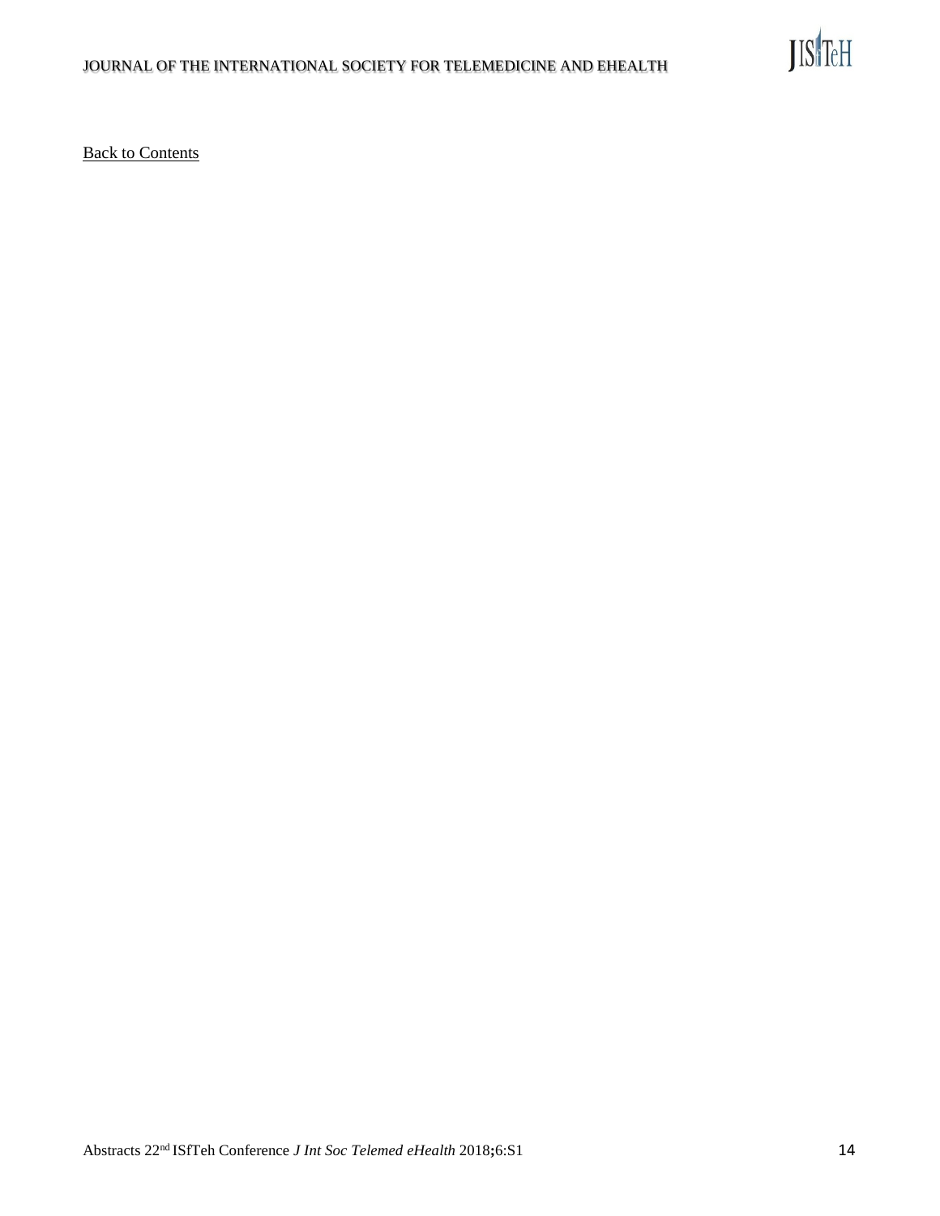Back to Contents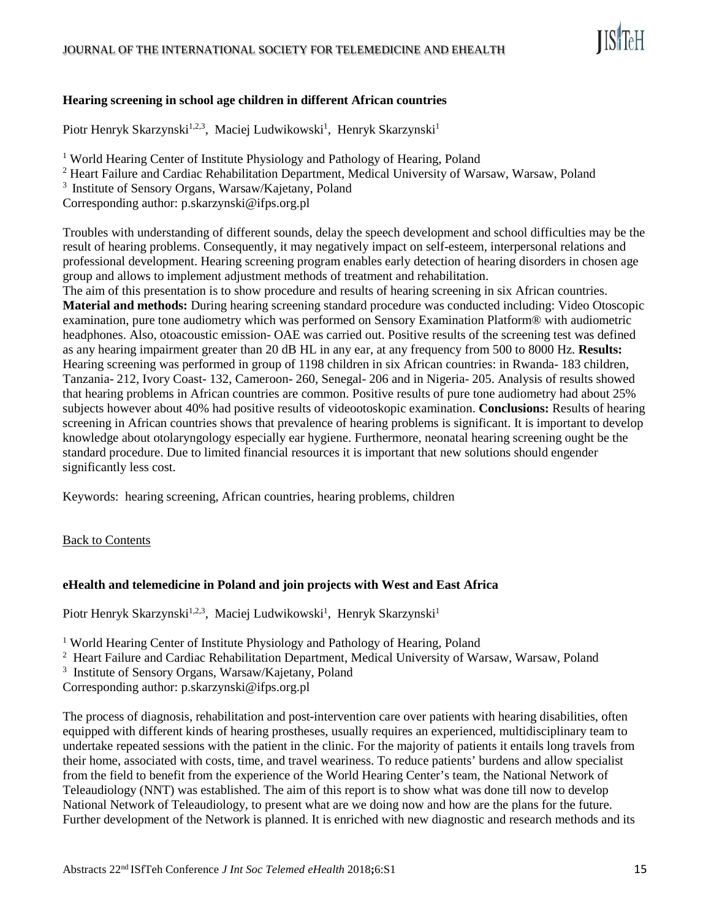**Hearing screening in school age children in different African countries**

Piotr Henryk Skarzynski[1,2,3], Maciej Ludwikowski[1], Henryk Skarzynski[1]

[1] World Hearing Center of Institute Physiology and Pathology of Hearing, Poland
[2] Heart Failure and Cardiac Rehabilitation Department, Medical University of Warsaw, Warsaw, Poland
[3] Institute of Sensory Organs, Warsaw/Kajetany, Poland
Corresponding author: p.skarzynski@ifps.org.pl

Troubles with understanding of different sounds, delay the speech development and school difficulties may be the result of hearing problems. Consequently, it may negatively impact on self-esteem, interpersonal relations and professional development. Hearing screening program enables early detection of hearing disorders in chosen age group and allows to implement adjustment methods of treatment and rehabilitation.
The aim of this presentation is to show procedure and results of hearing screening in six African countries. **Material and methods:** During hearing screening standard procedure was conducted including: Video Otoscopic examination, pure tone audiometry which was performed on Sensory Examination Platform® with audiometric headphones. Also, otoacoustic emission- OAE was carried out. Positive results of the screening test was defined as any hearing impairment greater than 20 dB HL in any ear, at any frequency from 500 to 8000 Hz. **Results:** Hearing screening was performed in group of 1198 children in six African countries: in Rwanda- 183 children, Tanzania- 212, Ivory Coast- 132, Cameroon- 260, Senegal- 206 and in Nigeria- 205. Analysis of results showed that hearing problems in African countries are common. Positive results of pure tone audiometry had about 25% subjects however about 40% had positive results of videootoskopic examination. **Conclusions:** Results of hearing screening in African countries shows that prevalence of hearing problems is significant. It is important to develop knowledge about otolaryngology especially ear hygiene. Furthermore, neonatal hearing screening ought be the standard procedure. Due to limited financial resources it is important that new solutions should engender significantly less cost.

Keywords: hearing screening, African countries, hearing problems, children

Back to Contents

**eHealth and telemedicine in Poland and join projects with West and East Africa**

Piotr Henryk Skarzynski[1,2,3], Maciej Ludwikowski[1], Henryk Skarzynski[1]

[1] World Hearing Center of Institute Physiology and Pathology of Hearing, Poland
[2] Heart Failure and Cardiac Rehabilitation Department, Medical University of Warsaw, Warsaw, Poland
[3] Institute of Sensory Organs, Warsaw/Kajetany, Poland
Corresponding author: p.skarzynski@ifps.org.pl

The process of diagnosis, rehabilitation and post-intervention care over patients with hearing disabilities, often equipped with different kinds of hearing prostheses, usually requires an experienced, multidisciplinary team to undertake repeated sessions with the patient in the clinic. For the majority of patients it entails long travels from their home, associated with costs, time, and travel weariness. To reduce patients' burdens and allow specialist from the field to benefit from the experience of the World Hearing Center's team, the National Network of Teleaudiology (NNT) was established. The aim of this report is to show what was done till now to develop National Network of Teleaudiology, to present what are we doing now and how are the plans for the future. Further development of the Network is planned. It is enriched with new diagnostic and research methods and its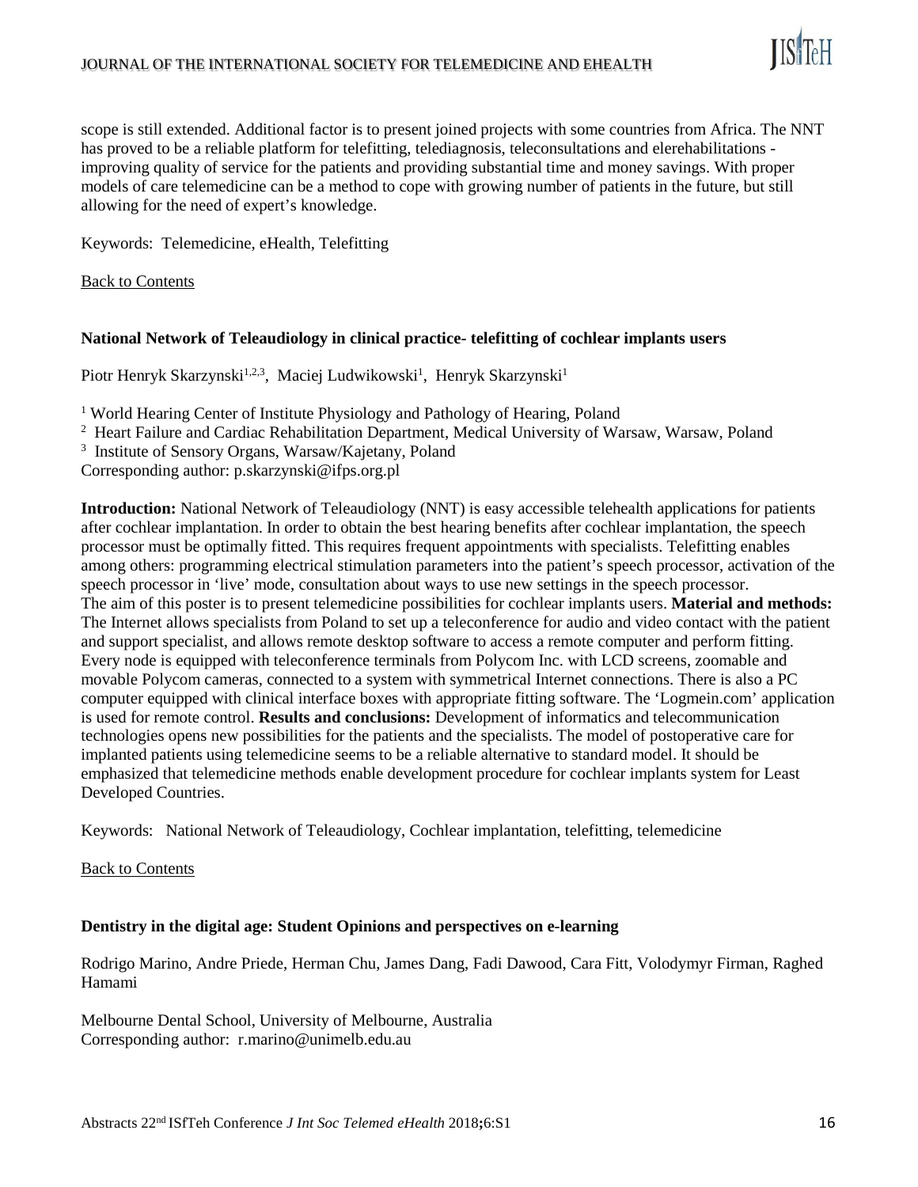scope is still extended. Additional factor is to present joined projects with some countries from Africa. The NNT has proved to be a reliable platform for telefitting, telediagnosis, teleconsultations and elerehabilitations - improving quality of service for the patients and providing substantial time and money savings. With proper models of care telemedicine can be a method to cope with growing number of patients in the future, but still allowing for the need of expert's knowledge.

Keywords: Telemedicine, eHealth, Telefitting

Back to Contents

### National Network of Teleaudiology in clinical practice- telefitting of cochlear implants users

Piotr Henryk Skarzynski[1,2,3], Maciej Ludwikowski[1], Henryk Skarzynski[1]

[1] World Hearing Center of Institute Physiology and Pathology of Hearing, Poland
[2] Heart Failure and Cardiac Rehabilitation Department, Medical University of Warsaw, Warsaw, Poland
[3] Institute of Sensory Organs, Warsaw/Kajetany, Poland
Corresponding author: p.skarzynski@ifps.org.pl

**Introduction:** National Network of Teleaudiology (NNT) is easy accessible telehealth applications for patients after cochlear implantation. In order to obtain the best hearing benefits after cochlear implantation, the speech processor must be optimally fitted. This requires frequent appointments with specialists. Telefitting enables among others: programming electrical stimulation parameters into the patient's speech processor, activation of the speech processor in 'live' mode, consultation about ways to use new settings in the speech processor. The aim of this poster is to present telemedicine possibilities for cochlear implants users. **Material and methods:** The Internet allows specialists from Poland to set up a teleconference for audio and video contact with the patient and support specialist, and allows remote desktop software to access a remote computer and perform fitting. Every node is equipped with teleconference terminals from Polycom Inc. with LCD screens, zoomable and movable Polycom cameras, connected to a system with symmetrical Internet connections. There is also a PC computer equipped with clinical interface boxes with appropriate fitting software. The 'Logmein.com' application is used for remote control. **Results and conclusions:** Development of informatics and telecommunication technologies opens new possibilities for the patients and the specialists. The model of postoperative care for implanted patients using telemedicine seems to be a reliable alternative to standard model. It should be emphasized that telemedicine methods enable development procedure for cochlear implants system for Least Developed Countries.

Keywords: National Network of Teleaudiology, Cochlear implantation, telefitting, telemedicine

Back to Contents

### Dentistry in the digital age: Student Opinions and perspectives on e-learning

Rodrigo Marino, Andre Priede, Herman Chu, James Dang, Fadi Dawood, Cara Fitt, Volodymyr Firman, Raghed Hamami

Melbourne Dental School, University of Melbourne, Australia
Corresponding author: r.marino@unimelb.edu.au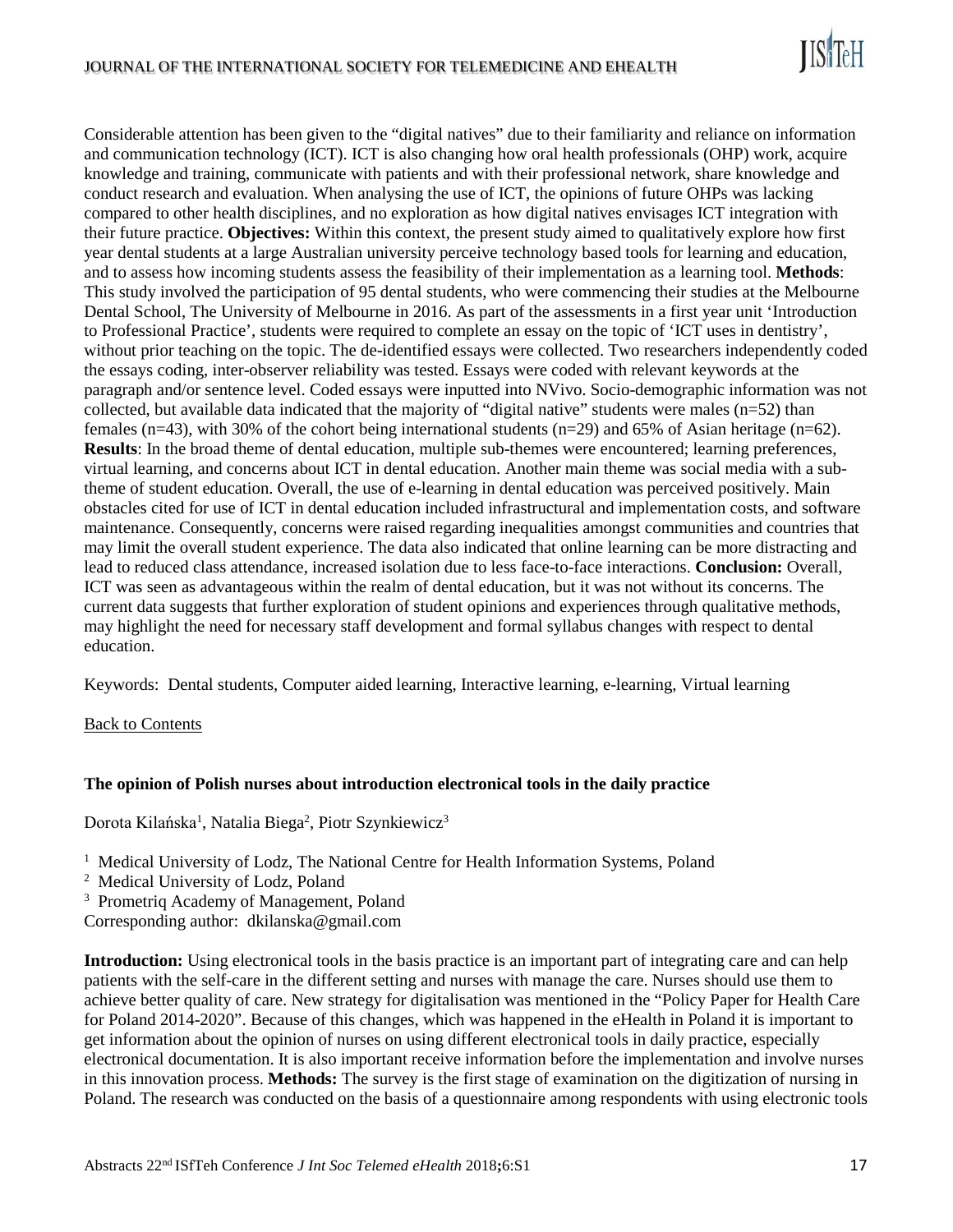Considerable attention has been given to the "digital natives" due to their familiarity and reliance on information and communication technology (ICT). ICT is also changing how oral health professionals (OHP) work, acquire knowledge and training, communicate with patients and with their professional network, share knowledge and conduct research and evaluation. When analysing the use of ICT, the opinions of future OHPs was lacking compared to other health disciplines, and no exploration as how digital natives envisages ICT integration with their future practice. **Objectives:** Within this context, the present study aimed to qualitatively explore how first year dental students at a large Australian university perceive technology based tools for learning and education, and to assess how incoming students assess the feasibility of their implementation as a learning tool. **Methods**: This study involved the participation of 95 dental students, who were commencing their studies at the Melbourne Dental School, The University of Melbourne in 2016. As part of the assessments in a first year unit 'Introduction to Professional Practice', students were required to complete an essay on the topic of 'ICT uses in dentistry', without prior teaching on the topic. The de-identified essays were collected. Two researchers independently coded the essays coding, inter-observer reliability was tested. Essays were coded with relevant keywords at the paragraph and/or sentence level. Coded essays were inputted into NVivo. Socio-demographic information was not collected, but available data indicated that the majority of "digital native" students were males (n=52) than females (n=43), with 30% of the cohort being international students (n=29) and 65% of Asian heritage (n=62). **Results**: In the broad theme of dental education, multiple sub-themes were encountered; learning preferences, virtual learning, and concerns about ICT in dental education. Another main theme was social media with a sub-theme of student education. Overall, the use of e-learning in dental education was perceived positively. Main obstacles cited for use of ICT in dental education included infrastructural and implementation costs, and software maintenance. Consequently, concerns were raised regarding inequalities amongst communities and countries that may limit the overall student experience. The data also indicated that online learning can be more distracting and lead to reduced class attendance, increased isolation due to less face-to-face interactions. **Conclusion:** Overall, ICT was seen as advantageous within the realm of dental education, but it was not without its concerns. The current data suggests that further exploration of student opinions and experiences through qualitative methods, may highlight the need for necessary staff development and formal syllabus changes with respect to dental education.

Keywords: Dental students, Computer aided learning, Interactive learning, e-learning, Virtual learning

Back to Contents

### The opinion of Polish nurses about introduction electronical tools in the daily practice

Dorota Kilańska[1], Natalia Biega[2], Piotr Szynkiewicz[3]

[1] Medical University of Lodz, The National Centre for Health Information Systems, Poland
[2] Medical University of Lodz, Poland
[3] Prometriq Academy of Management, Poland
Corresponding author: dkilanska@gmail.com

**Introduction:** Using electronical tools in the basis practice is an important part of integrating care and can help patients with the self-care in the different setting and nurses with manage the care. Nurses should use them to achieve better quality of care. New strategy for digitalisation was mentioned in the "Policy Paper for Health Care for Poland 2014-2020". Because of this changes, which was happened in the eHealth in Poland it is important to get information about the opinion of nurses on using different electronical tools in daily practice, especially electronical documentation. It is also important receive information before the implementation and involve nurses in this innovation process. **Methods:** The survey is the first stage of examination on the digitization of nursing in Poland. The research was conducted on the basis of a questionnaire among respondents with using electronic tools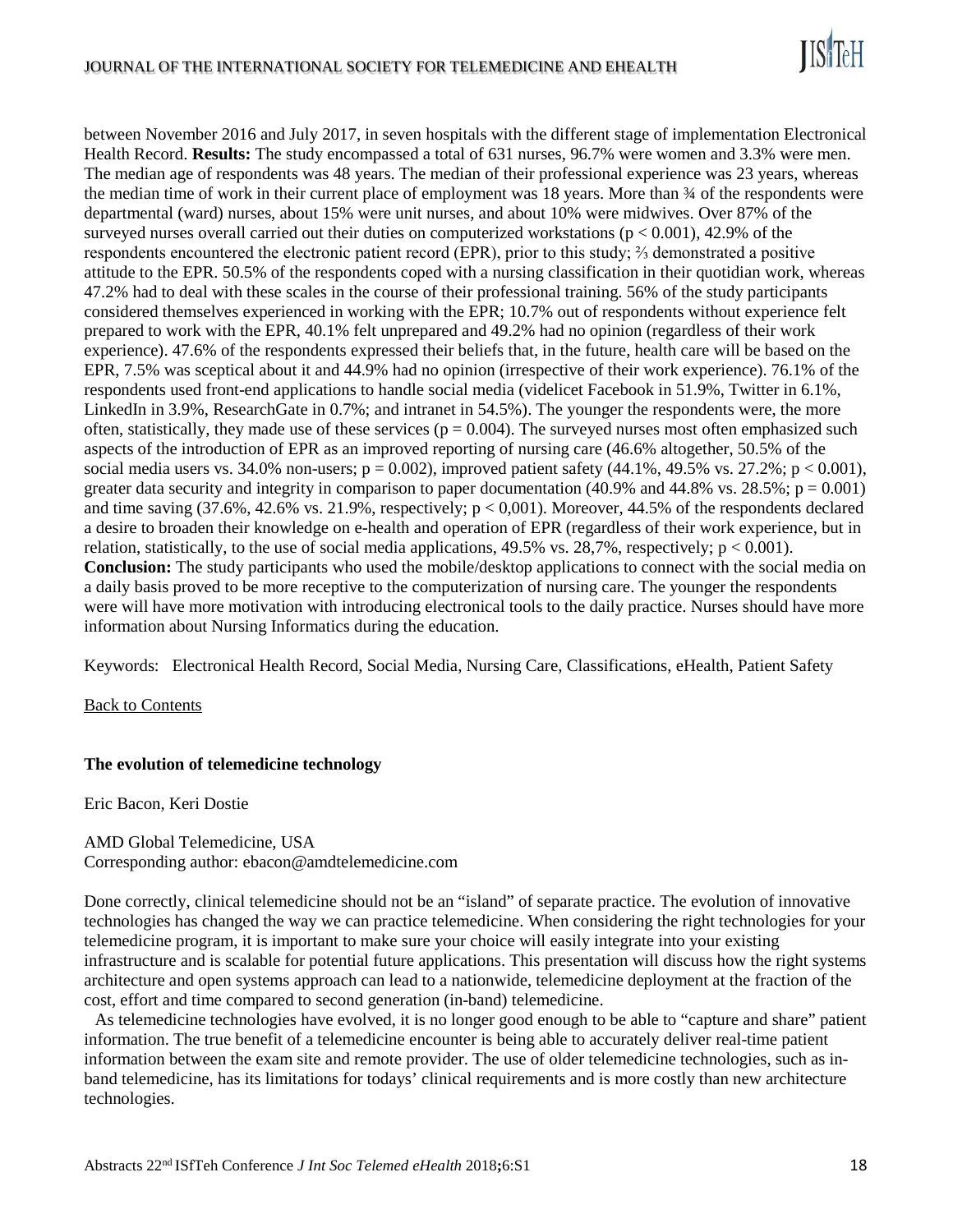between November 2016 and July 2017, in seven hospitals with the different stage of implementation Electronical Health Record. **Results:** The study encompassed a total of 631 nurses, 96.7% were women and 3.3% were men. The median age of respondents was 48 years. The median of their professional experience was 23 years, whereas the median time of work in their current place of employment was 18 years. More than ¾ of the respondents were departmental (ward) nurses, about 15% were unit nurses, and about 10% were midwives. Over 87% of the surveyed nurses overall carried out their duties on computerized workstations ($p < 0.001$), 42.9% of the respondents encountered the electronic patient record (EPR), prior to this study; ⅔ demonstrated a positive attitude to the EPR. 50.5% of the respondents coped with a nursing classification in their quotidian work, whereas 47.2% had to deal with these scales in the course of their professional training. 56% of the study participants considered themselves experienced in working with the EPR; 10.7% out of respondents without experience felt prepared to work with the EPR, 40.1% felt unprepared and 49.2% had no opinion (regardless of their work experience). 47.6% of the respondents expressed their beliefs that, in the future, health care will be based on the EPR, 7.5% was sceptical about it and 44.9% had no opinion (irrespective of their work experience). 76.1% of the respondents used front-end applications to handle social media (videlicet Facebook in 51.9%, Twitter in 6.1%, LinkedIn in 3.9%, ResearchGate in 0.7%; and intranet in 54.5%). The younger the respondents were, the more often, statistically, they made use of these services ($p = 0.004$). The surveyed nurses most often emphasized such aspects of the introduction of EPR as an improved reporting of nursing care (46.6% altogether, 50.5% of the social media users vs. 34.0% non-users; $p = 0.002$), improved patient safety (44.1%, 49.5% vs. 27.2%; $p < 0.001$), greater data security and integrity in comparison to paper documentation (40.9% and 44.8% vs. 28.5%; $p = 0.001$) and time saving (37.6%, 42.6% vs. 21.9%, respectively; $p < 0,001$). Moreover, 44.5% of the respondents declared a desire to broaden their knowledge on e-health and operation of EPR (regardless of their work experience, but in relation, statistically, to the use of social media applications, 49.5% vs. 28,7%, respectively; $p < 0.001$). **Conclusion:** The study participants who used the mobile/desktop applications to connect with the social media on a daily basis proved to be more receptive to the computerization of nursing care. The younger the respondents were will have more motivation with introducing electronical tools to the daily practice. Nurses should have more information about Nursing Informatics during the education.

Keywords: Electronical Health Record, Social Media, Nursing Care, Classifications, eHealth, Patient Safety

Back to Contents

### The evolution of telemedicine technology

Eric Bacon, Keri Dostie

AMD Global Telemedicine, USA
Corresponding author: ebacon@amdtelemedicine.com

Done correctly, clinical telemedicine should not be an "island" of separate practice. The evolution of innovative technologies has changed the way we can practice telemedicine. When considering the right technologies for your telemedicine program, it is important to make sure your choice will easily integrate into your existing infrastructure and is scalable for potential future applications. This presentation will discuss how the right systems architecture and open systems approach can lead to a nationwide, telemedicine deployment at the fraction of the cost, effort and time compared to second generation (in-band) telemedicine.

As telemedicine technologies have evolved, it is no longer good enough to be able to "capture and share" patient information. The true benefit of a telemedicine encounter is being able to accurately deliver real-time patient information between the exam site and remote provider. The use of older telemedicine technologies, such as in-band telemedicine, has its limitations for todays' clinical requirements and is more costly than new architecture technologies.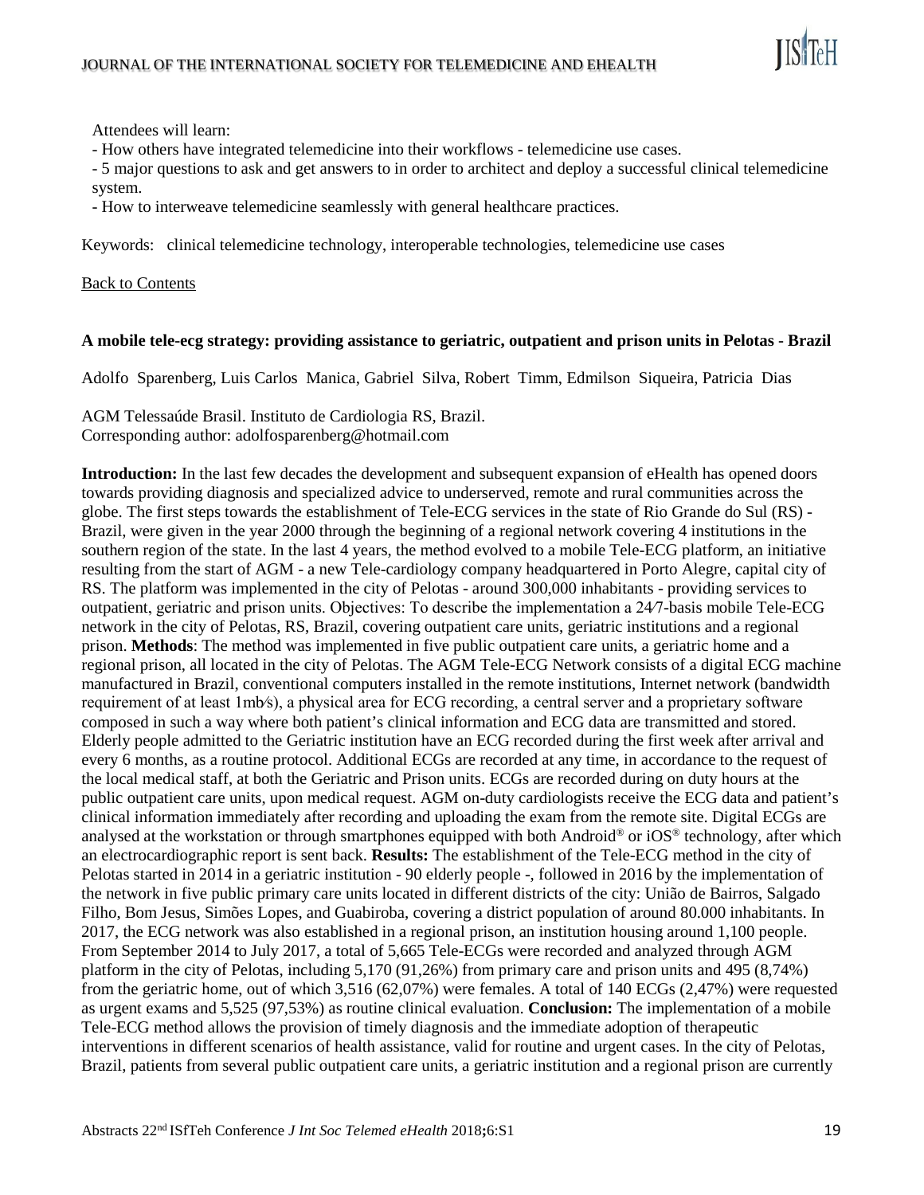Attendees will learn:

- How others have integrated telemedicine into their workflows - telemedicine use cases.
- 5 major questions to ask and get answers to in order to architect and deploy a successful clinical telemedicine system.
- How to interweave telemedicine seamlessly with general healthcare practices.

Keywords: clinical telemedicine technology, interoperable technologies, telemedicine use cases

Back to Contents

### A mobile tele-ecg strategy: providing assistance to geriatric, outpatient and prison units in Pelotas - Brazil

Adolfo Sparenberg, Luis Carlos Manica, Gabriel Silva, Robert Timm, Edmilson Siqueira, Patricia Dias

AGM Telessaúde Brasil. Instituto de Cardiologia RS, Brazil.
Corresponding author: adolfosparenberg@hotmail.com

**Introduction:** In the last few decades the development and subsequent expansion of eHealth has opened doors towards providing diagnosis and specialized advice to underserved, remote and rural communities across the globe. The first steps towards the establishment of Tele-ECG services in the state of Rio Grande do Sul (RS) - Brazil, were given in the year 2000 through the beginning of a regional network covering 4 institutions in the southern region of the state. In the last 4 years, the method evolved to a mobile Tele-ECG platform, an initiative resulting from the start of AGM - a new Tele-cardiology company headquartered in Porto Alegre, capital city of RS. The platform was implemented in the city of Pelotas - around 300,000 inhabitants - providing services to outpatient, geriatric and prison units. Objectives: To describe the implementation a 24⁄7-basis mobile Tele-ECG network in the city of Pelotas, RS, Brazil, covering outpatient care units, geriatric institutions and a regional prison. **Methods**: The method was implemented in five public outpatient care units, a geriatric home and a regional prison, all located in the city of Pelotas. The AGM Tele-ECG Network consists of a digital ECG machine manufactured in Brazil, conventional computers installed in the remote institutions, Internet network (bandwidth requirement of at least 1mb⁄s), a physical area for ECG recording, a central server and a proprietary software composed in such a way where both patient's clinical information and ECG data are transmitted and stored. Elderly people admitted to the Geriatric institution have an ECG recorded during the first week after arrival and every 6 months, as a routine protocol. Additional ECGs are recorded at any time, in accordance to the request of the local medical staff, at both the Geriatric and Prison units. ECGs are recorded during on duty hours at the public outpatient care units, upon medical request. AGM on-duty cardiologists receive the ECG data and patient's clinical information immediately after recording and uploading the exam from the remote site. Digital ECGs are analysed at the workstation or through smartphones equipped with both Android® or iOS® technology, after which an electrocardiographic report is sent back. **Results:** The establishment of the Tele-ECG method in the city of Pelotas started in 2014 in a geriatric institution - 90 elderly people -, followed in 2016 by the implementation of the network in five public primary care units located in different districts of the city: União de Bairros, Salgado Filho, Bom Jesus, Simões Lopes, and Guabiroba, covering a district population of around 80.000 inhabitants. In 2017, the ECG network was also established in a regional prison, an institution housing around 1,100 people. From September 2014 to July 2017, a total of 5,665 Tele-ECGs were recorded and analyzed through AGM platform in the city of Pelotas, including 5,170 (91,26%) from primary care and prison units and 495 (8,74%) from the geriatric home, out of which 3,516 (62,07%) were females. A total of 140 ECGs (2,47%) were requested as urgent exams and 5,525 (97,53%) as routine clinical evaluation. **Conclusion:** The implementation of a mobile Tele-ECG method allows the provision of timely diagnosis and the immediate adoption of therapeutic interventions in different scenarios of health assistance, valid for routine and urgent cases. In the city of Pelotas, Brazil, patients from several public outpatient care units, a geriatric institution and a regional prison are currently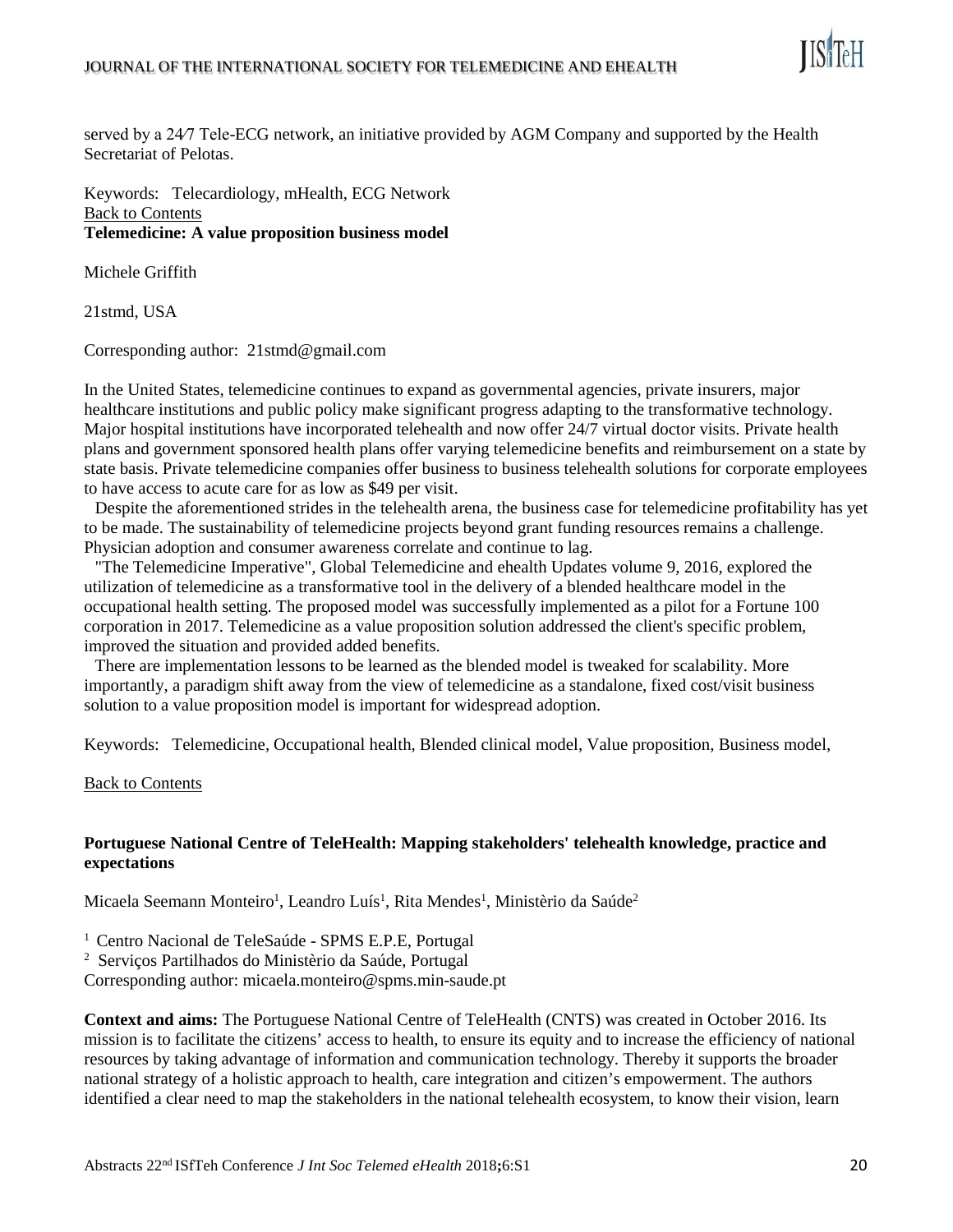served by a 24⁄7 Tele-ECG network, an initiative provided by AGM Company and supported by the Health Secretariat of Pelotas.

Keywords: Telecardiology, mHealth, ECG Network

Back to Contents

**Telemedicine: A value proposition business model**

Michele Griffith

21stmd, USA

Corresponding author: 21stmd@gmail.com

In the United States, telemedicine continues to expand as governmental agencies, private insurers, major healthcare institutions and public policy make significant progress adapting to the transformative technology. Major hospital institutions have incorporated telehealth and now offer 24/7 virtual doctor visits. Private health plans and government sponsored health plans offer varying telemedicine benefits and reimbursement on a state by state basis. Private telemedicine companies offer business to business telehealth solutions for corporate employees to have access to acute care for as low as $49 per visit.

Despite the aforementioned strides in the telehealth arena, the business case for telemedicine profitability has yet to be made. The sustainability of telemedicine projects beyond grant funding resources remains a challenge. Physician adoption and consumer awareness correlate and continue to lag.

"The Telemedicine Imperative", Global Telemedicine and ehealth Updates volume 9, 2016, explored the utilization of telemedicine as a transformative tool in the delivery of a blended healthcare model in the occupational health setting. The proposed model was successfully implemented as a pilot for a Fortune 100 corporation in 2017. Telemedicine as a value proposition solution addressed the client's specific problem, improved the situation and provided added benefits.

There are implementation lessons to be learned as the blended model is tweaked for scalability. More importantly, a paradigm shift away from the view of telemedicine as a standalone, fixed cost/visit business solution to a value proposition model is important for widespread adoption.

Keywords: Telemedicine, Occupational health, Blended clinical model, Value proposition, Business model,

Back to Contents

**Portuguese National Centre of TeleHealth: Mapping stakeholders' telehealth knowledge, practice and expectations**

Micaela Seemann Monteiro[1], Leandro Luís[1], Rita Mendes[1], Ministèrio da Saúde[2]

[1] Centro Nacional de TeleSaúde - SPMS E.P.E, Portugal
[2] Serviços Partilhados do Ministèrio da Saúde, Portugal
Corresponding author: micaela.monteiro@spms.min-saude.pt

**Context and aims:** The Portuguese National Centre of TeleHealth (CNTS) was created in October 2016. Its mission is to facilitate the citizens' access to health, to ensure its equity and to increase the efficiency of national resources by taking advantage of information and communication technology. Thereby it supports the broader national strategy of a holistic approach to health, care integration and citizen's empowerment. The authors identified a clear need to map the stakeholders in the national telehealth ecosystem, to know their vision, learn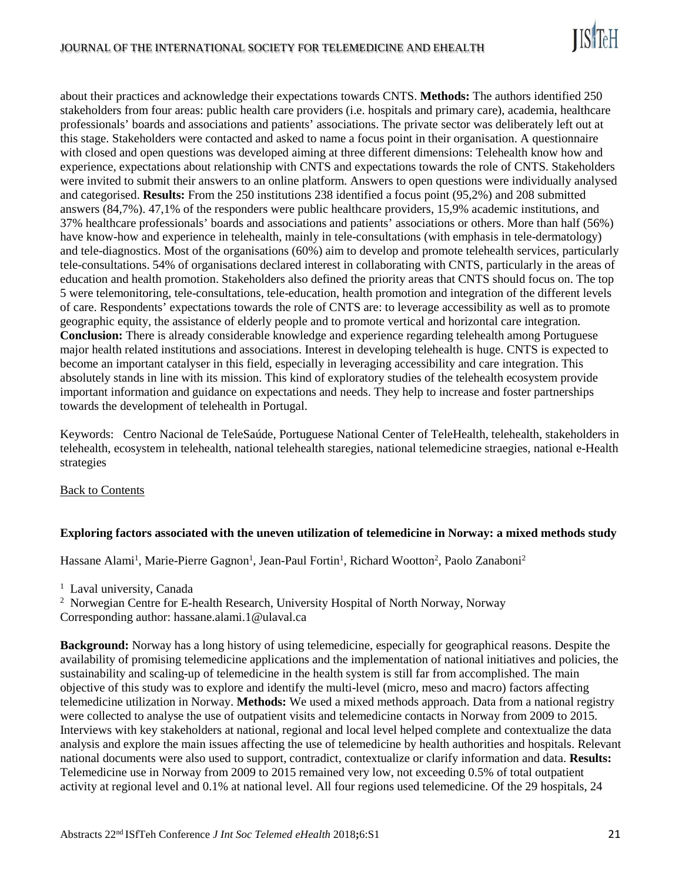about their practices and acknowledge their expectations towards CNTS. **Methods:** The authors identified 250 stakeholders from four areas: public health care providers (i.e. hospitals and primary care), academia, healthcare professionals' boards and associations and patients' associations. The private sector was deliberately left out at this stage. Stakeholders were contacted and asked to name a focus point in their organisation. A questionnaire with closed and open questions was developed aiming at three different dimensions: Telehealth know how and experience, expectations about relationship with CNTS and expectations towards the role of CNTS. Stakeholders were invited to submit their answers to an online platform. Answers to open questions were individually analysed and categorised. **Results:** From the 250 institutions 238 identified a focus point (95,2%) and 208 submitted answers (84,7%). 47,1% of the responders were public healthcare providers, 15,9% academic institutions, and 37% healthcare professionals' boards and associations and patients' associations or others. More than half (56%) have know-how and experience in telehealth, mainly in tele-consultations (with emphasis in tele-dermatology) and tele-diagnostics. Most of the organisations (60%) aim to develop and promote telehealth services, particularly tele-consultations. 54% of organisations declared interest in collaborating with CNTS, particularly in the areas of education and health promotion. Stakeholders also defined the priority areas that CNTS should focus on. The top 5 were telemonitoring, tele-consultations, tele-education, health promotion and integration of the different levels of care. Respondents' expectations towards the role of CNTS are: to leverage accessibility as well as to promote geographic equity, the assistance of elderly people and to promote vertical and horizontal care integration. **Conclusion:** There is already considerable knowledge and experience regarding telehealth among Portuguese major health related institutions and associations. Interest in developing telehealth is huge. CNTS is expected to become an important catalyser in this field, especially in leveraging accessibility and care integration. This absolutely stands in line with its mission. This kind of exploratory studies of the telehealth ecosystem provide important information and guidance on expectations and needs. They help to increase and foster partnerships towards the development of telehealth in Portugal.

Keywords: Centro Nacional de TeleSaúde, Portuguese National Center of TeleHealth, telehealth, stakeholders in telehealth, ecosystem in telehealth, national telehealth staregies, national telemedicine straegies, national e-Health strategies

Back to Contents

### Exploring factors associated with the uneven utilization of telemedicine in Norway: a mixed methods study

Hassane Alami[1], Marie-Pierre Gagnon[1], Jean-Paul Fortin[1], Richard Wootton[2], Paolo Zanaboni[2]

[1] Laval university, Canada
[2] Norwegian Centre for E-health Research, University Hospital of North Norway, Norway
Corresponding author: hassane.alami.1@ulaval.ca

**Background:** Norway has a long history of using telemedicine, especially for geographical reasons. Despite the availability of promising telemedicine applications and the implementation of national initiatives and policies, the sustainability and scaling-up of telemedicine in the health system is still far from accomplished. The main objective of this study was to explore and identify the multi-level (micro, meso and macro) factors affecting telemedicine utilization in Norway. **Methods:** We used a mixed methods approach. Data from a national registry were collected to analyse the use of outpatient visits and telemedicine contacts in Norway from 2009 to 2015. Interviews with key stakeholders at national, regional and local level helped complete and contextualize the data analysis and explore the main issues affecting the use of telemedicine by health authorities and hospitals. Relevant national documents were also used to support, contradict, contextualize or clarify information and data. **Results:** Telemedicine use in Norway from 2009 to 2015 remained very low, not exceeding 0.5% of total outpatient activity at regional level and 0.1% at national level. All four regions used telemedicine. Of the 29 hospitals, 24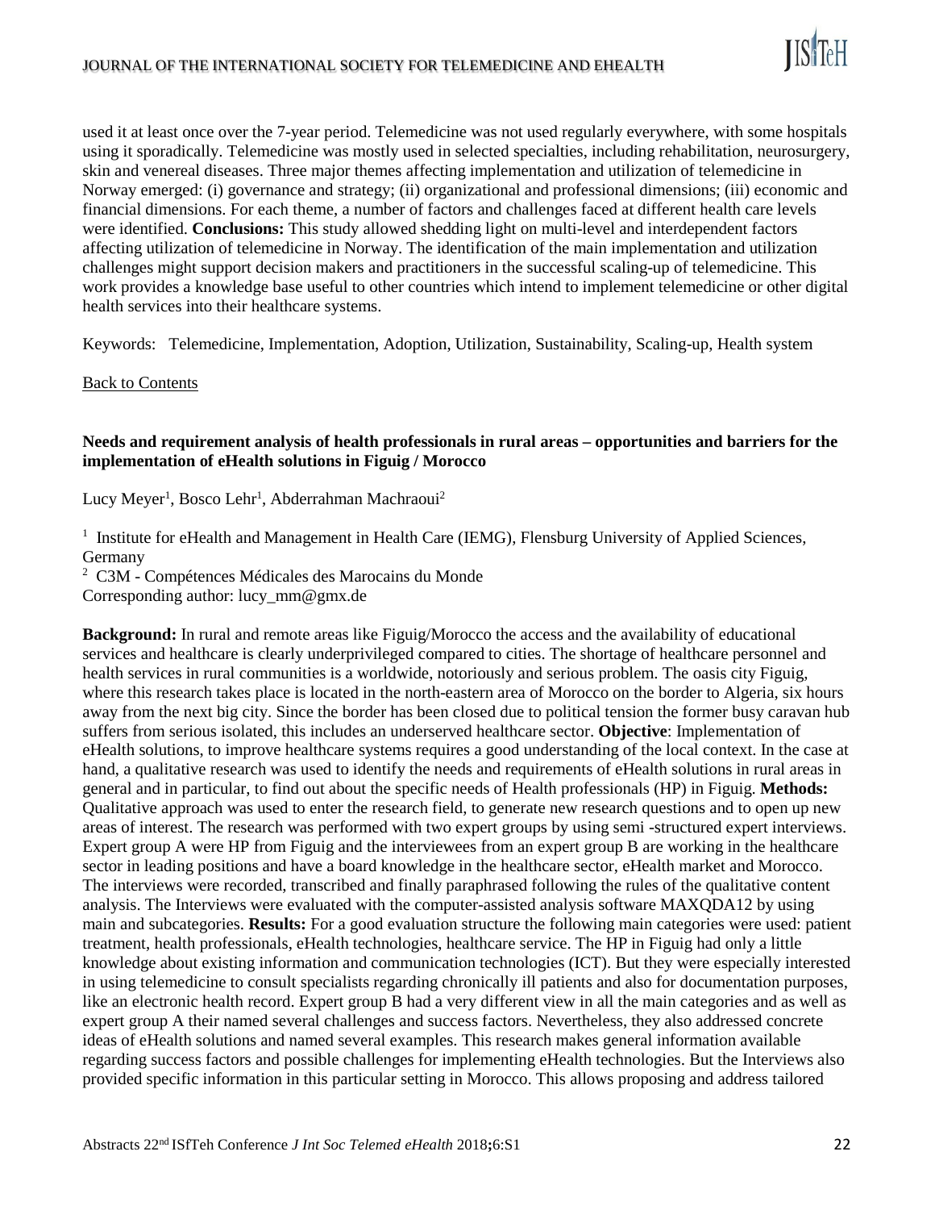used it at least once over the 7-year period. Telemedicine was not used regularly everywhere, with some hospitals using it sporadically. Telemedicine was mostly used in selected specialties, including rehabilitation, neurosurgery, skin and venereal diseases. Three major themes affecting implementation and utilization of telemedicine in Norway emerged: (i) governance and strategy; (ii) organizational and professional dimensions; (iii) economic and financial dimensions. For each theme, a number of factors and challenges faced at different health care levels were identified. **Conclusions:** This study allowed shedding light on multi-level and interdependent factors affecting utilization of telemedicine in Norway. The identification of the main implementation and utilization challenges might support decision makers and practitioners in the successful scaling-up of telemedicine. This work provides a knowledge base useful to other countries which intend to implement telemedicine or other digital health services into their healthcare systems.

Keywords: Telemedicine, Implementation, Adoption, Utilization, Sustainability, Scaling-up, Health system

Back to Contents

### Needs and requirement analysis of health professionals in rural areas – opportunities and barriers for the implementation of eHealth solutions in Figuig / Morocco

Lucy Meyer[1], Bosco Lehr[1], Abderrahman Machraoui[2]

[1] Institute for eHealth and Management in Health Care (IEMG), Flensburg University of Applied Sciences, Germany
[2] C3M - Compétences Médicales des Marocains du Monde
Corresponding author: lucy_mm@gmx.de

**Background:** In rural and remote areas like Figuig/Morocco the access and the availability of educational services and healthcare is clearly underprivileged compared to cities. The shortage of healthcare personnel and health services in rural communities is a worldwide, notoriously and serious problem. The oasis city Figuig, where this research takes place is located in the north-eastern area of Morocco on the border to Algeria, six hours away from the next big city. Since the border has been closed due to political tension the former busy caravan hub suffers from serious isolated, this includes an underserved healthcare sector. **Objective**: Implementation of eHealth solutions, to improve healthcare systems requires a good understanding of the local context. In the case at hand, a qualitative research was used to identify the needs and requirements of eHealth solutions in rural areas in general and in particular, to find out about the specific needs of Health professionals (HP) in Figuig. **Methods:** Qualitative approach was used to enter the research field, to generate new research questions and to open up new areas of interest. The research was performed with two expert groups by using semi -structured expert interviews. Expert group A were HP from Figuig and the interviewees from an expert group B are working in the healthcare sector in leading positions and have a board knowledge in the healthcare sector, eHealth market and Morocco. The interviews were recorded, transcribed and finally paraphrased following the rules of the qualitative content analysis. The Interviews were evaluated with the computer-assisted analysis software MAXQDA12 by using main and subcategories. **Results:** For a good evaluation structure the following main categories were used: patient treatment, health professionals, eHealth technologies, healthcare service. The HP in Figuig had only a little knowledge about existing information and communication technologies (ICT). But they were especially interested in using telemedicine to consult specialists regarding chronically ill patients and also for documentation purposes, like an electronic health record. Expert group B had a very different view in all the main categories and as well as expert group A their named several challenges and success factors. Nevertheless, they also addressed concrete ideas of eHealth solutions and named several examples. This research makes general information available regarding success factors and possible challenges for implementing eHealth technologies. But the Interviews also provided specific information in this particular setting in Morocco. This allows proposing and address tailored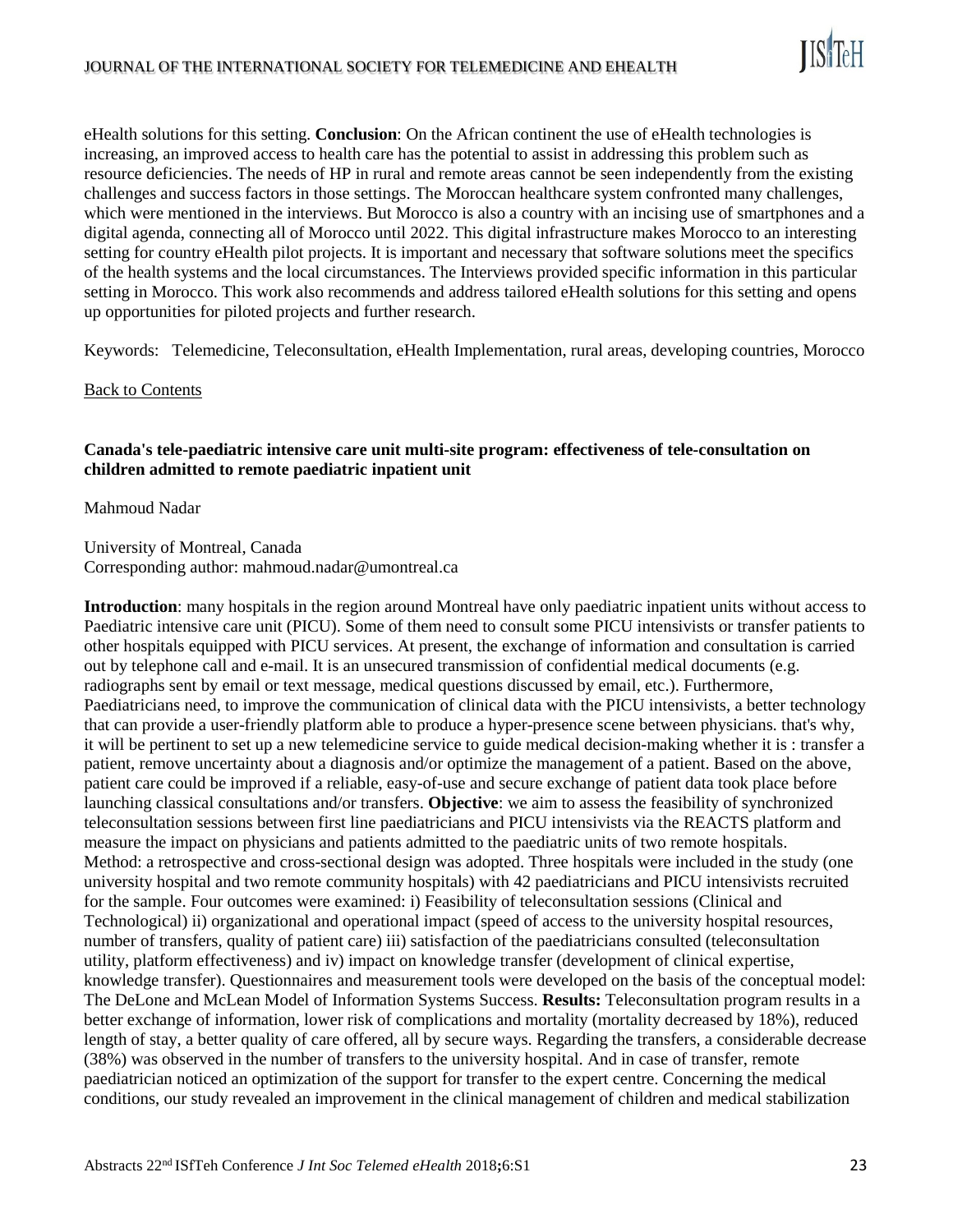eHealth solutions for this setting. **Conclusion**: On the African continent the use of eHealth technologies is increasing, an improved access to health care has the potential to assist in addressing this problem such as resource deficiencies. The needs of HP in rural and remote areas cannot be seen independently from the existing challenges and success factors in those settings. The Moroccan healthcare system confronted many challenges, which were mentioned in the interviews. But Morocco is also a country with an incising use of smartphones and a digital agenda, connecting all of Morocco until 2022. This digital infrastructure makes Morocco to an interesting setting for country eHealth pilot projects. It is important and necessary that software solutions meet the specifics of the health systems and the local circumstances. The Interviews provided specific information in this particular setting in Morocco. This work also recommends and address tailored eHealth solutions for this setting and opens up opportunities for piloted projects and further research.

Keywords: Telemedicine, Teleconsultation, eHealth Implementation, rural areas, developing countries, Morocco

Back to Contents

### Canada's tele-paediatric intensive care unit multi-site program: effectiveness of tele-consultation on children admitted to remote paediatric inpatient unit

Mahmoud Nadar

University of Montreal, Canada
Corresponding author: mahmoud.nadar@umontreal.ca

**Introduction**: many hospitals in the region around Montreal have only paediatric inpatient units without access to Paediatric intensive care unit (PICU). Some of them need to consult some PICU intensivists or transfer patients to other hospitals equipped with PICU services. At present, the exchange of information and consultation is carried out by telephone call and e-mail. It is an unsecured transmission of confidential medical documents (e.g. radiographs sent by email or text message, medical questions discussed by email, etc.). Furthermore, Paediatricians need, to improve the communication of clinical data with the PICU intensivists, a better technology that can provide a user-friendly platform able to produce a hyper-presence scene between physicians. that's why, it will be pertinent to set up a new telemedicine service to guide medical decision-making whether it is : transfer a patient, remove uncertainty about a diagnosis and/or optimize the management of a patient. Based on the above, patient care could be improved if a reliable, easy-of-use and secure exchange of patient data took place before launching classical consultations and/or transfers. **Objective**: we aim to assess the feasibility of synchronized teleconsultation sessions between first line paediatricians and PICU intensivists via the REACTS platform and measure the impact on physicians and patients admitted to the paediatric units of two remote hospitals. Method: a retrospective and cross-sectional design was adopted. Three hospitals were included in the study (one university hospital and two remote community hospitals) with 42 paediatricians and PICU intensivists recruited for the sample. Four outcomes were examined: i) Feasibility of teleconsultation sessions (Clinical and Technological) ii) organizational and operational impact (speed of access to the university hospital resources, number of transfers, quality of patient care) iii) satisfaction of the paediatricians consulted (teleconsultation utility, platform effectiveness) and iv) impact on knowledge transfer (development of clinical expertise, knowledge transfer). Questionnaires and measurement tools were developed on the basis of the conceptual model: The DeLone and McLean Model of Information Systems Success. **Results:** Teleconsultation program results in a better exchange of information, lower risk of complications and mortality (mortality decreased by 18%), reduced length of stay, a better quality of care offered, all by secure ways. Regarding the transfers, a considerable decrease (38%) was observed in the number of transfers to the university hospital. And in case of transfer, remote paediatrician noticed an optimization of the support for transfer to the expert centre. Concerning the medical conditions, our study revealed an improvement in the clinical management of children and medical stabilization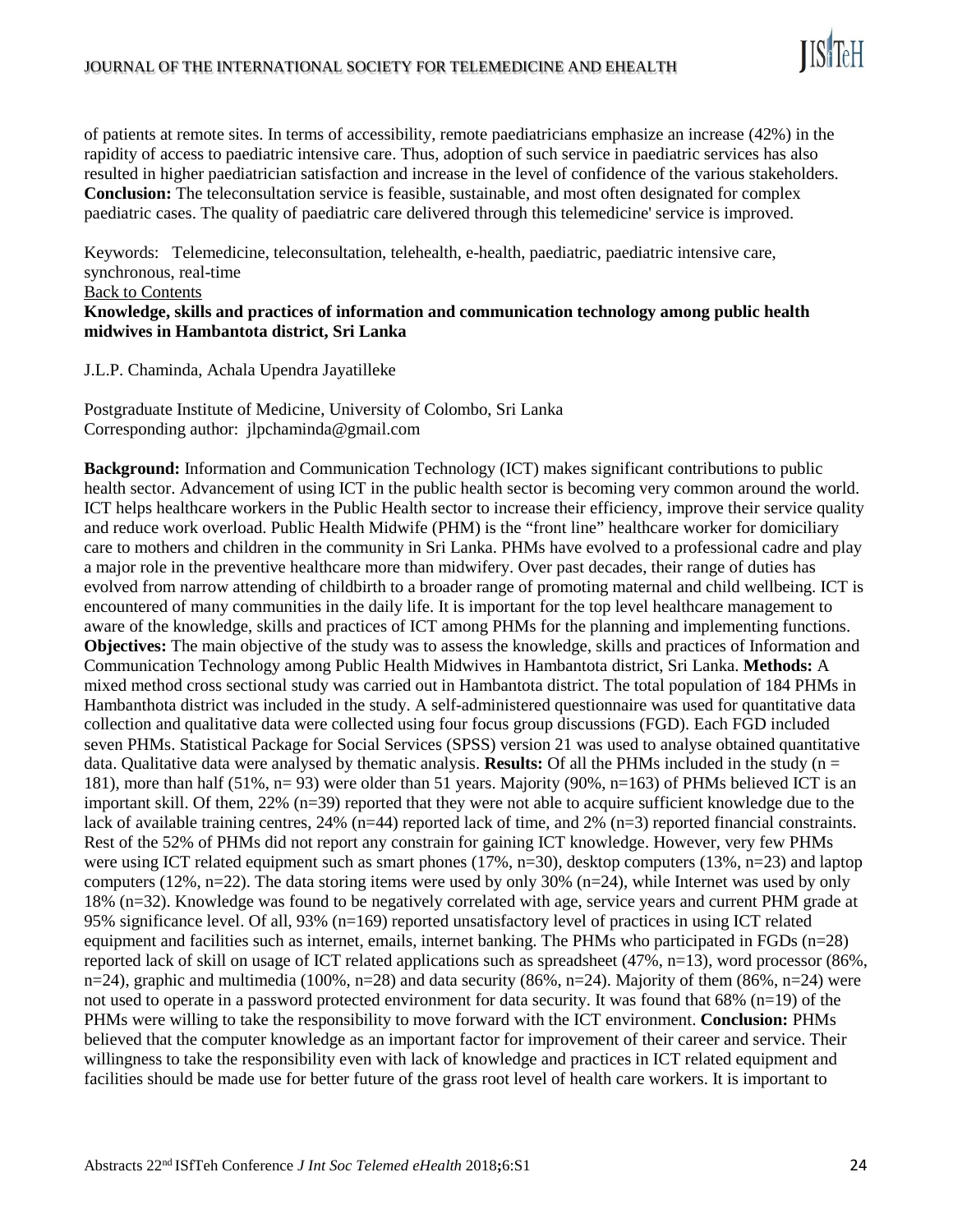of patients at remote sites. In terms of accessibility, remote paediatricians emphasize an increase (42%) in the rapidity of access to paediatric intensive care. Thus, adoption of such service in paediatric services has also resulted in higher paediatrician satisfaction and increase in the level of confidence of the various stakeholders. **Conclusion:** The teleconsultation service is feasible, sustainable, and most often designated for complex paediatric cases. The quality of paediatric care delivered through this telemedicine' service is improved.

Keywords: Telemedicine, teleconsultation, telehealth, e-health, paediatric, paediatric intensive care, synchronous, real-time

Back to Contents

**Knowledge, skills and practices of information and communication technology among public health midwives in Hambantota district, Sri Lanka**

J.L.P. Chaminda, Achala Upendra Jayatilleke

Postgraduate Institute of Medicine, University of Colombo, Sri Lanka
Corresponding author: jlpchaminda@gmail.com

**Background:** Information and Communication Technology (ICT) makes significant contributions to public health sector. Advancement of using ICT in the public health sector is becoming very common around the world. ICT helps healthcare workers in the Public Health sector to increase their efficiency, improve their service quality and reduce work overload. Public Health Midwife (PHM) is the "front line" healthcare worker for domiciliary care to mothers and children in the community in Sri Lanka. PHMs have evolved to a professional cadre and play a major role in the preventive healthcare more than midwifery. Over past decades, their range of duties has evolved from narrow attending of childbirth to a broader range of promoting maternal and child wellbeing. ICT is encountered of many communities in the daily life. It is important for the top level healthcare management to aware of the knowledge, skills and practices of ICT among PHMs for the planning and implementing functions. **Objectives:** The main objective of the study was to assess the knowledge, skills and practices of Information and Communication Technology among Public Health Midwives in Hambantota district, Sri Lanka. **Methods:** A mixed method cross sectional study was carried out in Hambantota district. The total population of 184 PHMs in Hambanthota district was included in the study. A self-administered questionnaire was used for quantitative data collection and qualitative data were collected using four focus group discussions (FGD). Each FGD included seven PHMs. Statistical Package for Social Services (SPSS) version 21 was used to analyse obtained quantitative data. Qualitative data were analysed by thematic analysis. **Results:** Of all the PHMs included in the study (n = 181), more than half (51%, n= 93) were older than 51 years. Majority (90%, n=163) of PHMs believed ICT is an important skill. Of them, 22% (n=39) reported that they were not able to acquire sufficient knowledge due to the lack of available training centres, 24% (n=44) reported lack of time, and 2% (n=3) reported financial constraints. Rest of the 52% of PHMs did not report any constrain for gaining ICT knowledge. However, very few PHMs were using ICT related equipment such as smart phones (17%, n=30), desktop computers (13%, n=23) and laptop computers (12%, n=22). The data storing items were used by only 30% (n=24), while Internet was used by only 18% (n=32). Knowledge was found to be negatively correlated with age, service years and current PHM grade at 95% significance level. Of all, 93% (n=169) reported unsatisfactory level of practices in using ICT related equipment and facilities such as internet, emails, internet banking. The PHMs who participated in FGDs (n=28) reported lack of skill on usage of ICT related applications such as spreadsheet (47%, n=13), word processor (86%, n=24), graphic and multimedia (100%, n=28) and data security (86%, n=24). Majority of them (86%, n=24) were not used to operate in a password protected environment for data security. It was found that 68% (n=19) of the PHMs were willing to take the responsibility to move forward with the ICT environment. **Conclusion:** PHMs believed that the computer knowledge as an important factor for improvement of their career and service. Their willingness to take the responsibility even with lack of knowledge and practices in ICT related equipment and facilities should be made use for better future of the grass root level of health care workers. It is important to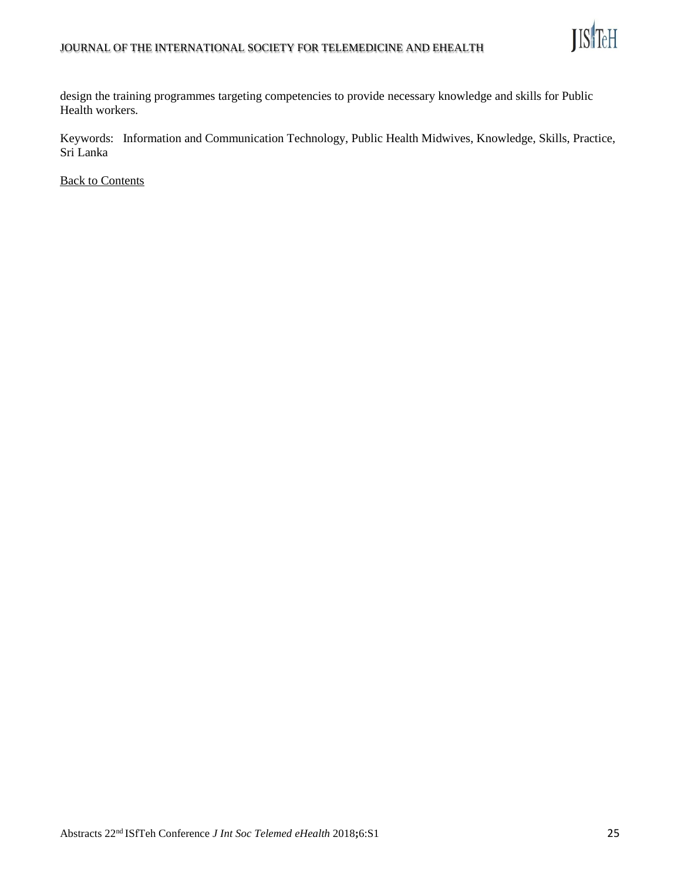design the training programmes targeting competencies to provide necessary knowledge and skills for Public Health workers.

Keywords: Information and Communication Technology, Public Health Midwives, Knowledge, Skills, Practice, Sri Lanka

Back to Contents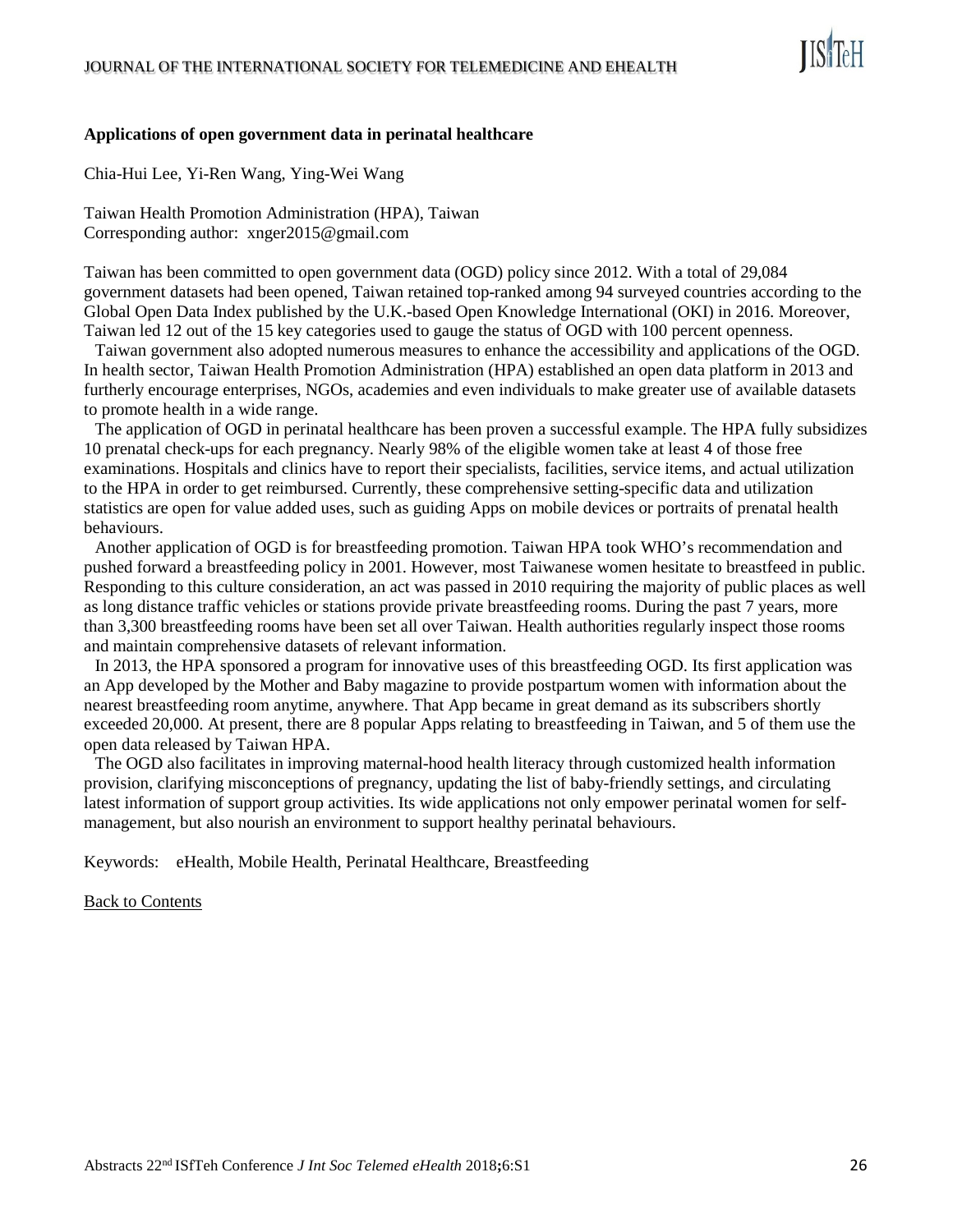**Applications of open government data in perinatal healthcare**

Chia-Hui Lee, Yi-Ren Wang, Ying-Wei Wang

Taiwan Health Promotion Administration (HPA), Taiwan
Corresponding author: xnger2015@gmail.com

Taiwan has been committed to open government data (OGD) policy since 2012. With a total of 29,084 government datasets had been opened, Taiwan retained top-ranked among 94 surveyed countries according to the Global Open Data Index published by the U.K.-based Open Knowledge International (OKI) in 2016. Moreover, Taiwan led 12 out of the 15 key categories used to gauge the status of OGD with 100 percent openness.

Taiwan government also adopted numerous measures to enhance the accessibility and applications of the OGD. In health sector, Taiwan Health Promotion Administration (HPA) established an open data platform in 2013 and furtherly encourage enterprises, NGOs, academies and even individuals to make greater use of available datasets to promote health in a wide range.

The application of OGD in perinatal healthcare has been proven a successful example. The HPA fully subsidizes 10 prenatal check-ups for each pregnancy. Nearly 98% of the eligible women take at least 4 of those free examinations. Hospitals and clinics have to report their specialists, facilities, service items, and actual utilization to the HPA in order to get reimbursed. Currently, these comprehensive setting-specific data and utilization statistics are open for value added uses, such as guiding Apps on mobile devices or portraits of prenatal health behaviours.

Another application of OGD is for breastfeeding promotion. Taiwan HPA took WHO's recommendation and pushed forward a breastfeeding policy in 2001. However, most Taiwanese women hesitate to breastfeed in public. Responding to this culture consideration, an act was passed in 2010 requiring the majority of public places as well as long distance traffic vehicles or stations provide private breastfeeding rooms. During the past 7 years, more than 3,300 breastfeeding rooms have been set all over Taiwan. Health authorities regularly inspect those rooms and maintain comprehensive datasets of relevant information.

In 2013, the HPA sponsored a program for innovative uses of this breastfeeding OGD. Its first application was an App developed by the Mother and Baby magazine to provide postpartum women with information about the nearest breastfeeding room anytime, anywhere. That App became in great demand as its subscribers shortly exceeded 20,000. At present, there are 8 popular Apps relating to breastfeeding in Taiwan, and 5 of them use the open data released by Taiwan HPA.

The OGD also facilitates in improving maternal-hood health literacy through customized health information provision, clarifying misconceptions of pregnancy, updating the list of baby-friendly settings, and circulating latest information of support group activities. Its wide applications not only empower perinatal women for self-management, but also nourish an environment to support healthy perinatal behaviours.

Keywords: eHealth, Mobile Health, Perinatal Healthcare, Breastfeeding

Back to Contents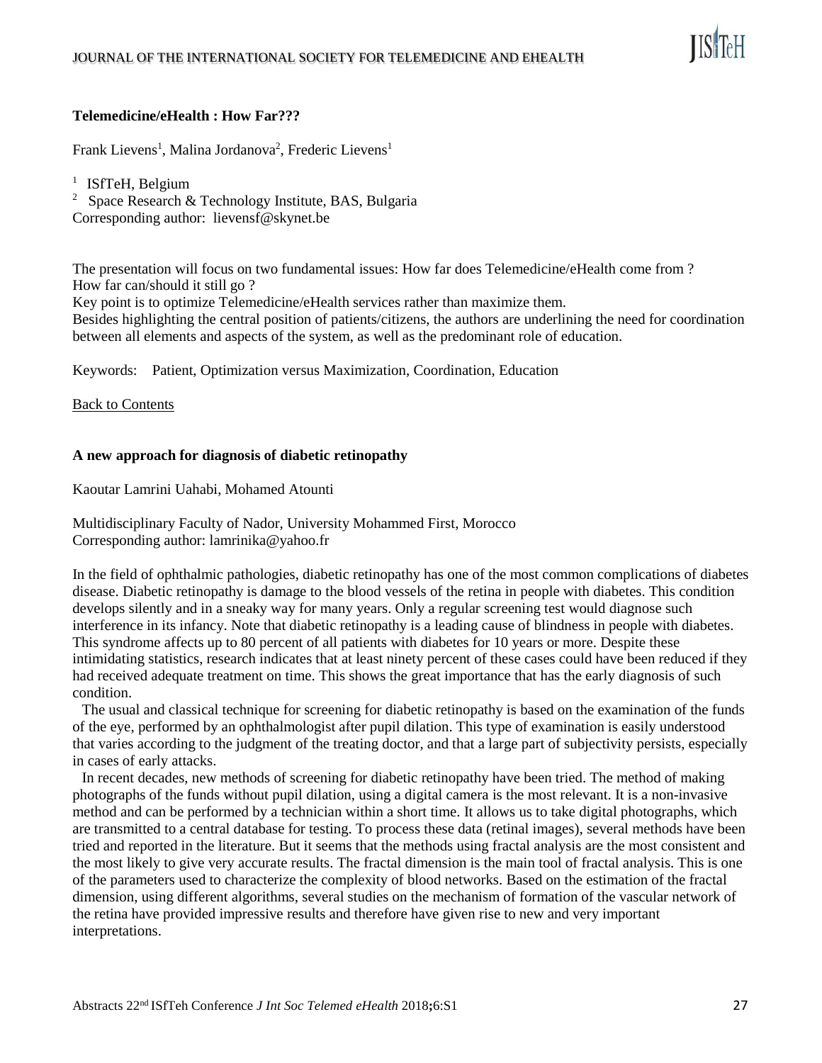### Telemedicine/eHealth : How Far???

Frank Lievens[1], Malina Jordanova[2], Frederic Lievens[1]

[1] ISfTeH, Belgium
[2] Space Research & Technology Institute, BAS, Bulgaria
Corresponding author: lievensf@skynet.be

The presentation will focus on two fundamental issues: How far does Telemedicine/eHealth come from ? How far can/should it still go ?
Key point is to optimize Telemedicine/eHealth services rather than maximize them.
Besides highlighting the central position of patients/citizens, the authors are underlining the need for coordination between all elements and aspects of the system, as well as the predominant role of education.

Keywords: Patient, Optimization versus Maximization, Coordination, Education

Back to Contents

### A new approach for diagnosis of diabetic retinopathy

Kaoutar Lamrini Uahabi, Mohamed Atounti

Multidisciplinary Faculty of Nador, University Mohammed First, Morocco
Corresponding author: lamrinika@yahoo.fr

In the field of ophthalmic pathologies, diabetic retinopathy has one of the most common complications of diabetes disease. Diabetic retinopathy is damage to the blood vessels of the retina in people with diabetes. This condition develops silently and in a sneaky way for many years. Only a regular screening test would diagnose such interference in its infancy. Note that diabetic retinopathy is a leading cause of blindness in people with diabetes. This syndrome affects up to 80 percent of all patients with diabetes for 10 years or more. Despite these intimidating statistics, research indicates that at least ninety percent of these cases could have been reduced if they had received adequate treatment on time. This shows the great importance that has the early diagnosis of such condition.

The usual and classical technique for screening for diabetic retinopathy is based on the examination of the funds of the eye, performed by an ophthalmologist after pupil dilation. This type of examination is easily understood that varies according to the judgment of the treating doctor, and that a large part of subjectivity persists, especially in cases of early attacks.

In recent decades, new methods of screening for diabetic retinopathy have been tried. The method of making photographs of the funds without pupil dilation, using a digital camera is the most relevant. It is a non-invasive method and can be performed by a technician within a short time. It allows us to take digital photographs, which are transmitted to a central database for testing. To process these data (retinal images), several methods have been tried and reported in the literature. But it seems that the methods using fractal analysis are the most consistent and the most likely to give very accurate results. The fractal dimension is the main tool of fractal analysis. This is one of the parameters used to characterize the complexity of blood networks. Based on the estimation of the fractal dimension, using different algorithms, several studies on the mechanism of formation of the vascular network of the retina have provided impressive results and therefore have given rise to new and very important interpretations.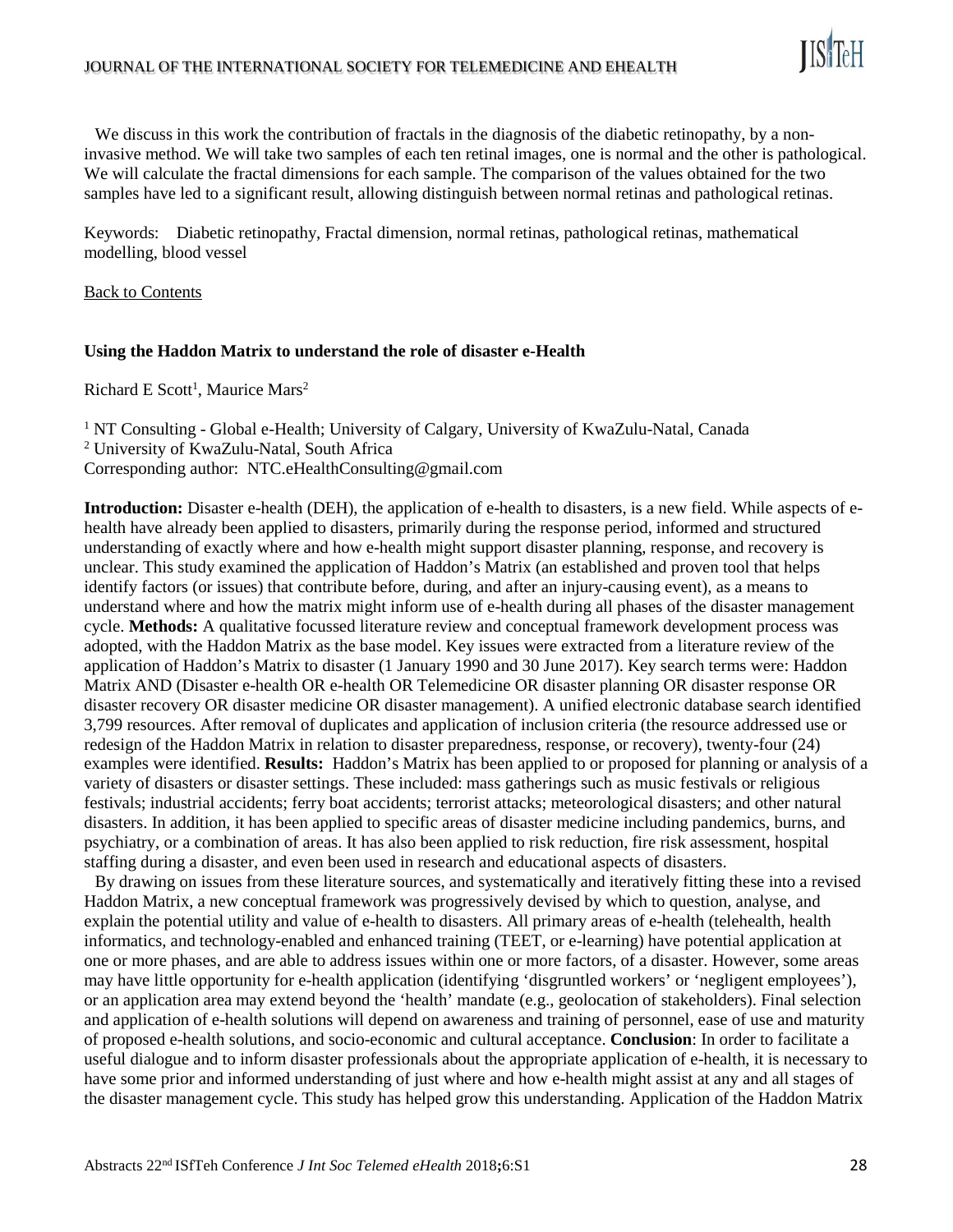We discuss in this work the contribution of fractals in the diagnosis of the diabetic retinopathy, by a non-invasive method. We will take two samples of each ten retinal images, one is normal and the other is pathological. We will calculate the fractal dimensions for each sample. The comparison of the values obtained for the two samples have led to a significant result, allowing distinguish between normal retinas and pathological retinas.

Keywords: Diabetic retinopathy, Fractal dimension, normal retinas, pathological retinas, mathematical modelling, blood vessel

Back to Contents

### Using the Haddon Matrix to understand the role of disaster e-Health

Richard E Scott[1], Maurice Mars[2]

[1] NT Consulting - Global e-Health; University of Calgary, University of KwaZulu-Natal, Canada
[2] University of KwaZulu-Natal, South Africa
Corresponding author: NTC.eHealthConsulting@gmail.com

**Introduction:** Disaster e-health (DEH), the application of e-health to disasters, is a new field. While aspects of e-health have already been applied to disasters, primarily during the response period, informed and structured understanding of exactly where and how e-health might support disaster planning, response, and recovery is unclear. This study examined the application of Haddon's Matrix (an established and proven tool that helps identify factors (or issues) that contribute before, during, and after an injury-causing event), as a means to understand where and how the matrix might inform use of e-health during all phases of the disaster management cycle. **Methods:** A qualitative focussed literature review and conceptual framework development process was adopted, with the Haddon Matrix as the base model. Key issues were extracted from a literature review of the application of Haddon's Matrix to disaster (1 January 1990 and 30 June 2017). Key search terms were: Haddon Matrix AND (Disaster e-health OR e-health OR Telemedicine OR disaster planning OR disaster response OR disaster recovery OR disaster medicine OR disaster management). A unified electronic database search identified 3,799 resources. After removal of duplicates and application of inclusion criteria (the resource addressed use or redesign of the Haddon Matrix in relation to disaster preparedness, response, or recovery), twenty-four (24) examples were identified. **Results:** Haddon's Matrix has been applied to or proposed for planning or analysis of a variety of disasters or disaster settings. These included: mass gatherings such as music festivals or religious festivals; industrial accidents; ferry boat accidents; terrorist attacks; meteorological disasters; and other natural disasters. In addition, it has been applied to specific areas of disaster medicine including pandemics, burns, and psychiatry, or a combination of areas. It has also been applied to risk reduction, fire risk assessment, hospital staffing during a disaster, and even been used in research and educational aspects of disasters.

By drawing on issues from these literature sources, and systematically and iteratively fitting these into a revised Haddon Matrix, a new conceptual framework was progressively devised by which to question, analyse, and explain the potential utility and value of e-health to disasters. All primary areas of e-health (telehealth, health informatics, and technology-enabled and enhanced training (TEET, or e-learning) have potential application at one or more phases, and are able to address issues within one or more factors, of a disaster. However, some areas may have little opportunity for e-health application (identifying 'disgruntled workers' or 'negligent employees'), or an application area may extend beyond the 'health' mandate (e.g., geolocation of stakeholders). Final selection and application of e-health solutions will depend on awareness and training of personnel, ease of use and maturity of proposed e-health solutions, and socio-economic and cultural acceptance. **Conclusion**: In order to facilitate a useful dialogue and to inform disaster professionals about the appropriate application of e-health, it is necessary to have some prior and informed understanding of just where and how e-health might assist at any and all stages of the disaster management cycle. This study has helped grow this understanding. Application of the Haddon Matrix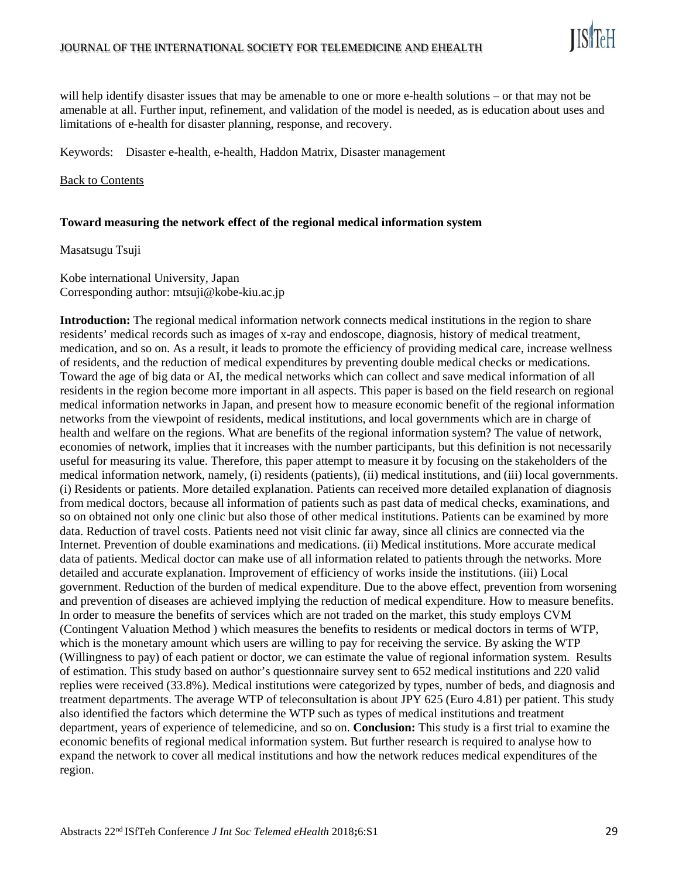will help identify disaster issues that may be amenable to one or more e-health solutions – or that may not be amenable at all. Further input, refinement, and validation of the model is needed, as is education about uses and limitations of e-health for disaster planning, response, and recovery.

Keywords: Disaster e-health, e-health, Haddon Matrix, Disaster management

Back to Contents

### Toward measuring the network effect of the regional medical information system

Masatsugu Tsuji

Kobe international University, Japan
Corresponding author: mtsuji@kobe-kiu.ac.jp

**Introduction:** The regional medical information network connects medical institutions in the region to share residents' medical records such as images of x-ray and endoscope, diagnosis, history of medical treatment, medication, and so on. As a result, it leads to promote the efficiency of providing medical care, increase wellness of residents, and the reduction of medical expenditures by preventing double medical checks or medications. Toward the age of big data or AI, the medical networks which can collect and save medical information of all residents in the region become more important in all aspects. This paper is based on the field research on regional medical information networks in Japan, and present how to measure economic benefit of the regional information networks from the viewpoint of residents, medical institutions, and local governments which are in charge of health and welfare on the regions. What are benefits of the regional information system? The value of network, economies of network, implies that it increases with the number participants, but this definition is not necessarily useful for measuring its value. Therefore, this paper attempt to measure it by focusing on the stakeholders of the medical information network, namely, (i) residents (patients), (ii) medical institutions, and (iii) local governments. (i) Residents or patients. More detailed explanation. Patients can received more detailed explanation of diagnosis from medical doctors, because all information of patients such as past data of medical checks, examinations, and so on obtained not only one clinic but also those of other medical institutions. Patients can be examined by more data. Reduction of travel costs. Patients need not visit clinic far away, since all clinics are connected via the Internet. Prevention of double examinations and medications. (ii) Medical institutions. More accurate medical data of patients. Medical doctor can make use of all information related to patients through the networks. More detailed and accurate explanation. Improvement of efficiency of works inside the institutions. (iii) Local government. Reduction of the burden of medical expenditure. Due to the above effect, prevention from worsening and prevention of diseases are achieved implying the reduction of medical expenditure. How to measure benefits. In order to measure the benefits of services which are not traded on the market, this study employs CVM (Contingent Valuation Method ) which measures the benefits to residents or medical doctors in terms of WTP, which is the monetary amount which users are willing to pay for receiving the service. By asking the WTP (Willingness to pay) of each patient or doctor, we can estimate the value of regional information system. Results of estimation. This study based on author's questionnaire survey sent to 652 medical institutions and 220 valid replies were received (33.8%). Medical institutions were categorized by types, number of beds, and diagnosis and treatment departments. The average WTP of teleconsultation is about JPY 625 (Euro 4.81) per patient. This study also identified the factors which determine the WTP such as types of medical institutions and treatment department, years of experience of telemedicine, and so on. **Conclusion:** This study is a first trial to examine the economic benefits of regional medical information system. But further research is required to analyse how to expand the network to cover all medical institutions and how the network reduces medical expenditures of the region.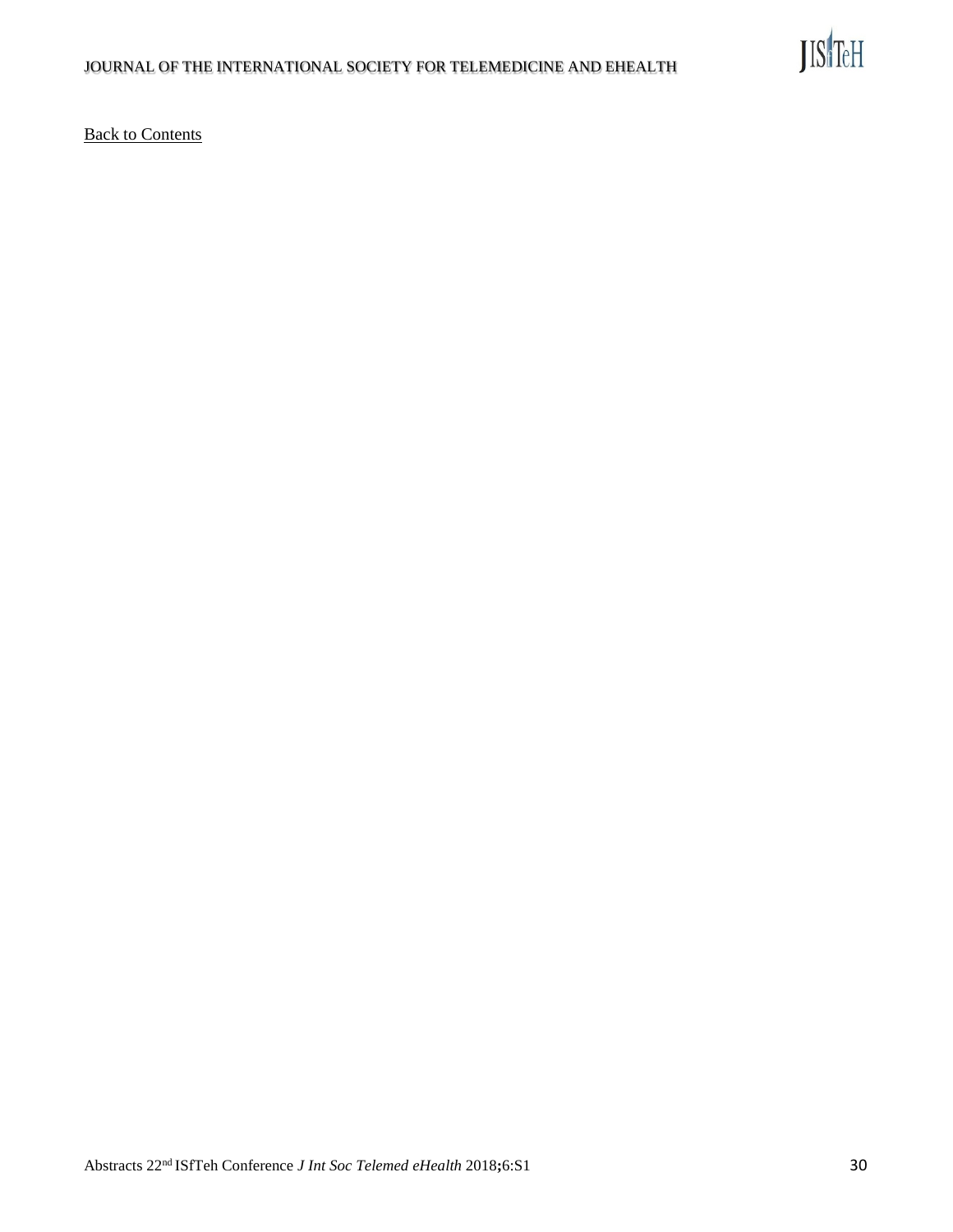Back to Contents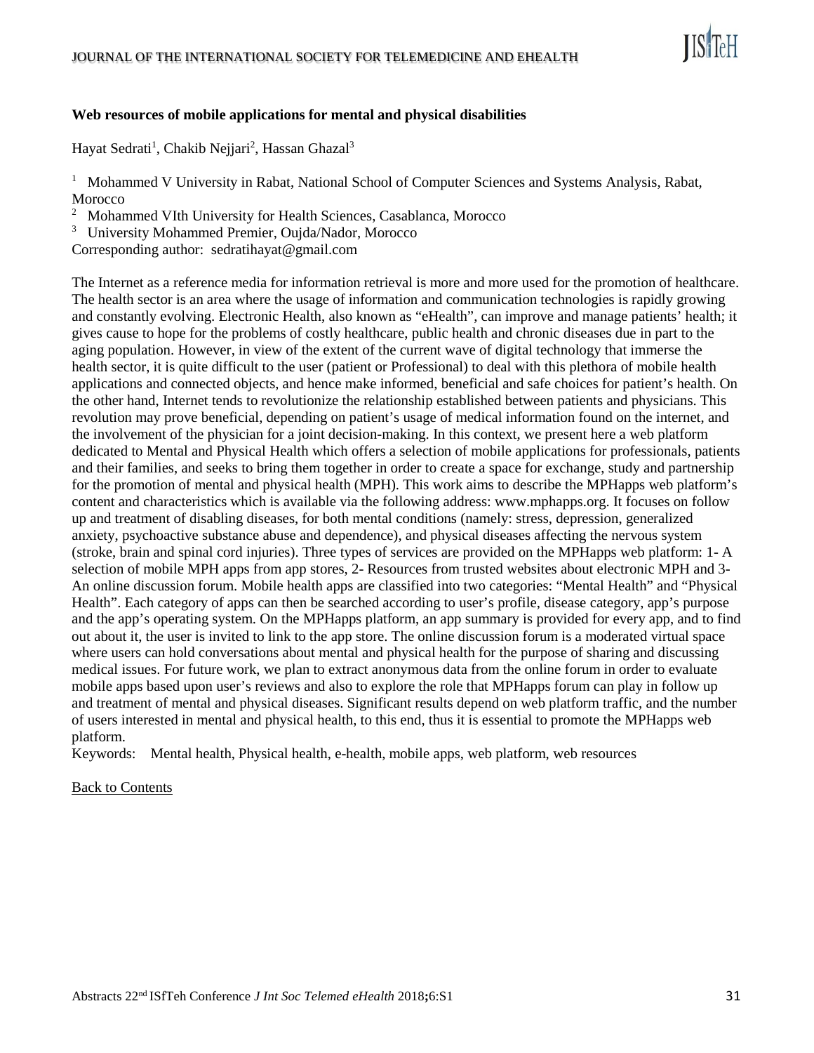**Web resources of mobile applications for mental and physical disabilities**

Hayat Sedrati[1], Chakib Nejjari[2], Hassan Ghazal[3]

[1] Mohammed V University in Rabat, National School of Computer Sciences and Systems Analysis, Rabat, Morocco
[2] Mohammed VIth University for Health Sciences, Casablanca, Morocco
[3] University Mohammed Premier, Oujda/Nador, Morocco
Corresponding author: sedratihayat@gmail.com

The Internet as a reference media for information retrieval is more and more used for the promotion of healthcare. The health sector is an area where the usage of information and communication technologies is rapidly growing and constantly evolving. Electronic Health, also known as "eHealth", can improve and manage patients' health; it gives cause to hope for the problems of costly healthcare, public health and chronic diseases due in part to the aging population. However, in view of the extent of the current wave of digital technology that immerse the health sector, it is quite difficult to the user (patient or Professional) to deal with this plethora of mobile health applications and connected objects, and hence make informed, beneficial and safe choices for patient's health. On the other hand, Internet tends to revolutionize the relationship established between patients and physicians. This revolution may prove beneficial, depending on patient's usage of medical information found on the internet, and the involvement of the physician for a joint decision-making. In this context, we present here a web platform dedicated to Mental and Physical Health which offers a selection of mobile applications for professionals, patients and their families, and seeks to bring them together in order to create a space for exchange, study and partnership for the promotion of mental and physical health (MPH). This work aims to describe the MPHapps web platform's content and characteristics which is available via the following address: www.mphapps.org. It focuses on follow up and treatment of disabling diseases, for both mental conditions (namely: stress, depression, generalized anxiety, psychoactive substance abuse and dependence), and physical diseases affecting the nervous system (stroke, brain and spinal cord injuries). Three types of services are provided on the MPHapps web platform: 1- A selection of mobile MPH apps from app stores, 2- Resources from trusted websites about electronic MPH and 3- An online discussion forum. Mobile health apps are classified into two categories: "Mental Health" and "Physical Health". Each category of apps can then be searched according to user's profile, disease category, app's purpose and the app's operating system. On the MPHapps platform, an app summary is provided for every app, and to find out about it, the user is invited to link to the app store. The online discussion forum is a moderated virtual space where users can hold conversations about mental and physical health for the purpose of sharing and discussing medical issues. For future work, we plan to extract anonymous data from the online forum in order to evaluate mobile apps based upon user's reviews and also to explore the role that MPHapps forum can play in follow up and treatment of mental and physical diseases. Significant results depend on web platform traffic, and the number of users interested in mental and physical health, to this end, thus it is essential to promote the MPHapps web platform.

Keywords: Mental health, Physical health, e-health, mobile apps, web platform, web resources

Back to Contents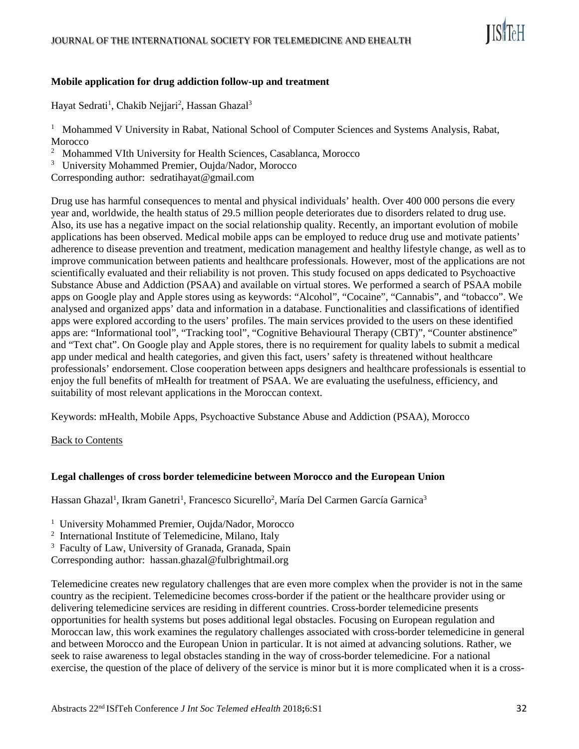### Mobile application for drug addiction follow-up and treatment

Hayat Sedrati[1], Chakib Nejjari[2], Hassan Ghazal[3]

[1] Mohammed V University in Rabat, National School of Computer Sciences and Systems Analysis, Rabat, Morocco
[2] Mohammed VIth University for Health Sciences, Casablanca, Morocco
[3] University Mohammed Premier, Oujda/Nador, Morocco
Corresponding author: sedratihayat@gmail.com

Drug use has harmful consequences to mental and physical individuals' health. Over 400 000 persons die every year and, worldwide, the health status of 29.5 million people deteriorates due to disorders related to drug use. Also, its use has a negative impact on the social relationship quality. Recently, an important evolution of mobile applications has been observed. Medical mobile apps can be employed to reduce drug use and motivate patients' adherence to disease prevention and treatment, medication management and healthy lifestyle change, as well as to improve communication between patients and healthcare professionals. However, most of the applications are not scientifically evaluated and their reliability is not proven. This study focused on apps dedicated to Psychoactive Substance Abuse and Addiction (PSAA) and available on virtual stores. We performed a search of PSAA mobile apps on Google play and Apple stores using as keywords: "Alcohol", "Cocaine", "Cannabis", and "tobacco". We analysed and organized apps' data and information in a database. Functionalities and classifications of identified apps were explored according to the users' profiles. The main services provided to the users on these identified apps are: "Informational tool", "Tracking tool", "Cognitive Behavioural Therapy (CBT)", "Counter abstinence" and "Text chat". On Google play and Apple stores, there is no requirement for quality labels to submit a medical app under medical and health categories, and given this fact, users' safety is threatened without healthcare professionals' endorsement. Close cooperation between apps designers and healthcare professionals is essential to enjoy the full benefits of mHealth for treatment of PSAA. We are evaluating the usefulness, efficiency, and suitability of most relevant applications in the Moroccan context.

Keywords: mHealth, Mobile Apps, Psychoactive Substance Abuse and Addiction (PSAA), Morocco

Back to Contents

### Legal challenges of cross border telemedicine between Morocco and the European Union

Hassan Ghazal[1], Ikram Ganetri[1], Francesco Sicurello[2], María Del Carmen García Garnica[3]

[1] University Mohammed Premier, Oujda/Nador, Morocco
[2] International Institute of Telemedicine, Milano, Italy
[3] Faculty of Law, University of Granada, Granada, Spain
Corresponding author: hassan.ghazal@fulbrightmail.org

Telemedicine creates new regulatory challenges that are even more complex when the provider is not in the same country as the recipient. Telemedicine becomes cross-border if the patient or the healthcare provider using or delivering telemedicine services are residing in different countries. Cross-border telemedicine presents opportunities for health systems but poses additional legal obstacles. Focusing on European regulation and Moroccan law, this work examines the regulatory challenges associated with cross-border telemedicine in general and between Morocco and the European Union in particular. It is not aimed at advancing solutions. Rather, we seek to raise awareness to legal obstacles standing in the way of cross-border telemedicine. For a national exercise, the question of the place of delivery of the service is minor but it is more complicated when it is a cross-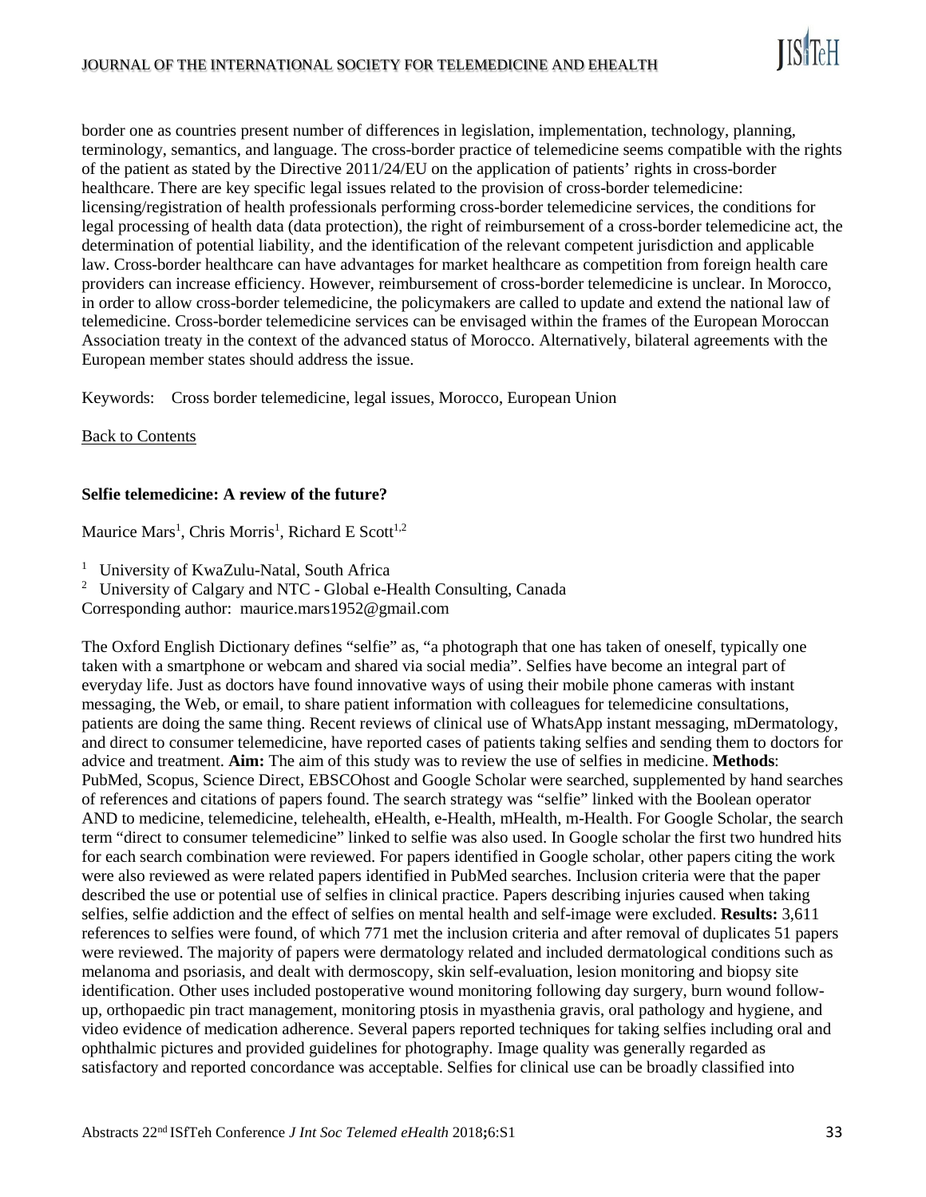border one as countries present number of differences in legislation, implementation, technology, planning, terminology, semantics, and language. The cross-border practice of telemedicine seems compatible with the rights of the patient as stated by the Directive 2011/24/EU on the application of patients' rights in cross-border healthcare. There are key specific legal issues related to the provision of cross-border telemedicine: licensing/registration of health professionals performing cross-border telemedicine services, the conditions for legal processing of health data (data protection), the right of reimbursement of a cross-border telemedicine act, the determination of potential liability, and the identification of the relevant competent jurisdiction and applicable law. Cross-border healthcare can have advantages for market healthcare as competition from foreign health care providers can increase efficiency. However, reimbursement of cross-border telemedicine is unclear. In Morocco, in order to allow cross-border telemedicine, the policymakers are called to update and extend the national law of telemedicine. Cross-border telemedicine services can be envisaged within the frames of the European Moroccan Association treaty in the context of the advanced status of Morocco. Alternatively, bilateral agreements with the European member states should address the issue.

Keywords: Cross border telemedicine, legal issues, Morocco, European Union

Back to Contents

### Selfie telemedicine: A review of the future?

Maurice Mars[1], Chris Morris[1], Richard E Scott[1,2]

[1] University of KwaZulu-Natal, South Africa
[2] University of Calgary and NTC - Global e-Health Consulting, Canada
Corresponding author: maurice.mars1952@gmail.com

The Oxford English Dictionary defines "selfie" as, "a photograph that one has taken of oneself, typically one taken with a smartphone or webcam and shared via social media". Selfies have become an integral part of everyday life. Just as doctors have found innovative ways of using their mobile phone cameras with instant messaging, the Web, or email, to share patient information with colleagues for telemedicine consultations, patients are doing the same thing. Recent reviews of clinical use of WhatsApp instant messaging, mDermatology, and direct to consumer telemedicine, have reported cases of patients taking selfies and sending them to doctors for advice and treatment. **Aim:** The aim of this study was to review the use of selfies in medicine. **Methods**: PubMed, Scopus, Science Direct, EBSCOhost and Google Scholar were searched, supplemented by hand searches of references and citations of papers found. The search strategy was "selfie" linked with the Boolean operator AND to medicine, telemedicine, telehealth, eHealth, e-Health, mHealth, m-Health. For Google Scholar, the search term "direct to consumer telemedicine" linked to selfie was also used. In Google scholar the first two hundred hits for each search combination were reviewed. For papers identified in Google scholar, other papers citing the work were also reviewed as were related papers identified in PubMed searches. Inclusion criteria were that the paper described the use or potential use of selfies in clinical practice. Papers describing injuries caused when taking selfies, selfie addiction and the effect of selfies on mental health and self-image were excluded. **Results:** 3,611 references to selfies were found, of which 771 met the inclusion criteria and after removal of duplicates 51 papers were reviewed. The majority of papers were dermatology related and included dermatological conditions such as melanoma and psoriasis, and dealt with dermoscopy, skin self-evaluation, lesion monitoring and biopsy site identification. Other uses included postoperative wound monitoring following day surgery, burn wound follow-up, orthopaedic pin tract management, monitoring ptosis in myasthenia gravis, oral pathology and hygiene, and video evidence of medication adherence. Several papers reported techniques for taking selfies including oral and ophthalmic pictures and provided guidelines for photography. Image quality was generally regarded as satisfactory and reported concordance was acceptable. Selfies for clinical use can be broadly classified into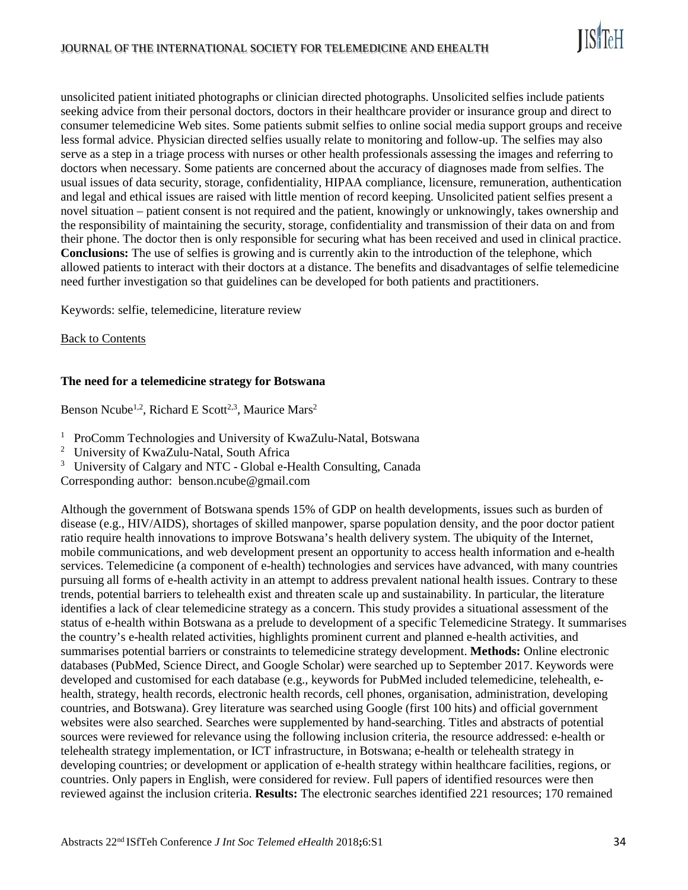unsolicited patient initiated photographs or clinician directed photographs. Unsolicited selfies include patients seeking advice from their personal doctors, doctors in their healthcare provider or insurance group and direct to consumer telemedicine Web sites. Some patients submit selfies to online social media support groups and receive less formal advice. Physician directed selfies usually relate to monitoring and follow-up. The selfies may also serve as a step in a triage process with nurses or other health professionals assessing the images and referring to doctors when necessary. Some patients are concerned about the accuracy of diagnoses made from selfies. The usual issues of data security, storage, confidentiality, HIPAA compliance, licensure, remuneration, authentication and legal and ethical issues are raised with little mention of record keeping. Unsolicited patient selfies present a novel situation – patient consent is not required and the patient, knowingly or unknowingly, takes ownership and the responsibility of maintaining the security, storage, confidentiality and transmission of their data on and from their phone. The doctor then is only responsible for securing what has been received and used in clinical practice. **Conclusions:** The use of selfies is growing and is currently akin to the introduction of the telephone, which allowed patients to interact with their doctors at a distance. The benefits and disadvantages of selfie telemedicine need further investigation so that guidelines can be developed for both patients and practitioners.

Keywords: selfie, telemedicine, literature review

Back to Contents

### The need for a telemedicine strategy for Botswana

Benson Ncube[1,2], Richard E Scott[2,3], Maurice Mars[2]

[1] ProComm Technologies and University of KwaZulu-Natal, Botswana
[2] University of KwaZulu-Natal, South Africa
[3] University of Calgary and NTC - Global e-Health Consulting, Canada
Corresponding author: benson.ncube@gmail.com

Although the government of Botswana spends 15% of GDP on health developments, issues such as burden of disease (e.g., HIV/AIDS), shortages of skilled manpower, sparse population density, and the poor doctor patient ratio require health innovations to improve Botswana's health delivery system. The ubiquity of the Internet, mobile communications, and web development present an opportunity to access health information and e-health services. Telemedicine (a component of e-health) technologies and services have advanced, with many countries pursuing all forms of e-health activity in an attempt to address prevalent national health issues. Contrary to these trends, potential barriers to telehealth exist and threaten scale up and sustainability. In particular, the literature identifies a lack of clear telemedicine strategy as a concern. This study provides a situational assessment of the status of e-health within Botswana as a prelude to development of a specific Telemedicine Strategy. It summarises the country's e-health related activities, highlights prominent current and planned e-health activities, and summarises potential barriers or constraints to telemedicine strategy development. **Methods:** Online electronic databases (PubMed, Science Direct, and Google Scholar) were searched up to September 2017. Keywords were developed and customised for each database (e.g., keywords for PubMed included telemedicine, telehealth, e-health, strategy, health records, electronic health records, cell phones, organisation, administration, developing countries, and Botswana). Grey literature was searched using Google (first 100 hits) and official government websites were also searched. Searches were supplemented by hand-searching. Titles and abstracts of potential sources were reviewed for relevance using the following inclusion criteria, the resource addressed: e-health or telehealth strategy implementation, or ICT infrastructure, in Botswana; e-health or telehealth strategy in developing countries; or development or application of e-health strategy within healthcare facilities, regions, or countries. Only papers in English, were considered for review. Full papers of identified resources were then reviewed against the inclusion criteria. **Results:** The electronic searches identified 221 resources; 170 remained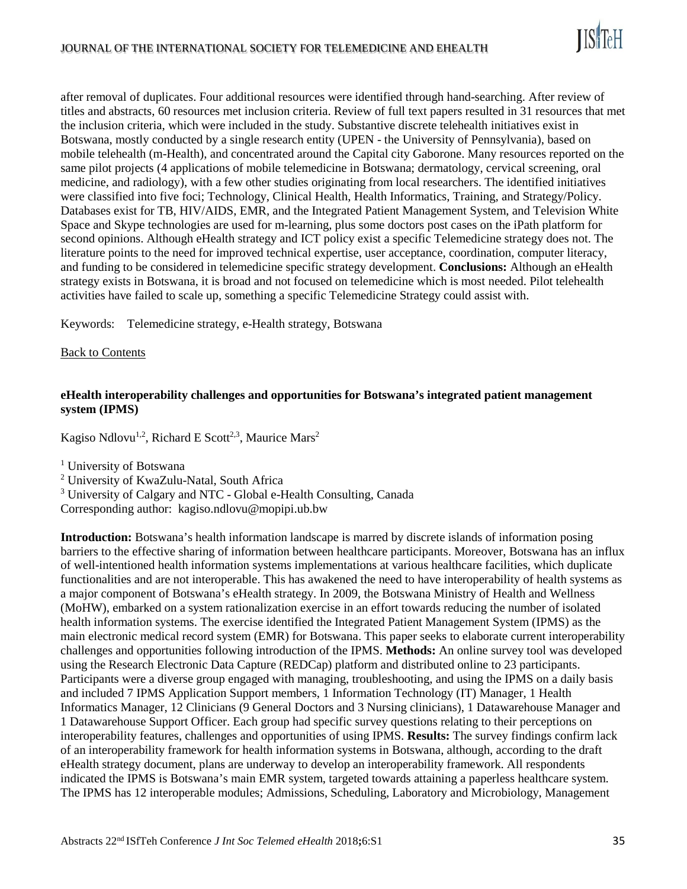after removal of duplicates. Four additional resources were identified through hand-searching. After review of titles and abstracts, 60 resources met inclusion criteria. Review of full text papers resulted in 31 resources that met the inclusion criteria, which were included in the study. Substantive discrete telehealth initiatives exist in Botswana, mostly conducted by a single research entity (UPEN - the University of Pennsylvania), based on mobile telehealth (m-Health), and concentrated around the Capital city Gaborone. Many resources reported on the same pilot projects (4 applications of mobile telemedicine in Botswana; dermatology, cervical screening, oral medicine, and radiology), with a few other studies originating from local researchers. The identified initiatives were classified into five foci; Technology, Clinical Health, Health Informatics, Training, and Strategy/Policy. Databases exist for TB, HIV/AIDS, EMR, and the Integrated Patient Management System, and Television White Space and Skype technologies are used for m-learning, plus some doctors post cases on the iPath platform for second opinions. Although eHealth strategy and ICT policy exist a specific Telemedicine strategy does not. The literature points to the need for improved technical expertise, user acceptance, coordination, computer literacy, and funding to be considered in telemedicine specific strategy development. **Conclusions:** Although an eHealth strategy exists in Botswana, it is broad and not focused on telemedicine which is most needed. Pilot telehealth activities have failed to scale up, something a specific Telemedicine Strategy could assist with.

Keywords: Telemedicine strategy, e-Health strategy, Botswana

Back to Contents

**eHealth interoperability challenges and opportunities for Botswana's integrated patient management system (IPMS)**

Kagiso Ndlovu[1,2], Richard E Scott[2,3], Maurice Mars[2]

[1] University of Botswana
[2] University of KwaZulu-Natal, South Africa
[3] University of Calgary and NTC - Global e-Health Consulting, Canada
Corresponding author: kagiso.ndlovu@mopipi.ub.bw

**Introduction:** Botswana's health information landscape is marred by discrete islands of information posing barriers to the effective sharing of information between healthcare participants. Moreover, Botswana has an influx of well-intentioned health information systems implementations at various healthcare facilities, which duplicate functionalities and are not interoperable. This has awakened the need to have interoperability of health systems as a major component of Botswana's eHealth strategy. In 2009, the Botswana Ministry of Health and Wellness (MoHW), embarked on a system rationalization exercise in an effort towards reducing the number of isolated health information systems. The exercise identified the Integrated Patient Management System (IPMS) as the main electronic medical record system (EMR) for Botswana. This paper seeks to elaborate current interoperability challenges and opportunities following introduction of the IPMS. **Methods:** An online survey tool was developed using the Research Electronic Data Capture (REDCap) platform and distributed online to 23 participants. Participants were a diverse group engaged with managing, troubleshooting, and using the IPMS on a daily basis and included 7 IPMS Application Support members, 1 Information Technology (IT) Manager, 1 Health Informatics Manager, 12 Clinicians (9 General Doctors and 3 Nursing clinicians), 1 Datawarehouse Manager and 1 Datawarehouse Support Officer. Each group had specific survey questions relating to their perceptions on interoperability features, challenges and opportunities of using IPMS. **Results:** The survey findings confirm lack of an interoperability framework for health information systems in Botswana, although, according to the draft eHealth strategy document, plans are underway to develop an interoperability framework. All respondents indicated the IPMS is Botswana's main EMR system, targeted towards attaining a paperless healthcare system. The IPMS has 12 interoperable modules; Admissions, Scheduling, Laboratory and Microbiology, Management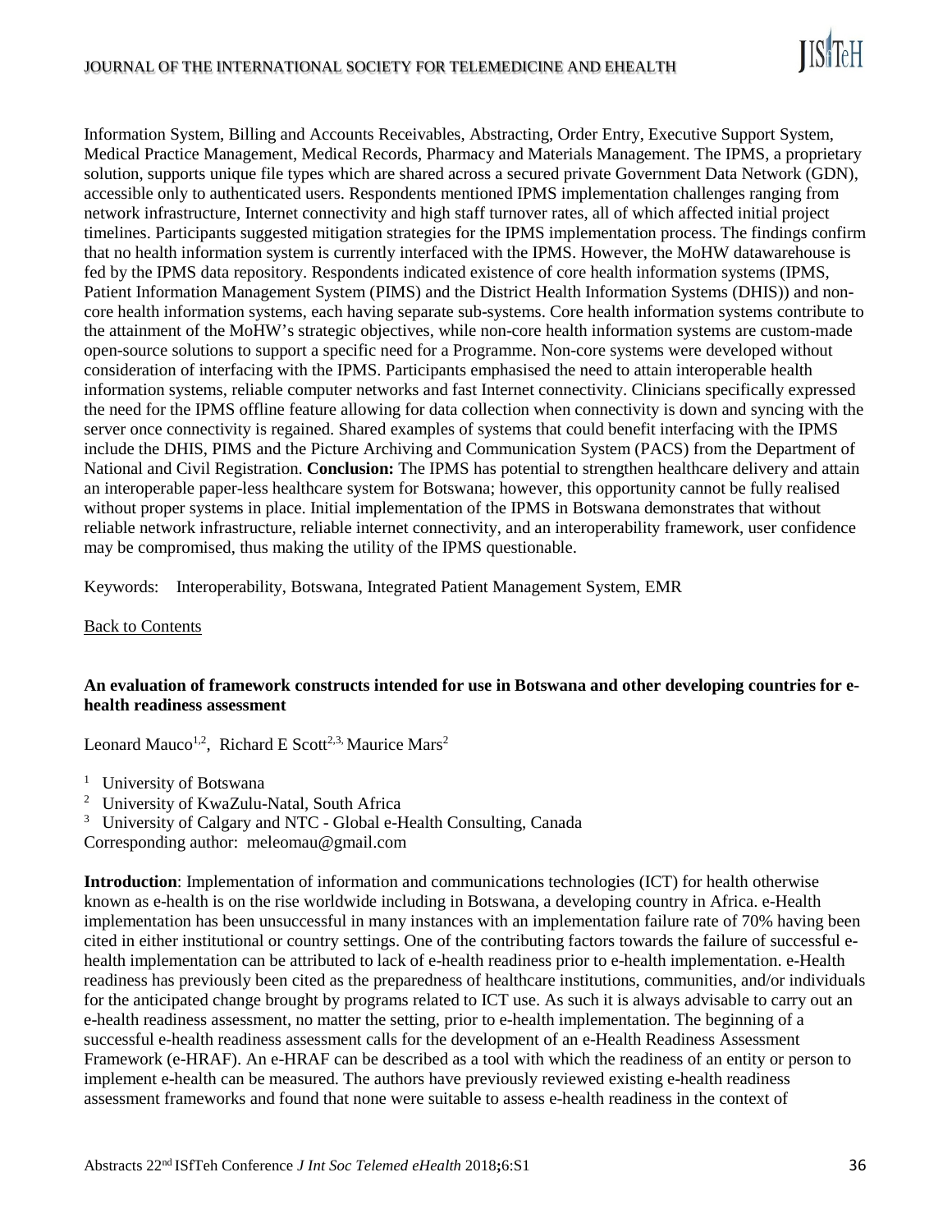Information System, Billing and Accounts Receivables, Abstracting, Order Entry, Executive Support System, Medical Practice Management, Medical Records, Pharmacy and Materials Management. The IPMS, a proprietary solution, supports unique file types which are shared across a secured private Government Data Network (GDN), accessible only to authenticated users. Respondents mentioned IPMS implementation challenges ranging from network infrastructure, Internet connectivity and high staff turnover rates, all of which affected initial project timelines. Participants suggested mitigation strategies for the IPMS implementation process. The findings confirm that no health information system is currently interfaced with the IPMS. However, the MoHW datawarehouse is fed by the IPMS data repository. Respondents indicated existence of core health information systems (IPMS, Patient Information Management System (PIMS) and the District Health Information Systems (DHIS)) and non-core health information systems, each having separate sub-systems. Core health information systems contribute to the attainment of the MoHW's strategic objectives, while non-core health information systems are custom-made open-source solutions to support a specific need for a Programme. Non-core systems were developed without consideration of interfacing with the IPMS. Participants emphasised the need to attain interoperable health information systems, reliable computer networks and fast Internet connectivity. Clinicians specifically expressed the need for the IPMS offline feature allowing for data collection when connectivity is down and syncing with the server once connectivity is regained. Shared examples of systems that could benefit interfacing with the IPMS include the DHIS, PIMS and the Picture Archiving and Communication System (PACS) from the Department of National and Civil Registration. **Conclusion:** The IPMS has potential to strengthen healthcare delivery and attain an interoperable paper-less healthcare system for Botswana; however, this opportunity cannot be fully realised without proper systems in place. Initial implementation of the IPMS in Botswana demonstrates that without reliable network infrastructure, reliable internet connectivity, and an interoperability framework, user confidence may be compromised, thus making the utility of the IPMS questionable.

Keywords: Interoperability, Botswana, Integrated Patient Management System, EMR

Back to Contents

### An evaluation of framework constructs intended for use in Botswana and other developing countries for e-health readiness assessment

Leonard Mauco[1,2], Richard E Scott[2,3], Maurice Mars[2]

[1] University of Botswana
[2] University of KwaZulu-Natal, South Africa
[3] University of Calgary and NTC - Global e-Health Consulting, Canada
Corresponding author: meleomau@gmail.com

**Introduction**: Implementation of information and communications technologies (ICT) for health otherwise known as e-health is on the rise worldwide including in Botswana, a developing country in Africa. e-Health implementation has been unsuccessful in many instances with an implementation failure rate of 70% having been cited in either institutional or country settings. One of the contributing factors towards the failure of successful e-health implementation can be attributed to lack of e-health readiness prior to e-health implementation. e-Health readiness has previously been cited as the preparedness of healthcare institutions, communities, and/or individuals for the anticipated change brought by programs related to ICT use. As such it is always advisable to carry out an e-health readiness assessment, no matter the setting, prior to e-health implementation. The beginning of a successful e-health readiness assessment calls for the development of an e-Health Readiness Assessment Framework (e-HRAF). An e-HRAF can be described as a tool with which the readiness of an entity or person to implement e-health can be measured. The authors have previously reviewed existing e-health readiness assessment frameworks and found that none were suitable to assess e-health readiness in the context of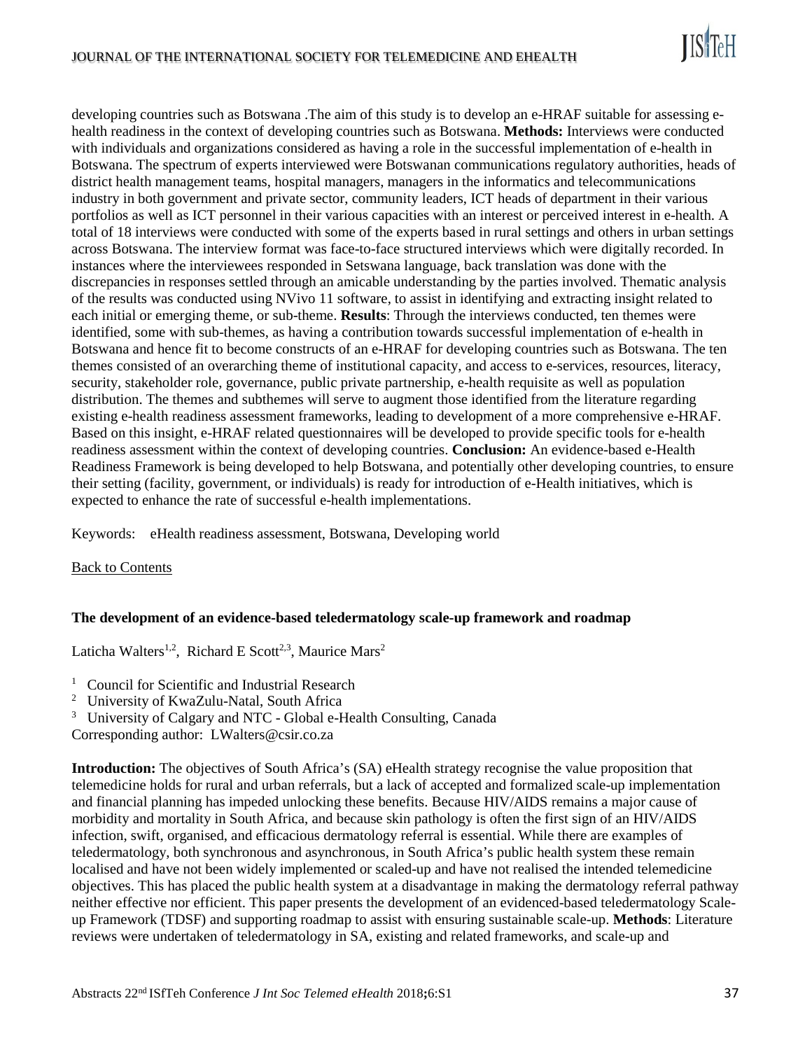developing countries such as Botswana .The aim of this study is to develop an e-HRAF suitable for assessing e-health readiness in the context of developing countries such as Botswana. **Methods:** Interviews were conducted with individuals and organizations considered as having a role in the successful implementation of e-health in Botswana. The spectrum of experts interviewed were Botswanan communications regulatory authorities, heads of district health management teams, hospital managers, managers in the informatics and telecommunications industry in both government and private sector, community leaders, ICT heads of department in their various portfolios as well as ICT personnel in their various capacities with an interest or perceived interest in e-health. A total of 18 interviews were conducted with some of the experts based in rural settings and others in urban settings across Botswana. The interview format was face-to-face structured interviews which were digitally recorded. In instances where the interviewees responded in Setswana language, back translation was done with the discrepancies in responses settled through an amicable understanding by the parties involved. Thematic analysis of the results was conducted using NVivo 11 software, to assist in identifying and extracting insight related to each initial or emerging theme, or sub-theme. **Results**: Through the interviews conducted, ten themes were identified, some with sub-themes, as having a contribution towards successful implementation of e-health in Botswana and hence fit to become constructs of an e-HRAF for developing countries such as Botswana. The ten themes consisted of an overarching theme of institutional capacity, and access to e-services, resources, literacy, security, stakeholder role, governance, public private partnership, e-health requisite as well as population distribution. The themes and subthemes will serve to augment those identified from the literature regarding existing e-health readiness assessment frameworks, leading to development of a more comprehensive e-HRAF. Based on this insight, e-HRAF related questionnaires will be developed to provide specific tools for e-health readiness assessment within the context of developing countries. **Conclusion:** An evidence-based e-Health Readiness Framework is being developed to help Botswana, and potentially other developing countries, to ensure their setting (facility, government, or individuals) is ready for introduction of e-Health initiatives, which is expected to enhance the rate of successful e-health implementations.

Keywords: eHealth readiness assessment, Botswana, Developing world

Back to Contents

### The development of an evidence-based teledermatology scale-up framework and roadmap

Laticha Walters[1,2], Richard E Scott[2,3], Maurice Mars[2]

[1] Council for Scientific and Industrial Research
[2] University of KwaZulu-Natal, South Africa
[3] University of Calgary and NTC - Global e-Health Consulting, Canada
Corresponding author: LWalters@csir.co.za

**Introduction:** The objectives of South Africa's (SA) eHealth strategy recognise the value proposition that telemedicine holds for rural and urban referrals, but a lack of accepted and formalized scale-up implementation and financial planning has impeded unlocking these benefits. Because HIV/AIDS remains a major cause of morbidity and mortality in South Africa, and because skin pathology is often the first sign of an HIV/AIDS infection, swift, organised, and efficacious dermatology referral is essential. While there are examples of teledermatology, both synchronous and asynchronous, in South Africa's public health system these remain localised and have not been widely implemented or scaled-up and have not realised the intended telemedicine objectives. This has placed the public health system at a disadvantage in making the dermatology referral pathway neither effective nor efficient. This paper presents the development of an evidenced-based teledermatology Scale-up Framework (TDSF) and supporting roadmap to assist with ensuring sustainable scale-up. **Methods**: Literature reviews were undertaken of teledermatology in SA, existing and related frameworks, and scale-up and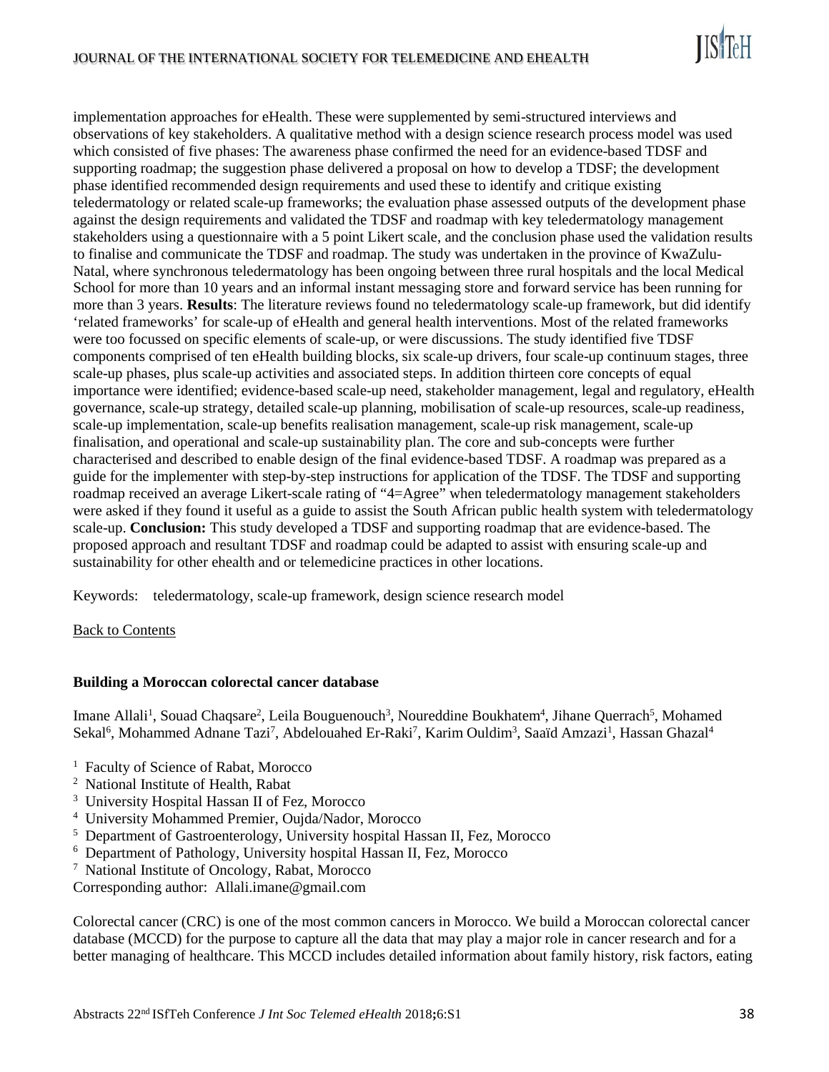implementation approaches for eHealth. These were supplemented by semi-structured interviews and observations of key stakeholders. A qualitative method with a design science research process model was used which consisted of five phases: The awareness phase confirmed the need for an evidence-based TDSF and supporting roadmap; the suggestion phase delivered a proposal on how to develop a TDSF; the development phase identified recommended design requirements and used these to identify and critique existing teledermatology or related scale-up frameworks; the evaluation phase assessed outputs of the development phase against the design requirements and validated the TDSF and roadmap with key teledermatology management stakeholders using a questionnaire with a 5 point Likert scale, and the conclusion phase used the validation results to finalise and communicate the TDSF and roadmap. The study was undertaken in the province of KwaZulu-Natal, where synchronous teledermatology has been ongoing between three rural hospitals and the local Medical School for more than 10 years and an informal instant messaging store and forward service has been running for more than 3 years. **Results**: The literature reviews found no teledermatology scale-up framework, but did identify 'related frameworks' for scale-up of eHealth and general health interventions. Most of the related frameworks were too focussed on specific elements of scale-up, or were discussions. The study identified five TDSF components comprised of ten eHealth building blocks, six scale-up drivers, four scale-up continuum stages, three scale-up phases, plus scale-up activities and associated steps. In addition thirteen core concepts of equal importance were identified; evidence-based scale-up need, stakeholder management, legal and regulatory, eHealth governance, scale-up strategy, detailed scale-up planning, mobilisation of scale-up resources, scale-up readiness, scale-up implementation, scale-up benefits realisation management, scale-up risk management, scale-up finalisation, and operational and scale-up sustainability plan. The core and sub-concepts were further characterised and described to enable design of the final evidence-based TDSF. A roadmap was prepared as a guide for the implementer with step-by-step instructions for application of the TDSF. The TDSF and supporting roadmap received an average Likert-scale rating of "4=Agree" when teledermatology management stakeholders were asked if they found it useful as a guide to assist the South African public health system with teledermatology scale-up. **Conclusion:** This study developed a TDSF and supporting roadmap that are evidence-based. The proposed approach and resultant TDSF and roadmap could be adapted to assist with ensuring scale-up and sustainability for other ehealth and or telemedicine practices in other locations.

Keywords: teledermatology, scale-up framework, design science research model

Back to Contents

### Building a Moroccan colorectal cancer database

Imane Allali[1], Souad Chaqsare[2], Leila Bouguenouch[3], Noureddine Boukhatem[4], Jihane Querrach[5], Mohamed Sekal[6], Mohammed Adnane Tazi[7], Abdelouahed Er-Raki[7], Karim Ouldim[3], Saaïd Amzazi[1], Hassan Ghazal[4]

[1] Faculty of Science of Rabat, Morocco
[2] National Institute of Health, Rabat
[3] University Hospital Hassan II of Fez, Morocco
[4] University Mohammed Premier, Oujda/Nador, Morocco
[5] Department of Gastroenterology, University hospital Hassan II, Fez, Morocco
[6] Department of Pathology, University hospital Hassan II, Fez, Morocco
[7] National Institute of Oncology, Rabat, Morocco
Corresponding author: Allali.imane@gmail.com

Colorectal cancer (CRC) is one of the most common cancers in Morocco. We build a Moroccan colorectal cancer database (MCCD) for the purpose to capture all the data that may play a major role in cancer research and for a better managing of healthcare. This MCCD includes detailed information about family history, risk factors, eating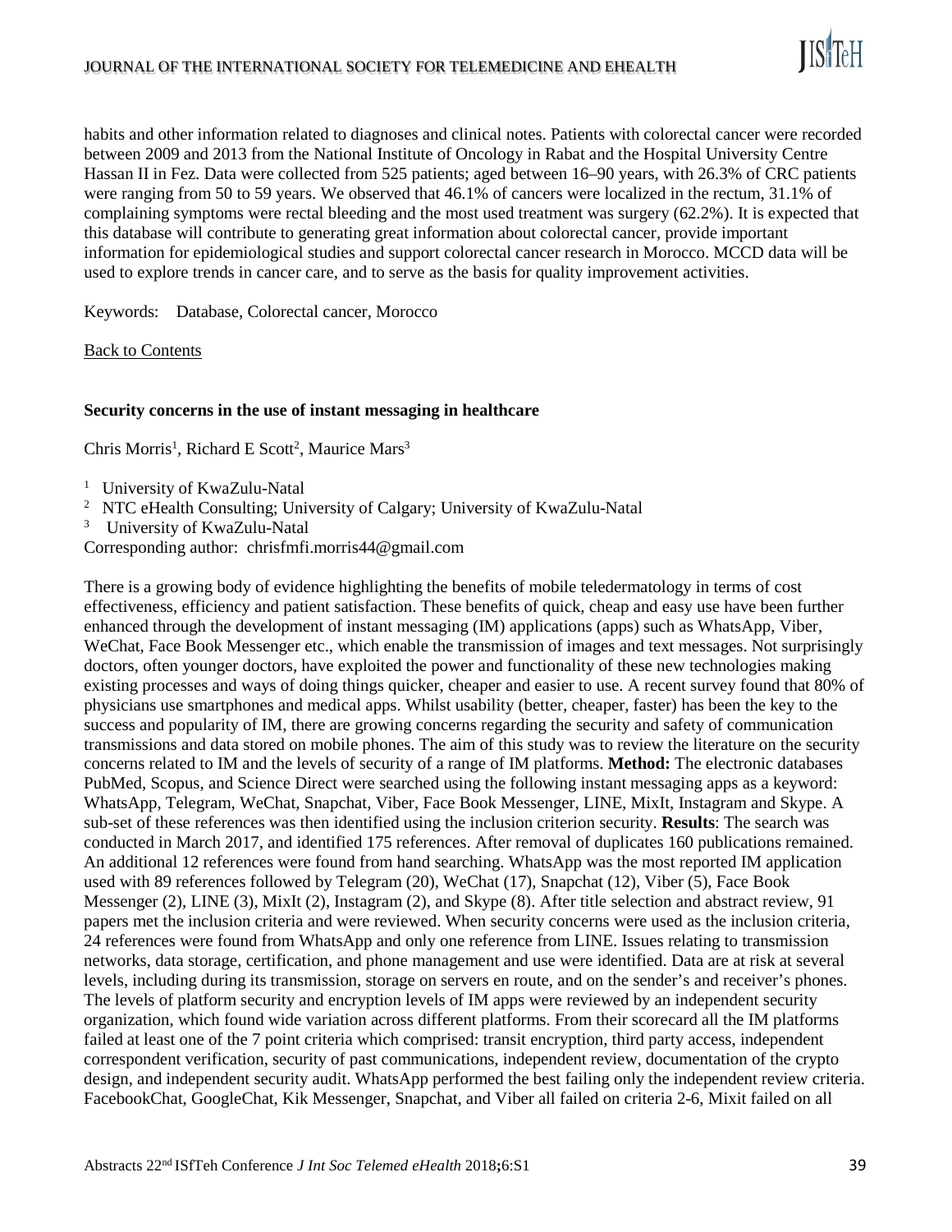habits and other information related to diagnoses and clinical notes. Patients with colorectal cancer were recorded between 2009 and 2013 from the National Institute of Oncology in Rabat and the Hospital University Centre Hassan II in Fez. Data were collected from 525 patients; aged between 16–90 years, with 26.3% of CRC patients were ranging from 50 to 59 years. We observed that 46.1% of cancers were localized in the rectum, 31.1% of complaining symptoms were rectal bleeding and the most used treatment was surgery (62.2%). It is expected that this database will contribute to generating great information about colorectal cancer, provide important information for epidemiological studies and support colorectal cancer research in Morocco. MCCD data will be used to explore trends in cancer care, and to serve as the basis for quality improvement activities.

Keywords: Database, Colorectal cancer, Morocco

Back to Contents

### Security concerns in the use of instant messaging in healthcare

Chris Morris[1], Richard E Scott[2], Maurice Mars[3]

[1] University of KwaZulu-Natal
[2] NTC eHealth Consulting; University of Calgary; University of KwaZulu-Natal
[3] University of KwaZulu-Natal

Corresponding author: chrisfmfi.morris44@gmail.com

There is a growing body of evidence highlighting the benefits of mobile teledermatology in terms of cost effectiveness, efficiency and patient satisfaction. These benefits of quick, cheap and easy use have been further enhanced through the development of instant messaging (IM) applications (apps) such as WhatsApp, Viber, WeChat, Face Book Messenger etc., which enable the transmission of images and text messages. Not surprisingly doctors, often younger doctors, have exploited the power and functionality of these new technologies making existing processes and ways of doing things quicker, cheaper and easier to use. A recent survey found that 80% of physicians use smartphones and medical apps. Whilst usability (better, cheaper, faster) has been the key to the success and popularity of IM, there are growing concerns regarding the security and safety of communication transmissions and data stored on mobile phones. The aim of this study was to review the literature on the security concerns related to IM and the levels of security of a range of IM platforms. **Method:** The electronic databases PubMed, Scopus, and Science Direct were searched using the following instant messaging apps as a keyword: WhatsApp, Telegram, WeChat, Snapchat, Viber, Face Book Messenger, LINE, MixIt, Instagram and Skype. A sub-set of these references was then identified using the inclusion criterion security. **Results**: The search was conducted in March 2017, and identified 175 references. After removal of duplicates 160 publications remained. An additional 12 references were found from hand searching. WhatsApp was the most reported IM application used with 89 references followed by Telegram (20), WeChat (17), Snapchat (12), Viber (5), Face Book Messenger (2), LINE (3), MixIt (2), Instagram (2), and Skype (8). After title selection and abstract review, 91 papers met the inclusion criteria and were reviewed. When security concerns were used as the inclusion criteria, 24 references were found from WhatsApp and only one reference from LINE. Issues relating to transmission networks, data storage, certification, and phone management and use were identified. Data are at risk at several levels, including during its transmission, storage on servers en route, and on the sender's and receiver's phones. The levels of platform security and encryption levels of IM apps were reviewed by an independent security organization, which found wide variation across different platforms. From their scorecard all the IM platforms failed at least one of the 7 point criteria which comprised: transit encryption, third party access, independent correspondent verification, security of past communications, independent review, documentation of the crypto design, and independent security audit. WhatsApp performed the best failing only the independent review criteria. FacebookChat, GoogleChat, Kik Messenger, Snapchat, and Viber all failed on criteria 2-6, Mixit failed on all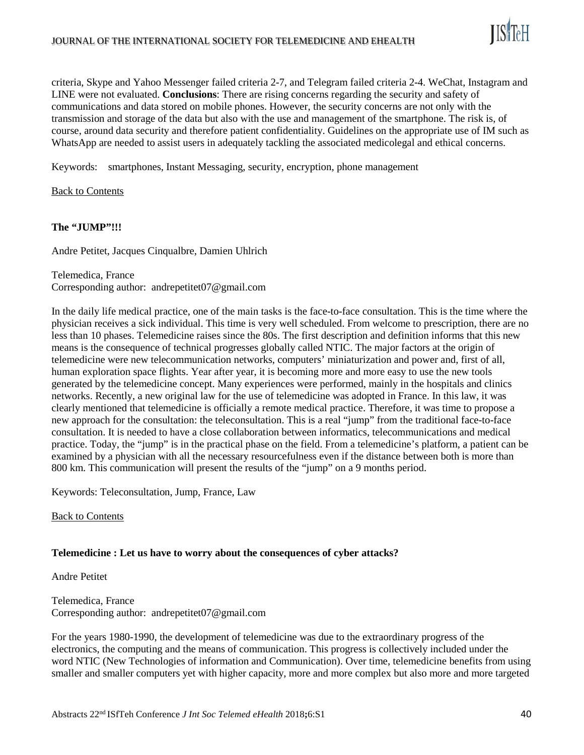criteria, Skype and Yahoo Messenger failed criteria 2-7, and Telegram failed criteria 2-4. WeChat, Instagram and LINE were not evaluated. **Conclusions**: There are rising concerns regarding the security and safety of communications and data stored on mobile phones. However, the security concerns are not only with the transmission and storage of the data but also with the use and management of the smartphone. The risk is, of course, around data security and therefore patient confidentiality. Guidelines on the appropriate use of IM such as WhatsApp are needed to assist users in adequately tackling the associated medicolegal and ethical concerns.

Keywords: smartphones, Instant Messaging, security, encryption, phone management

Back to Contents

### The "JUMP"!!!

Andre Petitet, Jacques Cinqualbre, Damien Uhlrich

Telemedica, France
Corresponding author: andrepetitet07@gmail.com

In the daily life medical practice, one of the main tasks is the face-to-face consultation. This is the time where the physician receives a sick individual. This time is very well scheduled. From welcome to prescription, there are no less than 10 phases. Telemedicine raises since the 80s. The first description and definition informs that this new means is the consequence of technical progresses globally called NTIC. The major factors at the origin of telemedicine were new telecommunication networks, computers' miniaturization and power and, first of all, human exploration space flights. Year after year, it is becoming more and more easy to use the new tools generated by the telemedicine concept. Many experiences were performed, mainly in the hospitals and clinics networks. Recently, a new original law for the use of telemedicine was adopted in France. In this law, it was clearly mentioned that telemedicine is officially a remote medical practice. Therefore, it was time to propose a new approach for the consultation: the teleconsultation. This is a real "jump" from the traditional face-to-face consultation. It is needed to have a close collaboration between informatics, telecommunications and medical practice. Today, the "jump" is in the practical phase on the field. From a telemedicine's platform, a patient can be examined by a physician with all the necessary resourcefulness even if the distance between both is more than 800 km. This communication will present the results of the "jump" on a 9 months period.

Keywords: Teleconsultation, Jump, France, Law

Back to Contents

### Telemedicine : Let us have to worry about the consequences of cyber attacks?

Andre Petitet

Telemedica, France
Corresponding author: andrepetitet07@gmail.com

For the years 1980-1990, the development of telemedicine was due to the extraordinary progress of the electronics, the computing and the means of communication. This progress is collectively included under the word NTIC (New Technologies of information and Communication). Over time, telemedicine benefits from using smaller and smaller computers yet with higher capacity, more and more complex but also more and more targeted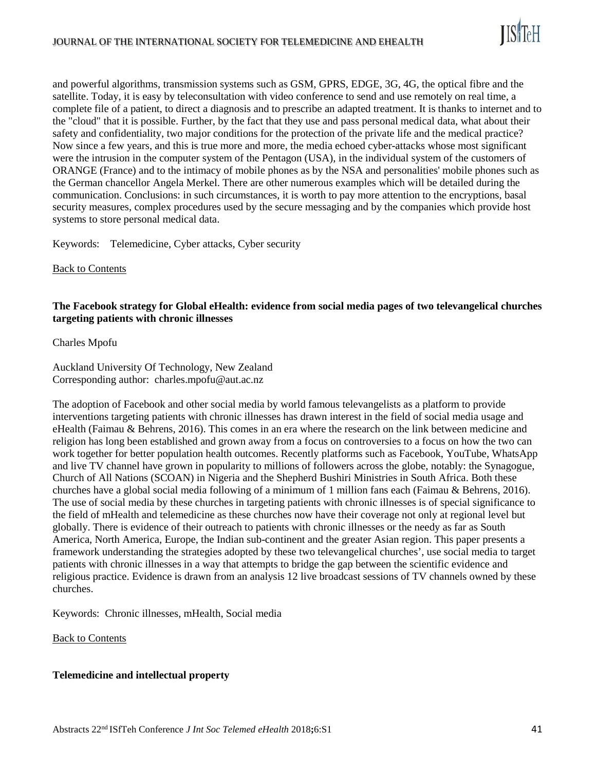and powerful algorithms, transmission systems such as GSM, GPRS, EDGE, 3G, 4G, the optical fibre and the satellite. Today, it is easy by teleconsultation with video conference to send and use remotely on real time, a complete file of a patient, to direct a diagnosis and to prescribe an adapted treatment. It is thanks to internet and to the "cloud" that it is possible. Further, by the fact that they use and pass personal medical data, what about their safety and confidentiality, two major conditions for the protection of the private life and the medical practice? Now since a few years, and this is true more and more, the media echoed cyber-attacks whose most significant were the intrusion in the computer system of the Pentagon (USA), in the individual system of the customers of ORANGE (France) and to the intimacy of mobile phones as by the NSA and personalities' mobile phones such as the German chancellor Angela Merkel. There are other numerous examples which will be detailed during the communication. Conclusions: in such circumstances, it is worth to pay more attention to the encryptions, basal security measures, complex procedures used by the secure messaging and by the companies which provide host systems to store personal medical data.

Keywords: Telemedicine, Cyber attacks, Cyber security

Back to Contents

**The Facebook strategy for Global eHealth: evidence from social media pages of two televangelical churches targeting patients with chronic illnesses**

Charles Mpofu

Auckland University Of Technology, New Zealand
Corresponding author: charles.mpofu@aut.ac.nz

The adoption of Facebook and other social media by world famous televangelists as a platform to provide interventions targeting patients with chronic illnesses has drawn interest in the field of social media usage and eHealth (Faimau & Behrens, 2016). This comes in an era where the research on the link between medicine and religion has long been established and grown away from a focus on controversies to a focus on how the two can work together for better population health outcomes. Recently platforms such as Facebook, YouTube, WhatsApp and live TV channel have grown in popularity to millions of followers across the globe, notably: the Synagogue, Church of All Nations (SCOAN) in Nigeria and the Shepherd Bushiri Ministries in South Africa. Both these churches have a global social media following of a minimum of 1 million fans each (Faimau & Behrens, 2016). The use of social media by these churches in targeting patients with chronic illnesses is of special significance to the field of mHealth and telemedicine as these churches now have their coverage not only at regional level but globally. There is evidence of their outreach to patients with chronic illnesses or the needy as far as South America, North America, Europe, the Indian sub-continent and the greater Asian region. This paper presents a framework understanding the strategies adopted by these two televangelical churches', use social media to target patients with chronic illnesses in a way that attempts to bridge the gap between the scientific evidence and religious practice. Evidence is drawn from an analysis 12 live broadcast sessions of TV channels owned by these churches.

Keywords: Chronic illnesses, mHealth, Social media

Back to Contents

**Telemedicine and intellectual property**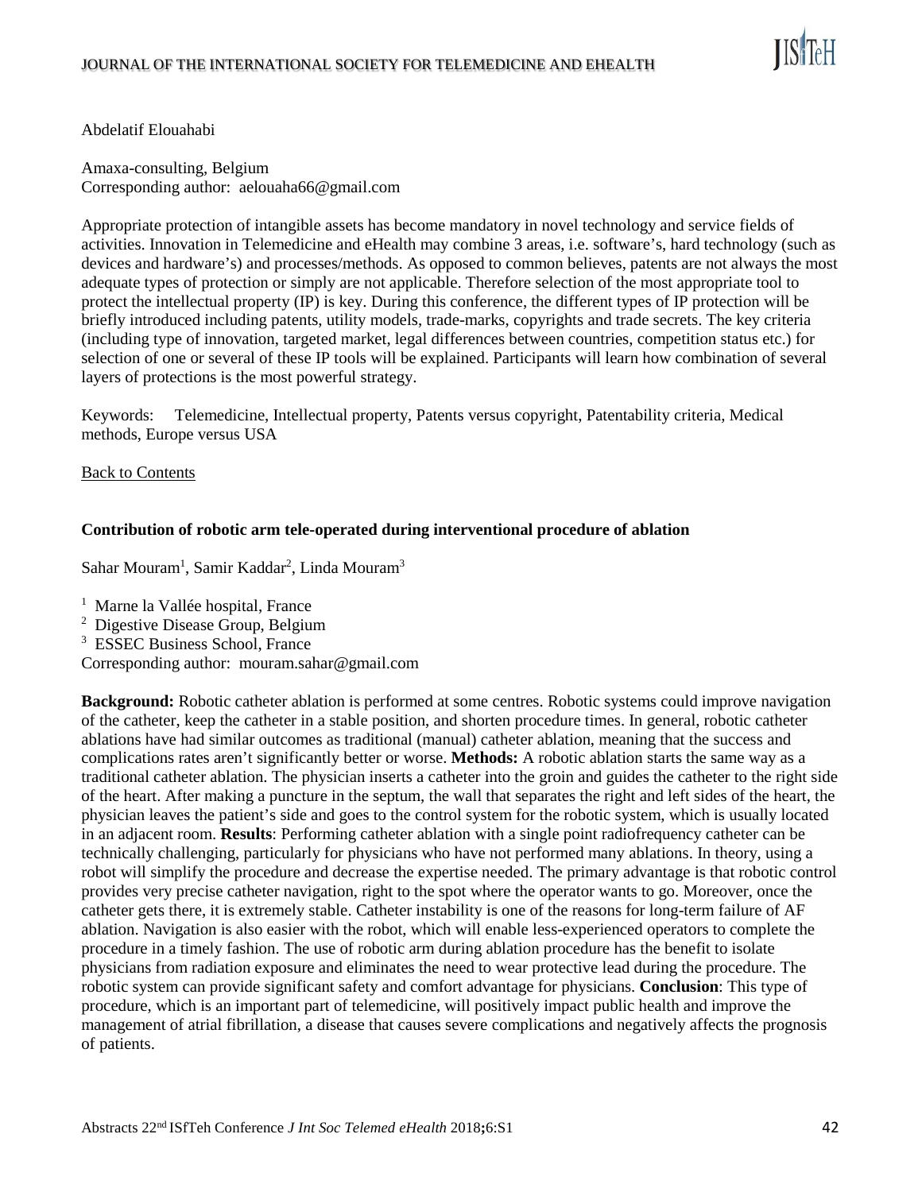Abdelatif Elouahabi

Amaxa-consulting, Belgium
Corresponding author: aelouaha66@gmail.com

Appropriate protection of intangible assets has become mandatory in novel technology and service fields of activities. Innovation in Telemedicine and eHealth may combine 3 areas, i.e. software's, hard technology (such as devices and hardware's) and processes/methods. As opposed to common believes, patents are not always the most adequate types of protection or simply are not applicable. Therefore selection of the most appropriate tool to protect the intellectual property (IP) is key. During this conference, the different types of IP protection will be briefly introduced including patents, utility models, trade-marks, copyrights and trade secrets. The key criteria (including type of innovation, targeted market, legal differences between countries, competition status etc.) for selection of one or several of these IP tools will be explained. Participants will learn how combination of several layers of protections is the most powerful strategy.

Keywords: Telemedicine, Intellectual property, Patents versus copyright, Patentability criteria, Medical methods, Europe versus USA

Back to Contents

### Contribution of robotic arm tele-operated during interventional procedure of ablation

Sahar Mouram[1], Samir Kaddar[2], Linda Mouram[3]

[1] Marne la Vallée hospital, France
[2] Digestive Disease Group, Belgium
[3] ESSEC Business School, France
Corresponding author: mouram.sahar@gmail.com

**Background:** Robotic catheter ablation is performed at some centres. Robotic systems could improve navigation of the catheter, keep the catheter in a stable position, and shorten procedure times. In general, robotic catheter ablations have had similar outcomes as traditional (manual) catheter ablation, meaning that the success and complications rates aren't significantly better or worse. **Methods:** A robotic ablation starts the same way as a traditional catheter ablation. The physician inserts a catheter into the groin and guides the catheter to the right side of the heart. After making a puncture in the septum, the wall that separates the right and left sides of the heart, the physician leaves the patient's side and goes to the control system for the robotic system, which is usually located in an adjacent room. **Results**: Performing catheter ablation with a single point radiofrequency catheter can be technically challenging, particularly for physicians who have not performed many ablations. In theory, using a robot will simplify the procedure and decrease the expertise needed. The primary advantage is that robotic control provides very precise catheter navigation, right to the spot where the operator wants to go. Moreover, once the catheter gets there, it is extremely stable. Catheter instability is one of the reasons for long-term failure of AF ablation. Navigation is also easier with the robot, which will enable less-experienced operators to complete the procedure in a timely fashion. The use of robotic arm during ablation procedure has the benefit to isolate physicians from radiation exposure and eliminates the need to wear protective lead during the procedure. The robotic system can provide significant safety and comfort advantage for physicians. **Conclusion**: This type of procedure, which is an important part of telemedicine, will positively impact public health and improve the management of atrial fibrillation, a disease that causes severe complications and negatively affects the prognosis of patients.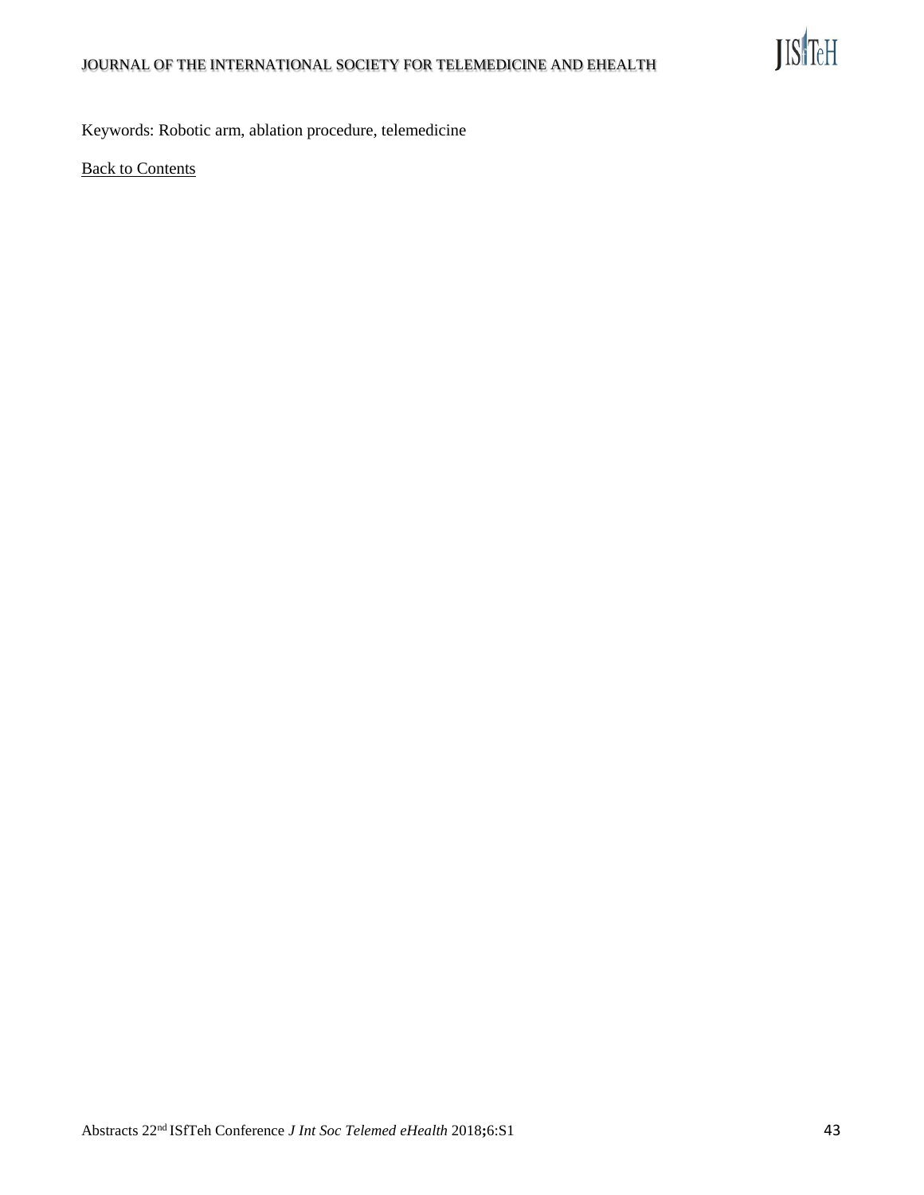Keywords: Robotic arm, ablation procedure, telemedicine

Back to Contents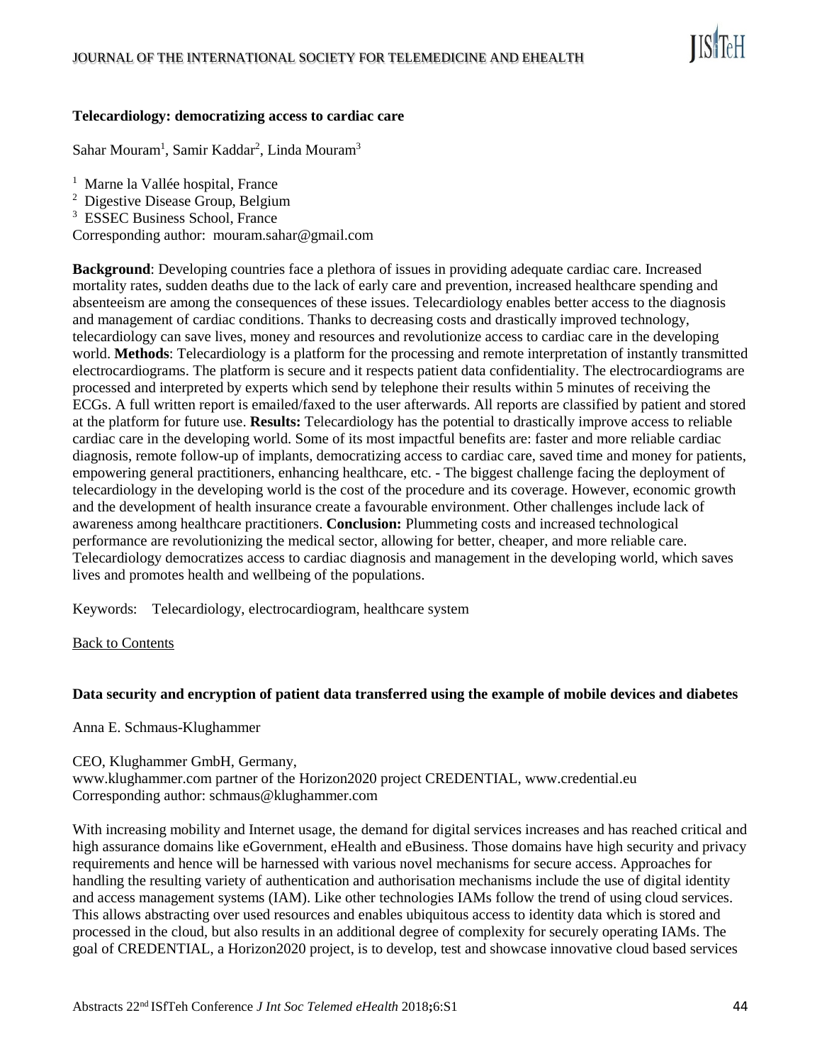### Telecardiology: democratizing access to cardiac care

Sahar Mouram[1], Samir Kaddar[2], Linda Mouram[3]

[1] Marne la Vallée hospital, France
[2] Digestive Disease Group, Belgium
[3] ESSEC Business School, France
Corresponding author: mouram.sahar@gmail.com

**Background**: Developing countries face a plethora of issues in providing adequate cardiac care. Increased mortality rates, sudden deaths due to the lack of early care and prevention, increased healthcare spending and absenteeism are among the consequences of these issues. Telecardiology enables better access to the diagnosis and management of cardiac conditions. Thanks to decreasing costs and drastically improved technology, telecardiology can save lives, money and resources and revolutionize access to cardiac care in the developing world. **Methods**: Telecardiology is a platform for the processing and remote interpretation of instantly transmitted electrocardiograms. The platform is secure and it respects patient data confidentiality. The electrocardiograms are processed and interpreted by experts which send by telephone their results within 5 minutes of receiving the ECGs. A full written report is emailed/faxed to the user afterwards. All reports are classified by patient and stored at the platform for future use. **Results:** Telecardiology has the potential to drastically improve access to reliable cardiac care in the developing world. Some of its most impactful benefits are: faster and more reliable cardiac diagnosis, remote follow-up of implants, democratizing access to cardiac care, saved time and money for patients, empowering general practitioners, enhancing healthcare, etc. - The biggest challenge facing the deployment of telecardiology in the developing world is the cost of the procedure and its coverage. However, economic growth and the development of health insurance create a favourable environment. Other challenges include lack of awareness among healthcare practitioners. **Conclusion:** Plummeting costs and increased technological performance are revolutionizing the medical sector, allowing for better, cheaper, and more reliable care. Telecardiology democratizes access to cardiac diagnosis and management in the developing world, which saves lives and promotes health and wellbeing of the populations.

Keywords: Telecardiology, electrocardiogram, healthcare system

Back to Contents

### Data security and encryption of patient data transferred using the example of mobile devices and diabetes

Anna E. Schmaus-Klughammer

CEO, Klughammer GmbH, Germany,
www.klughammer.com partner of the Horizon2020 project CREDENTIAL, www.credential.eu
Corresponding author: schmaus@klughammer.com

With increasing mobility and Internet usage, the demand for digital services increases and has reached critical and high assurance domains like eGovernment, eHealth and eBusiness. Those domains have high security and privacy requirements and hence will be harnessed with various novel mechanisms for secure access. Approaches for handling the resulting variety of authentication and authorisation mechanisms include the use of digital identity and access management systems (IAM). Like other technologies IAMs follow the trend of using cloud services. This allows abstracting over used resources and enables ubiquitous access to identity data which is stored and processed in the cloud, but also results in an additional degree of complexity for securely operating IAMs. The goal of CREDENTIAL, a Horizon2020 project, is to develop, test and showcase innovative cloud based services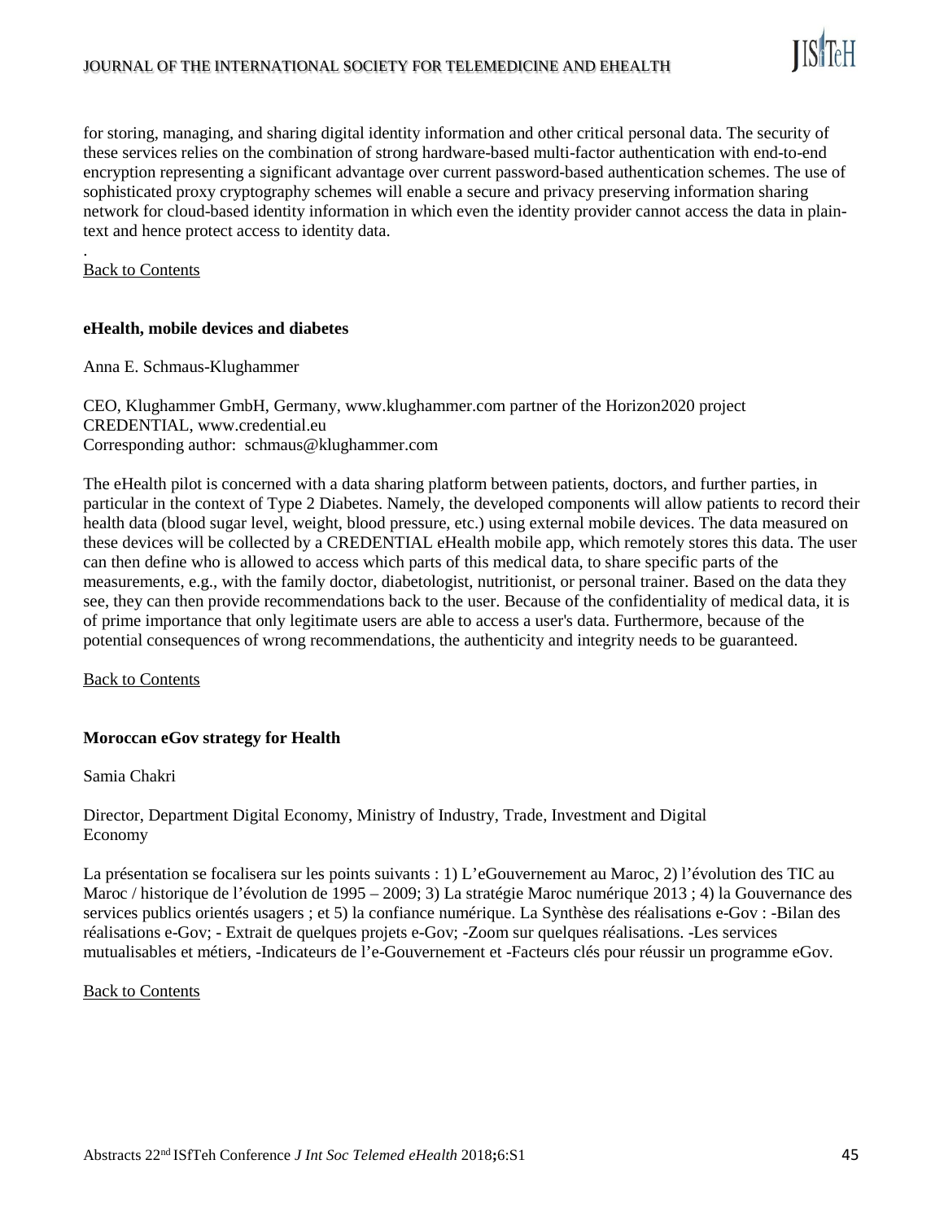for storing, managing, and sharing digital identity information and other critical personal data. The security of these services relies on the combination of strong hardware-based multi-factor authentication with end-to-end encryption representing a significant advantage over current password-based authentication schemes. The use of sophisticated proxy cryptography schemes will enable a secure and privacy preserving information sharing network for cloud-based identity information in which even the identity provider cannot access the data in plain-text and hence protect access to identity data.

.

Back to Contents

### eHealth, mobile devices and diabetes

Anna E. Schmaus-Klughammer

CEO, Klughammer GmbH, Germany, www.klughammer.com partner of the Horizon2020 project CREDENTIAL, www.credential.eu
Corresponding author: schmaus@klughammer.com

The eHealth pilot is concerned with a data sharing platform between patients, doctors, and further parties, in particular in the context of Type 2 Diabetes. Namely, the developed components will allow patients to record their health data (blood sugar level, weight, blood pressure, etc.) using external mobile devices. The data measured on these devices will be collected by a CREDENTIAL eHealth mobile app, which remotely stores this data. The user can then define who is allowed to access which parts of this medical data, to share specific parts of the measurements, e.g., with the family doctor, diabetologist, nutritionist, or personal trainer. Based on the data they see, they can then provide recommendations back to the user. Because of the confidentiality of medical data, it is of prime importance that only legitimate users are able to access a user's data. Furthermore, because of the potential consequences of wrong recommendations, the authenticity and integrity needs to be guaranteed.

Back to Contents

### Moroccan eGov strategy for Health

Samia Chakri

Director, Department Digital Economy, Ministry of Industry, Trade, Investment and Digital Economy

La présentation se focalisera sur les points suivants : 1) L'eGouvernement au Maroc, 2) l'évolution des TIC au Maroc / historique de l'évolution de 1995 – 2009; 3) La stratégie Maroc numérique 2013 ; 4) la Gouvernance des services publics orientés usagers ; et 5) la confiance numérique. La Synthèse des réalisations e-Gov : -Bilan des réalisations e-Gov; - Extrait de quelques projets e-Gov; -Zoom sur quelques réalisations. -Les services mutualisables et métiers, -Indicateurs de l'e-Gouvernement et -Facteurs clés pour réussir un programme eGov.

Back to Contents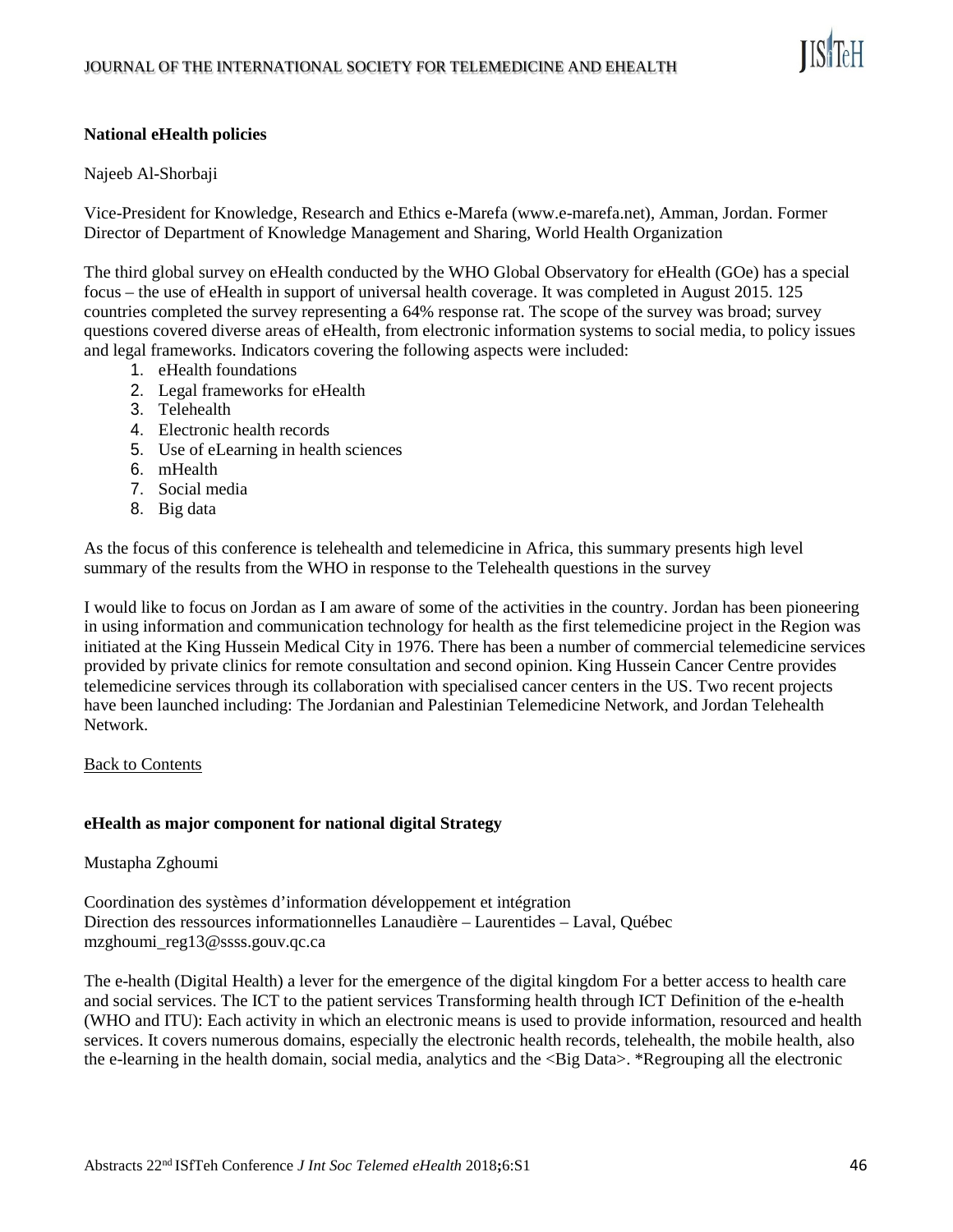### National eHealth policies

Najeeb Al-Shorbaji

Vice-President for Knowledge, Research and Ethics e-Marefa (www.e-marefa.net), Amman, Jordan. Former Director of Department of Knowledge Management and Sharing, World Health Organization

The third global survey on eHealth conducted by the WHO Global Observatory for eHealth (GOe) has a special focus – the use of eHealth in support of universal health coverage. It was completed in August 2015. 125 countries completed the survey representing a 64% response rat. The scope of the survey was broad; survey questions covered diverse areas of eHealth, from electronic information systems to social media, to policy issues and legal frameworks. Indicators covering the following aspects were included:

1. eHealth foundations
2. Legal frameworks for eHealth
3. Telehealth
4. Electronic health records
5. Use of eLearning in health sciences
6. mHealth
7. Social media
8. Big data

As the focus of this conference is telehealth and telemedicine in Africa, this summary presents high level summary of the results from the WHO in response to the Telehealth questions in the survey

I would like to focus on Jordan as I am aware of some of the activities in the country. Jordan has been pioneering in using information and communication technology for health as the first telemedicine project in the Region was initiated at the King Hussein Medical City in 1976. There has been a number of commercial telemedicine services provided by private clinics for remote consultation and second opinion. King Hussein Cancer Centre provides telemedicine services through its collaboration with specialised cancer centers in the US. Two recent projects have been launched including: The Jordanian and Palestinian Telemedicine Network, and Jordan Telehealth Network.

Back to Contents

### eHealth as major component for national digital Strategy

Mustapha Zghoumi

Coordination des systèmes d'information développement et intégration
Direction des ressources informationnelles Lanaudière – Laurentides – Laval, Québec
mzghoumi_reg13@ssss.gouv.qc.ca

The e-health (Digital Health) a lever for the emergence of the digital kingdom For a better access to health care and social services. The ICT to the patient services Transforming health through ICT Definition of the e-health (WHO and ITU): Each activity in which an electronic means is used to provide information, resourced and health services. It covers numerous domains, especially the electronic health records, telehealth, the mobile health, also the e-learning in the health domain, social media, analytics and the <Big Data>. *Regrouping all the electronic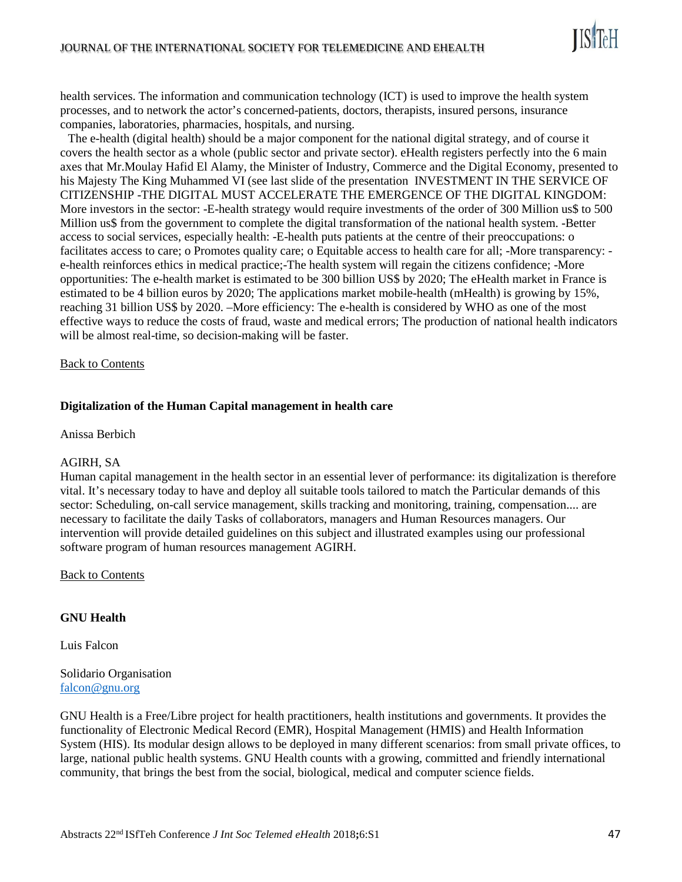health services. The information and communication technology (ICT) is used to improve the health system processes, and to network the actor's concerned-patients, doctors, therapists, insured persons, insurance companies, laboratories, pharmacies, hospitals, and nursing.

The e-health (digital health) should be a major component for the national digital strategy, and of course it covers the health sector as a whole (public sector and private sector). eHealth registers perfectly into the 6 main axes that Mr.Moulay Hafid El Alamy, the Minister of Industry, Commerce and the Digital Economy, presented to his Majesty The King Muhammed VI (see last slide of the presentation INVESTMENT IN THE SERVICE OF CITIZENSHIP -THE DIGITAL MUST ACCELERATE THE EMERGENCE OF THE DIGITAL KINGDOM: More investors in the sector: -E-health strategy would require investments of the order of 300 Million us$ to 500 Million us$ from the government to complete the digital transformation of the national health system. -Better access to social services, especially health: -E-health puts patients at the centre of their preoccupations: o facilitates access to care; o Promotes quality care; o Equitable access to health care for all; -More transparency: -e-health reinforces ethics in medical practice;-The health system will regain the citizens confidence; -More opportunities: The e-health market is estimated to be 300 billion US$ by 2020; The eHealth market in France is estimated to be 4 billion euros by 2020; The applications market mobile-health (mHealth) is growing by 15%, reaching 31 billion US$ by 2020. –More efficiency: The e-health is considered by WHO as one of the most effective ways to reduce the costs of fraud, waste and medical errors; The production of national health indicators will be almost real-time, so decision-making will be faster.

Back to Contents

**Digitalization of the Human Capital management in health care**

Anissa Berbich

AGIRH, SA

Human capital management in the health sector in an essential lever of performance: its digitalization is therefore vital. It's necessary today to have and deploy all suitable tools tailored to match the Particular demands of this sector: Scheduling, on-call service management, skills tracking and monitoring, training, compensation.... are necessary to facilitate the daily Tasks of collaborators, managers and Human Resources managers. Our intervention will provide detailed guidelines on this subject and illustrated examples using our professional software program of human resources management AGIRH.

Back to Contents

**GNU Health**

Luis Falcon

Solidario Organisation
falcon@gnu.org

GNU Health is a Free/Libre project for health practitioners, health institutions and governments. It provides the functionality of Electronic Medical Record (EMR), Hospital Management (HMIS) and Health Information System (HIS). Its modular design allows to be deployed in many different scenarios: from small private offices, to large, national public health systems. GNU Health counts with a growing, committed and friendly international community, that brings the best from the social, biological, medical and computer science fields.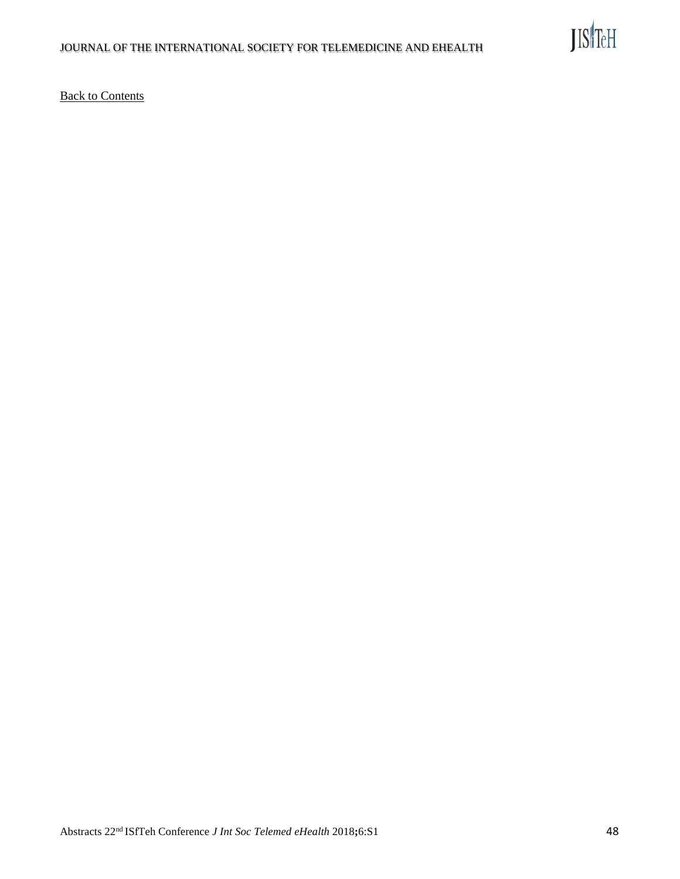Back to Contents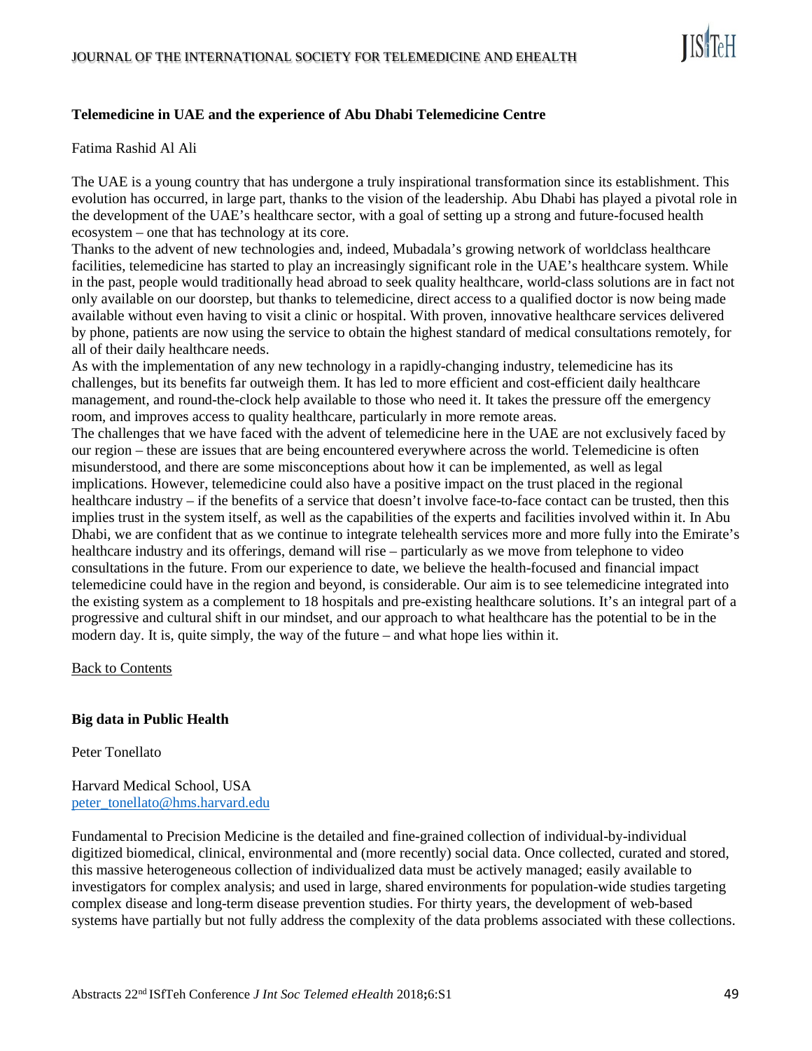**Telemedicine in UAE and the experience of Abu Dhabi Telemedicine Centre**

Fatima Rashid Al Ali

The UAE is a young country that has undergone a truly inspirational transformation since its establishment. This evolution has occurred, in large part, thanks to the vision of the leadership. Abu Dhabi has played a pivotal role in the development of the UAE's healthcare sector, with a goal of setting up a strong and future-focused health ecosystem – one that has technology at its core.
Thanks to the advent of new technologies and, indeed, Mubadala's growing network of worldclass healthcare facilities, telemedicine has started to play an increasingly significant role in the UAE's healthcare system. While in the past, people would traditionally head abroad to seek quality healthcare, world-class solutions are in fact not only available on our doorstep, but thanks to telemedicine, direct access to a qualified doctor is now being made available without even having to visit a clinic or hospital. With proven, innovative healthcare services delivered by phone, patients are now using the service to obtain the highest standard of medical consultations remotely, for all of their daily healthcare needs.
As with the implementation of any new technology in a rapidly-changing industry, telemedicine has its challenges, but its benefits far outweigh them. It has led to more efficient and cost-efficient daily healthcare management, and round-the-clock help available to those who need it. It takes the pressure off the emergency room, and improves access to quality healthcare, particularly in more remote areas.
The challenges that we have faced with the advent of telemedicine here in the UAE are not exclusively faced by our region – these are issues that are being encountered everywhere across the world. Telemedicine is often misunderstood, and there are some misconceptions about how it can be implemented, as well as legal implications. However, telemedicine could also have a positive impact on the trust placed in the regional healthcare industry – if the benefits of a service that doesn't involve face-to-face contact can be trusted, then this implies trust in the system itself, as well as the capabilities of the experts and facilities involved within it. In Abu Dhabi, we are confident that as we continue to integrate telehealth services more and more fully into the Emirate's healthcare industry and its offerings, demand will rise – particularly as we move from telephone to video consultations in the future. From our experience to date, we believe the health-focused and financial impact telemedicine could have in the region and beyond, is considerable. Our aim is to see telemedicine integrated into the existing system as a complement to 18 hospitals and pre-existing healthcare solutions. It's an integral part of a progressive and cultural shift in our mindset, and our approach to what healthcare has the potential to be in the modern day. It is, quite simply, the way of the future – and what hope lies within it.

Back to Contents

**Big data in Public Health**

Peter Tonellato

Harvard Medical School, USA
peter_tonellato@hms.harvard.edu

Fundamental to Precision Medicine is the detailed and fine-grained collection of individual-by-individual digitized biomedical, clinical, environmental and (more recently) social data. Once collected, curated and stored, this massive heterogeneous collection of individualized data must be actively managed; easily available to investigators for complex analysis; and used in large, shared environments for population-wide studies targeting complex disease and long-term disease prevention studies. For thirty years, the development of web-based systems have partially but not fully address the complexity of the data problems associated with these collections.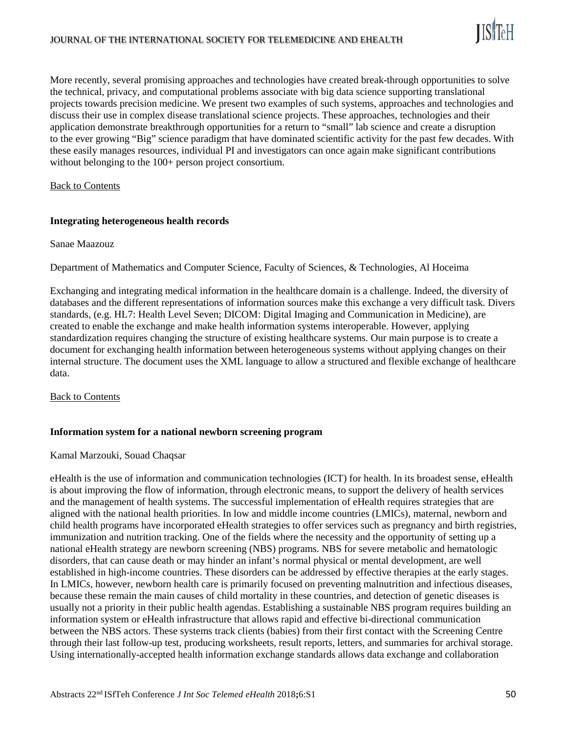More recently, several promising approaches and technologies have created break-through opportunities to solve the technical, privacy, and computational problems associate with big data science supporting translational projects towards precision medicine. We present two examples of such systems, approaches and technologies and discuss their use in complex disease translational science projects. These approaches, technologies and their application demonstrate breakthrough opportunities for a return to "small" lab science and create a disruption to the ever growing "Big" science paradigm that have dominated scientific activity for the past few decades. With these easily manages resources, individual PI and investigators can once again make significant contributions without belonging to the 100+ person project consortium.

Back to Contents

### Integrating heterogeneous health records

Sanae Maazouz

Department of Mathematics and Computer Science, Faculty of Sciences, & Technologies, Al Hoceima

Exchanging and integrating medical information in the healthcare domain is a challenge. Indeed, the diversity of databases and the different representations of information sources make this exchange a very difficult task. Divers standards, (e.g. HL7: Health Level Seven; DICOM: Digital Imaging and Communication in Medicine), are created to enable the exchange and make health information systems interoperable. However, applying standardization requires changing the structure of existing healthcare systems. Our main purpose is to create a document for exchanging health information between heterogeneous systems without applying changes on their internal structure. The document uses the XML language to allow a structured and flexible exchange of healthcare data.

Back to Contents

### Information system for a national newborn screening program

Kamal Marzouki, Souad Chaqsar

eHealth is the use of information and communication technologies (ICT) for health. In its broadest sense, eHealth is about improving the flow of information, through electronic means, to support the delivery of health services and the management of health systems. The successful implementation of eHealth requires strategies that are aligned with the national health priorities. In low and middle income countries (LMICs), maternal, newborn and child health programs have incorporated eHealth strategies to offer services such as pregnancy and birth registries, immunization and nutrition tracking. One of the fields where the necessity and the opportunity of setting up a national eHealth strategy are newborn screening (NBS) programs. NBS for severe metabolic and hematologic disorders, that can cause death or may hinder an infant's normal physical or mental development, are well established in high-income countries. These disorders can be addressed by effective therapies at the early stages. In LMICs, however, newborn health care is primarily focused on preventing malnutrition and infectious diseases, because these remain the main causes of child mortality in these countries, and detection of genetic diseases is usually not a priority in their public health agendas. Establishing a sustainable NBS program requires building an information system or eHealth infrastructure that allows rapid and effective bi-directional communication between the NBS actors. These systems track clients (babies) from their first contact with the Screening Centre through their last follow-up test, producing worksheets, result reports, letters, and summaries for archival storage. Using internationally-accepted health information exchange standards allows data exchange and collaboration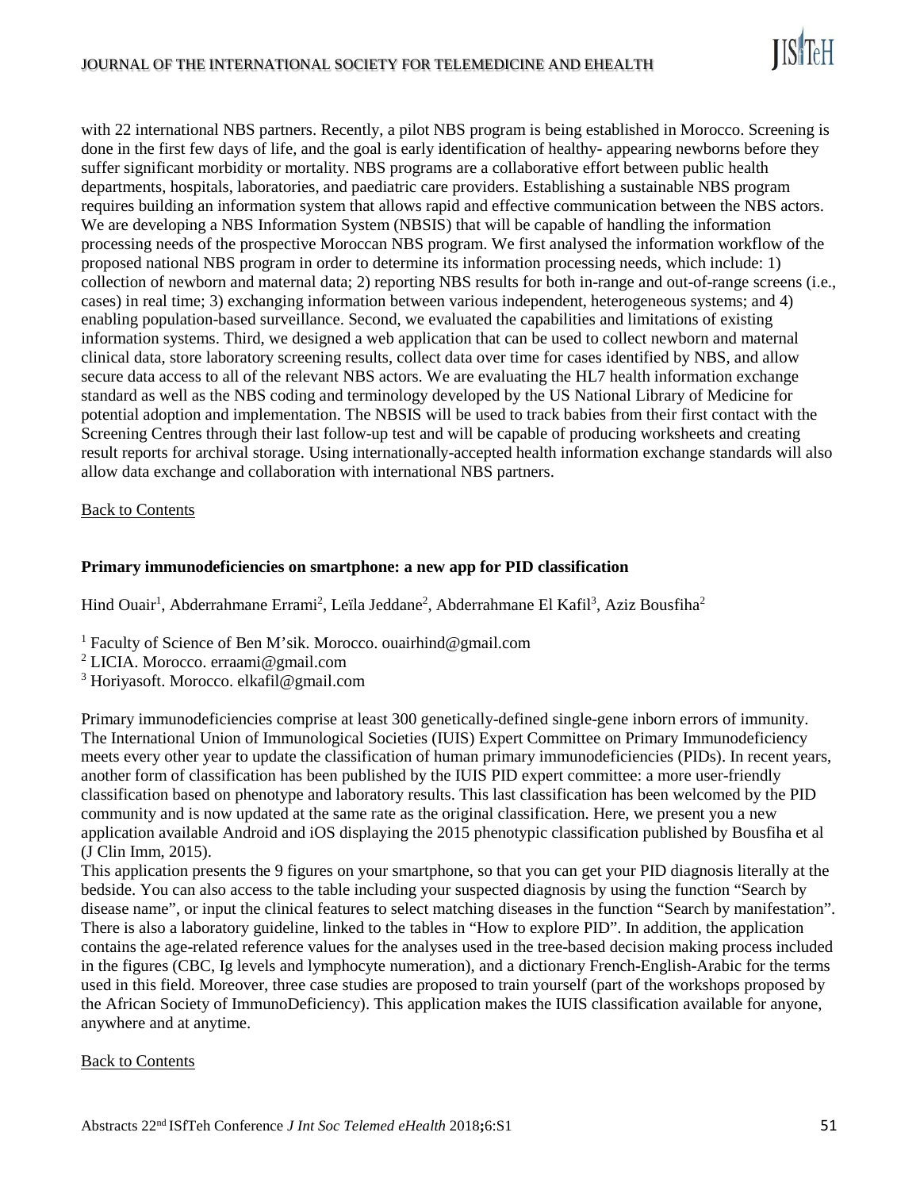with 22 international NBS partners. Recently, a pilot NBS program is being established in Morocco. Screening is done in the first few days of life, and the goal is early identification of healthy- appearing newborns before they suffer significant morbidity or mortality. NBS programs are a collaborative effort between public health departments, hospitals, laboratories, and paediatric care providers. Establishing a sustainable NBS program requires building an information system that allows rapid and effective communication between the NBS actors. We are developing a NBS Information System (NBSIS) that will be capable of handling the information processing needs of the prospective Moroccan NBS program. We first analysed the information workflow of the proposed national NBS program in order to determine its information processing needs, which include: 1) collection of newborn and maternal data; 2) reporting NBS results for both in-range and out-of-range screens (i.e., cases) in real time; 3) exchanging information between various independent, heterogeneous systems; and 4) enabling population-based surveillance. Second, we evaluated the capabilities and limitations of existing information systems. Third, we designed a web application that can be used to collect newborn and maternal clinical data, store laboratory screening results, collect data over time for cases identified by NBS, and allow secure data access to all of the relevant NBS actors. We are evaluating the HL7 health information exchange standard as well as the NBS coding and terminology developed by the US National Library of Medicine for potential adoption and implementation. The NBSIS will be used to track babies from their first contact with the Screening Centres through their last follow-up test and will be capable of producing worksheets and creating result reports for archival storage. Using internationally-accepted health information exchange standards will also allow data exchange and collaboration with international NBS partners.

Back to Contents

**Primary immunodeficiencies on smartphone: a new app for PID classification**

Hind Ouair[1], Abderrahmane Errami[2], Leïla Jeddane[2], Abderrahmane El Kafil[3], Aziz Bousfiha[2]

[1] Faculty of Science of Ben M'sik. Morocco. ouairhind@gmail.com
[2] LICIA. Morocco. erraami@gmail.com
[3] Horiyasoft. Morocco. elkafil@gmail.com

Primary immunodeficiencies comprise at least 300 genetically-defined single-gene inborn errors of immunity. The International Union of Immunological Societies (IUIS) Expert Committee on Primary Immunodeficiency meets every other year to update the classification of human primary immunodeficiencies (PIDs). In recent years, another form of classification has been published by the IUIS PID expert committee: a more user-friendly classification based on phenotype and laboratory results. This last classification has been welcomed by the PID community and is now updated at the same rate as the original classification. Here, we present you a new application available Android and iOS displaying the 2015 phenotypic classification published by Bousfiha et al (J Clin Imm, 2015).
This application presents the 9 figures on your smartphone, so that you can get your PID diagnosis literally at the bedside. You can also access to the table including your suspected diagnosis by using the function "Search by disease name", or input the clinical features to select matching diseases in the function "Search by manifestation". There is also a laboratory guideline, linked to the tables in "How to explore PID". In addition, the application contains the age-related reference values for the analyses used in the tree-based decision making process included in the figures (CBC, Ig levels and lymphocyte numeration), and a dictionary French-English-Arabic for the terms used in this field. Moreover, three case studies are proposed to train yourself (part of the workshops proposed by the African Society of ImmunoDeficiency). This application makes the IUIS classification available for anyone, anywhere and at anytime.

Back to Contents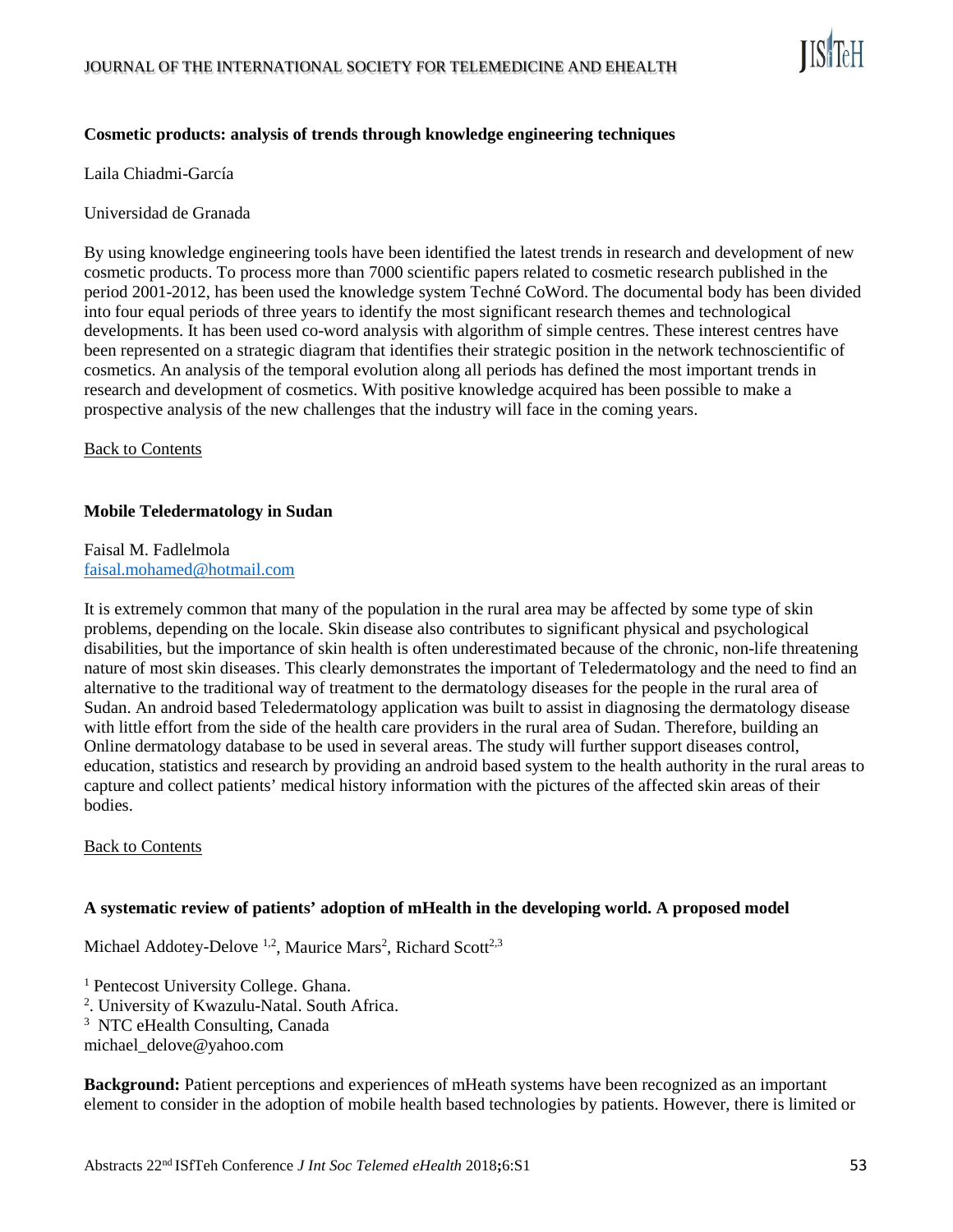### Cosmetic products: analysis of trends through knowledge engineering techniques

Laila Chiadmi-García

Universidad de Granada

By using knowledge engineering tools have been identified the latest trends in research and development of new cosmetic products. To process more than 7000 scientific papers related to cosmetic research published in the period 2001-2012, has been used the knowledge system Techné CoWord. The documental body has been divided into four equal periods of three years to identify the most significant research themes and technological developments. It has been used co-word analysis with algorithm of simple centres. These interest centres have been represented on a strategic diagram that identifies their strategic position in the network technoscientific of cosmetics. An analysis of the temporal evolution along all periods has defined the most important trends in research and development of cosmetics. With positive knowledge acquired has been possible to make a prospective analysis of the new challenges that the industry will face in the coming years.

Back to Contents

### Mobile Teledermatology in Sudan

Faisal M. Fadlelmola
faisal.mohamed@hotmail.com

It is extremely common that many of the population in the rural area may be affected by some type of skin problems, depending on the locale. Skin disease also contributes to significant physical and psychological disabilities, but the importance of skin health is often underestimated because of the chronic, non-life threatening nature of most skin diseases. This clearly demonstrates the important of Teledermatology and the need to find an alternative to the traditional way of treatment to the dermatology diseases for the people in the rural area of Sudan. An android based Teledermatology application was built to assist in diagnosing the dermatology disease with little effort from the side of the health care providers in the rural area of Sudan. Therefore, building an Online dermatology database to be used in several areas. The study will further support diseases control, education, statistics and research by providing an android based system to the health authority in the rural areas to capture and collect patients' medical history information with the pictures of the affected skin areas of their bodies.

Back to Contents

### A systematic review of patients' adoption of mHealth in the developing world. A proposed model

Michael Addotey-Delove [1,2], Maurice Mars[2], Richard Scott[2,3]

[1] Pentecost University College. Ghana.
[2]. University of Kwazulu-Natal. South Africa.
[3] NTC eHealth Consulting, Canada
michael_delove@yahoo.com

**Background:** Patient perceptions and experiences of mHeath systems have been recognized as an important element to consider in the adoption of mobile health based technologies by patients. However, there is limited or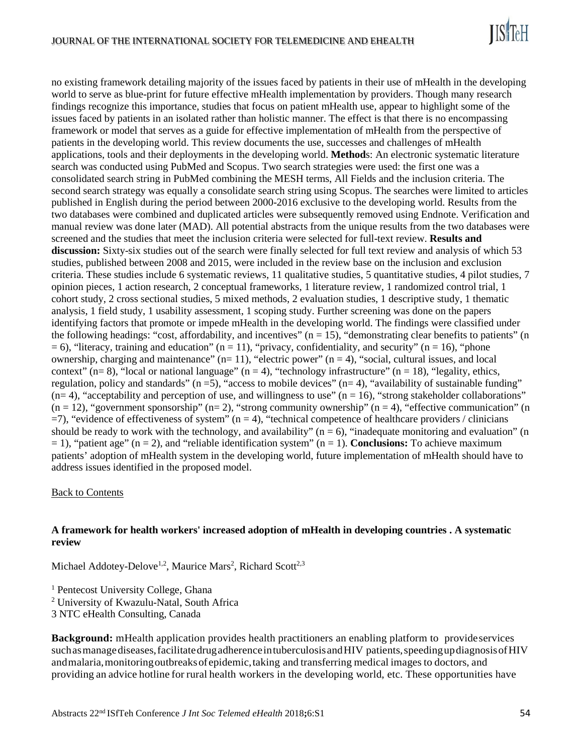no existing framework detailing majority of the issues faced by patients in their use of mHealth in the developing world to serve as blue-print for future effective mHealth implementation by providers. Though many research findings recognize this importance, studies that focus on patient mHealth use, appear to highlight some of the issues faced by patients in an isolated rather than holistic manner. The effect is that there is no encompassing framework or model that serves as a guide for effective implementation of mHealth from the perspective of patients in the developing world. This review documents the use, successes and challenges of mHealth applications, tools and their deployments in the developing world. **Method**s: An electronic systematic literature search was conducted using PubMed and Scopus. Two search strategies were used: the first one was a consolidated search string in PubMed combining the MESH terms, All Fields and the inclusion criteria. The second search strategy was equally a consolidate search string using Scopus. The searches were limited to articles published in English during the period between 2000-2016 exclusive to the developing world. Results from the two databases were combined and duplicated articles were subsequently removed using Endnote. Verification and manual review was done later (MAD). All potential abstracts from the unique results from the two databases were screened and the studies that meet the inclusion criteria were selected for full-text review. **Results and discussion:** Sixty-six studies out of the search were finally selected for full text review and analysis of which 53 studies, published between 2008 and 2015, were included in the review base on the inclusion and exclusion criteria. These studies include 6 systematic reviews, 11 qualitative studies, 5 quantitative studies, 4 pilot studies, 7 opinion pieces, 1 action research, 2 conceptual frameworks, 1 literature review, 1 randomized control trial, 1 cohort study, 2 cross sectional studies, 5 mixed methods, 2 evaluation studies, 1 descriptive study, 1 thematic analysis, 1 field study, 1 usability assessment, 1 scoping study. Further screening was done on the papers identifying factors that promote or impede mHealth in the developing world. The findings were classified under the following headings: "cost, affordability, and incentives" (n = 15), "demonstrating clear benefits to patients" (n = 6), "literacy, training and education" (n = 11), "privacy, confidentiality, and security" (n = 16), "phone ownership, charging and maintenance" (n= 11), "electric power" (n = 4), "social, cultural issues, and local context" (n= 8), "local or national language" (n = 4), "technology infrastructure" (n = 18), "legality, ethics, regulation, policy and standards" (n =5), "access to mobile devices" (n= 4), "availability of sustainable funding" (n= 4), "acceptability and perception of use, and willingness to use" (n = 16), "strong stakeholder collaborations" (n = 12), "government sponsorship" (n= 2), "strong community ownership" (n = 4), "effective communication" (n =7), "evidence of effectiveness of system" (n = 4), "technical competence of healthcare providers / clinicians should be ready to work with the technology, and availability" (n = 6), "inadequate monitoring and evaluation" (n = 1), "patient age" (n = 2), and "reliable identification system" (n = 1). **Conclusions:** To achieve maximum patients' adoption of mHealth system in the developing world, future implementation of mHealth should have to address issues identified in the proposed model.

Back to Contents

### A framework for health workers' increased adoption of mHealth in developing countries . A systematic review

Michael Addotey-Delove[1,2], Maurice Mars[2], Richard Scott[2,3]

[1] Pentecost University College, Ghana
[2] University of Kwazulu-Natal, South Africa
3 NTC eHealth Consulting, Canada

**Background:** mHealth application provides health practitioners an enabling platform to provide services such as manage diseases, facilitate drug adherence in tuberculosis and HIV patients, speeding up diagnosis of HIV and malaria, monitoring outbreaks of epidemic, taking and transferring medical images to doctors, and providing an advice hotline for rural health workers in the developing world, etc. These opportunities have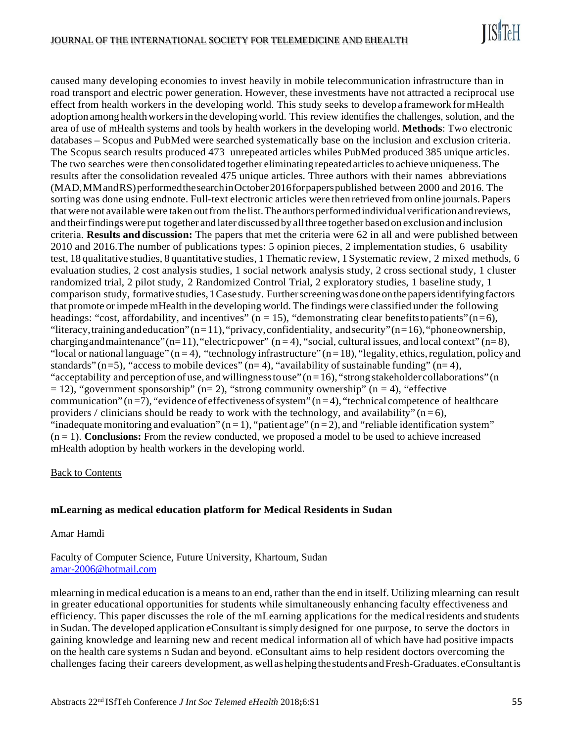caused many developing economies to invest heavily in mobile telecommunication infrastructure than in road transport and electric power generation. However, these investments have not attracted a reciprocal use effect from health workers in the developing world. This study seeks to develop a framework for mHealth adoption among health workers in the developing world. This review identifies the challenges, solution, and the area of use of mHealth systems and tools by health workers in the developing world. **Methods**: Two electronic databases – Scopus and PubMed were searched systematically base on the inclusion and exclusion criteria. The Scopus search results produced 473 unrepeated articles whiles PubMed produced 385 unique articles. The two searches were then consolidated together eliminating repeated articles to achieve uniqueness. The results after the consolidation revealed 475 unique articles. Three authors with their names abbreviations (MAD, MM and RS) performed the search in October 2016 for papers published between 2000 and 2016. The sorting was done using endnote. Full-text electronic articles were then retrieved from online journals. Papers that were not available were taken out from the list. The authors performed individual verification and reviews, and their findings were put together and later discussed by all three together based on exclusion and inclusion criteria. **Results and discussion:** The papers that met the criteria were 62 in all and were published between 2010 and 2016.The number of publications types: 5 opinion pieces, 2 implementation studies, 6 usability test, 18 qualitative studies, 8 quantitative studies, 1 Thematic review, 1 Systematic review, 2 mixed methods, 6 evaluation studies, 2 cost analysis studies, 1 social network analysis study, 2 cross sectional study, 1 cluster randomized trial, 2 pilot study, 2 Randomized Control Trial, 2 exploratory studies, 1 baseline study, 1 comparison study, formative studies, 1 Case study. Further screening was done on the papers identifying factors that promote or impede mHealth in the developing world. The findings were classified under the following headings: "cost, affordability, and incentives" (n = 15), "demonstrating clear benefits to patients" (n = 6), "literacy, training and education" (n = 11), "privacy, confidentiality, and security" (n = 16), "phone ownership, charging and maintenance" (n= 11), "electric power" (n = 4), "social, cultural issues, and local context" (n= 8), "local or national language" (n = 4), "technology infrastructure" (n = 18), "legality, ethics, regulation, policy and standards" (n =5), "access to mobile devices" (n= 4), "availability of sustainable funding" (n= 4), "acceptability and perception of use, and willingness to use" (n = 16), "strong stakeholder collaborations" (n = 12), "government sponsorship" (n= 2), "strong community ownership" (n = 4), "effective communication" (n =7), "evidence of effectiveness of system" (n = 4), "technical competence of healthcare providers / clinicians should be ready to work with the technology, and availability" (n = 6), "inadequate monitoring and evaluation" (n = 1), "patient age" (n = 2), and "reliable identification system" (n = 1). **Conclusions:** From the review conducted, we proposed a model to be used to achieve increased mHealth adoption by health workers in the developing world.

Back to Contents

### mLearning as medical education platform for Medical Residents in Sudan

Amar Hamdi

Faculty of Computer Science, Future University, Khartoum, Sudan
amar-2006@hotmail.com

mlearning in medical education is a means to an end, rather than the end in itself. Utilizing mlearning can result in greater educational opportunities for students while simultaneously enhancing faculty effectiveness and efficiency. This paper discusses the role of the mLearning applications for the medical residents and students in Sudan. The developed application eConsultant is simply designed for one purpose, to serve the doctors in gaining knowledge and learning new and recent medical information all of which have had positive impacts on the health care systems n Sudan and beyond. eConsultant aims to help resident doctors overcoming the challenges facing their careers development, as well as helping the students and Fresh-Graduates. eConsultant is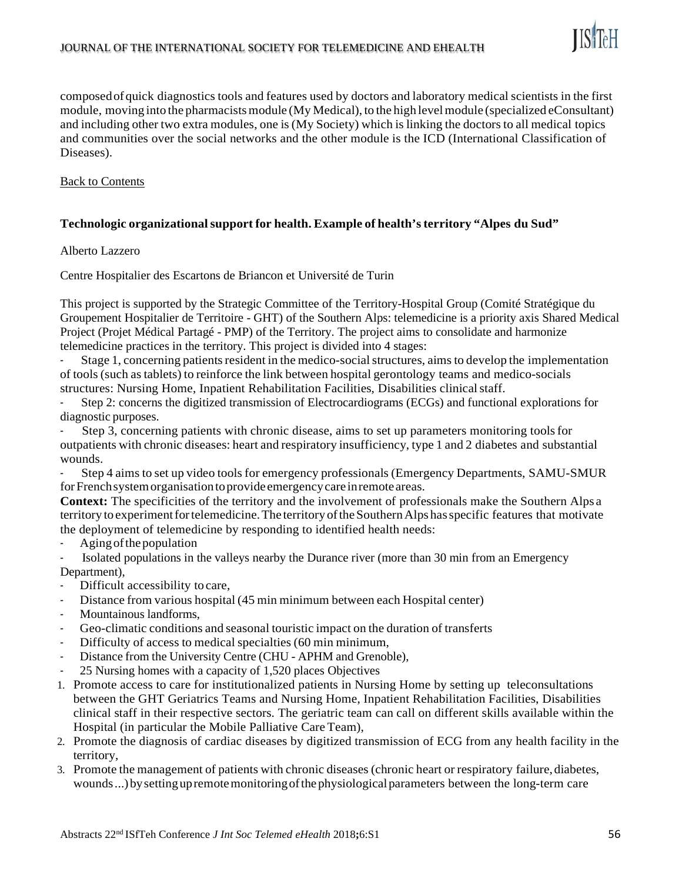composed of quick diagnostics tools and features used by doctors and laboratory medical scientists in the first module, moving into the pharmacists module (My Medical), to the high level module (specialized eConsultant) and including other two extra modules, one is (My Society) which is linking the doctors to all medical topics and communities over the social networks and the other module is the ICD (International Classification of Diseases).

Back to Contents

### Technologic organizational support for health. Example of health's territory "Alpes du Sud"

Alberto Lazzero

Centre Hospitalier des Escartons de Briancon et Université de Turin

This project is supported by the Strategic Committee of the Territory-Hospital Group (Comité Stratégique du Groupement Hospitalier de Territoire - GHT) of the Southern Alps: telemedicine is a priority axis Shared Medical Project (Projet Médical Partagé - PMP) of the Territory. The project aims to consolidate and harmonize telemedicine practices in the territory. This project is divided into 4 stages:

- Stage 1, concerning patients resident in the medico-social structures, aims to develop the implementation of tools (such as tablets) to reinforce the link between hospital gerontology teams and medico-socials structures: Nursing Home, Inpatient Rehabilitation Facilities, Disabilities clinical staff.
- Step 2: concerns the digitized transmission of Electrocardiograms (ECGs) and functional explorations for diagnostic purposes.
- Step 3, concerning patients with chronic disease, aims to set up parameters monitoring tools for outpatients with chronic diseases: heart and respiratory insufficiency, type 1 and 2 diabetes and substantial wounds.
- Step 4 aims to set up video tools for emergency professionals (Emergency Departments, SAMU-SMUR for French system organisation to provide emergency care in remote areas.

**Context:** The specificities of the territory and the involvement of professionals make the Southern Alps a territory to experiment for telemedicine. The territory of the Southern Alps has specific features that motivate the deployment of telemedicine by responding to identified health needs:

- Aging of the population
- Isolated populations in the valleys nearby the Durance river (more than 30 min from an Emergency Department),
- Difficult accessibility to care,
- Distance from various hospital (45 min minimum between each Hospital center)
- Mountainous landforms,
- Geo-climatic conditions and seasonal touristic impact on the duration of transferts
- Difficulty of access to medical specialties (60 min minimum,
- Distance from the University Centre (CHU - APHM and Grenoble),
- 25 Nursing homes with a capacity of 1,520 places Objectives

1. Promote access to care for institutionalized patients in Nursing Home by setting up teleconsultations between the GHT Geriatrics Teams and Nursing Home, Inpatient Rehabilitation Facilities, Disabilities clinical staff in their respective sectors. The geriatric team can call on different skills available within the Hospital (in particular the Mobile Palliative Care Team),
2. Promote the diagnosis of cardiac diseases by digitized transmission of ECG from any health facility in the territory,
3. Promote the management of patients with chronic diseases (chronic heart or respiratory failure, diabetes, wounds...) by setting up remote monitoring of the physiological parameters between the long-term care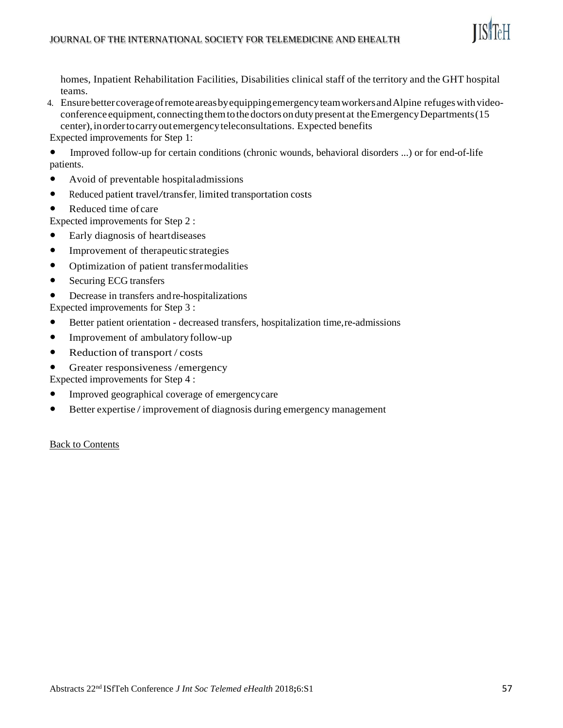homes, Inpatient Rehabilitation Facilities, Disabilities clinical staff of the territory and the GHT hospital teams.

4. Ensure better coverage of remote areas by equipping emergency team workers and Alpine refuges with video-conference equipment, connecting them to the doctors on duty present at the Emergency Departments (15 center), in order to carry out emergency teleconsultations. Expected benefits

Expected improvements for Step 1:

- Improved follow-up for certain conditions (chronic wounds, behavioral disorders ...) or for end-of-life patients.
- Avoid of preventable hospital admissions
- Reduced patient travel/transfer, limited transportation costs
- Reduced time of care

Expected improvements for Step 2 :

- Early diagnosis of heart diseases
- Improvement of therapeutic strategies
- Optimization of patient transfer modalities
- Securing ECG transfers
- Decrease in transfers and re-hospitalizations

Expected improvements for Step 3 :

- Better patient orientation - decreased transfers, hospitalization time, re-admissions
- Improvement of ambulatory follow-up
- Reduction of transport / costs
- Greater responsiveness / emergency

Expected improvements for Step 4 :

- Improved geographical coverage of emergency care
- Better expertise / improvement of diagnosis during emergency management

Back to Contents